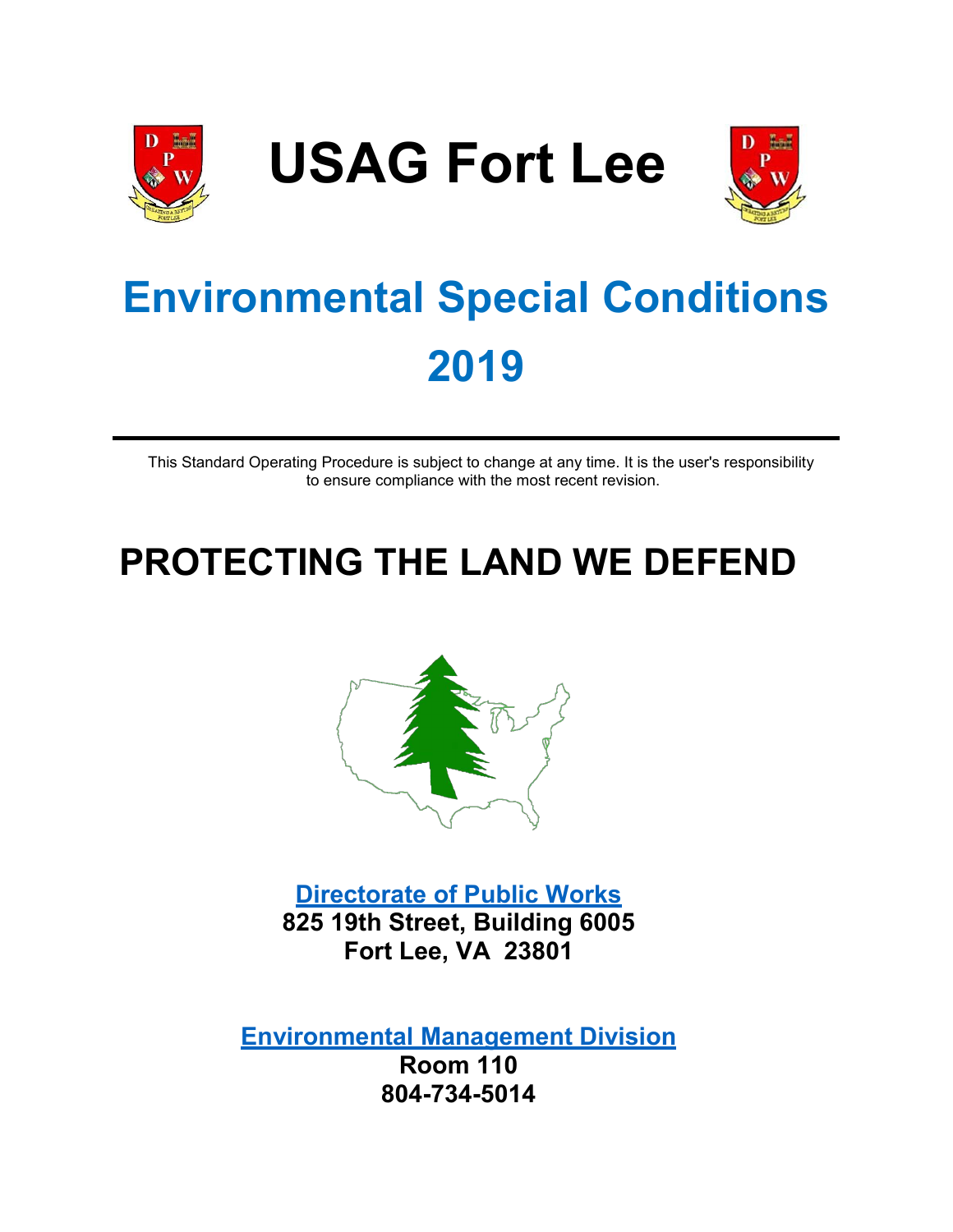# USAG Fort Lee

# Environmental Special Conditions 2019

This Standard Operating Procedure is subject to change at any time. It is the user's responsibility to ensure compliance with the most recent revision.

## PROTECTING THE LAND WE DEFEND

**Directorate of Public Works**
**825 19th Street, Building 6005**
**Fort Lee, VA 23801**

**Environmental Management Division**
**Room 110**
**804-734-5014**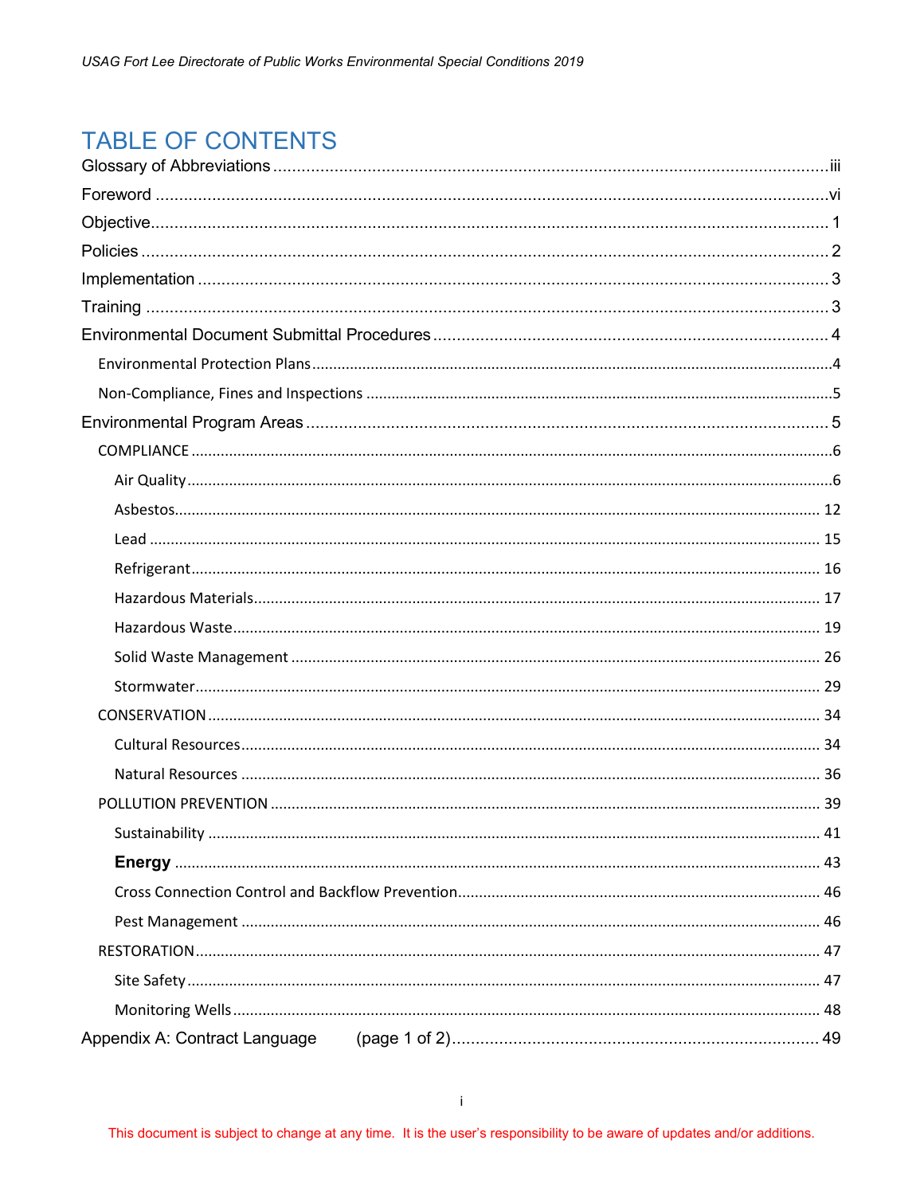# TABLE OF CONTENTS

Glossary of Abbreviations ..... iii

Foreword ..... vi

Objective ..... 1

Policies ..... 2

Implementation ..... 3

Training ..... 3

Environmental Document Submittal Procedures ..... 4

- Environmental Protection Plans ..... 4
- Non-Compliance, Fines and Inspections ..... 5

Environmental Program Areas ..... 5

- COMPLIANCE ..... 6
  - Air Quality ..... 6
  - Asbestos ..... 12
  - Lead ..... 15
  - Refrigerant ..... 16
  - Hazardous Materials ..... 17
  - Hazardous Waste ..... 19
  - Solid Waste Management ..... 26
  - Stormwater ..... 29
- CONSERVATION ..... 34
  - Cultural Resources ..... 34
  - Natural Resources ..... 36
- POLLUTION PREVENTION ..... 39
  - Sustainability ..... 41
  - **Energy** ..... 43
  - Cross Connection Control and Backflow Prevention ..... 46
  - Pest Management ..... 46
- RESTORATION ..... 47
  - Site Safety ..... 47
  - Monitoring Wells ..... 48

Appendix A: Contract Language (page 1 of 2) ..... 49

This document is subject to change at any time. It is the user's responsibility to be aware of updates and/or additions.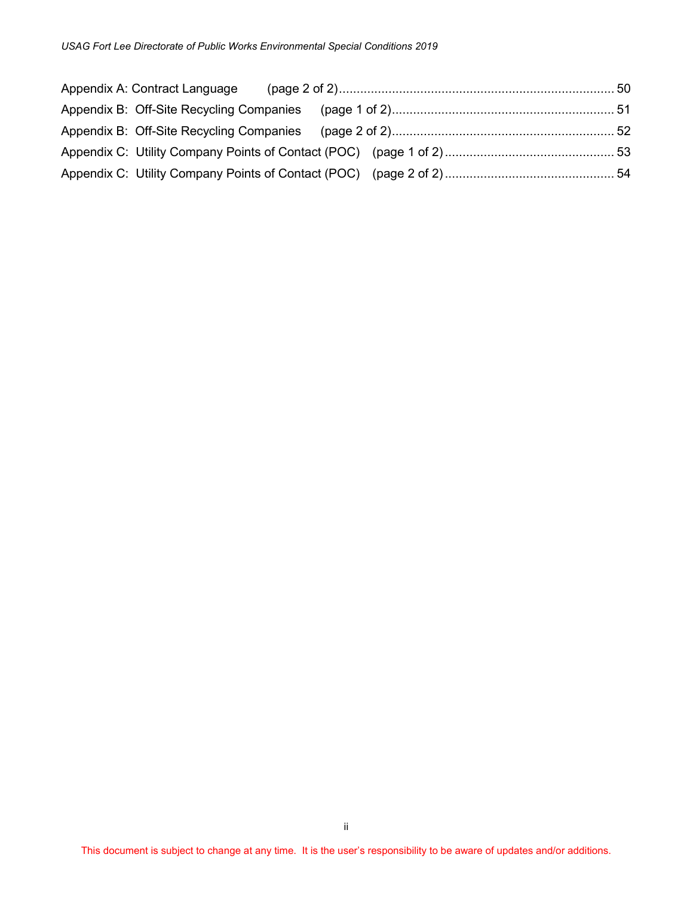Appendix A: Contract Language (page 2 of 2) .......... 50
Appendix B: Off-Site Recycling Companies (page 1 of 2) .......... 51
Appendix B: Off-Site Recycling Companies (page 2 of 2) .......... 52
Appendix C: Utility Company Points of Contact (POC) (page 1 of 2) .......... 53
Appendix C: Utility Company Points of Contact (POC) (page 2 of 2) .......... 54

This document is subject to change at any time. It is the user's responsibility to be aware of updates and/or additions.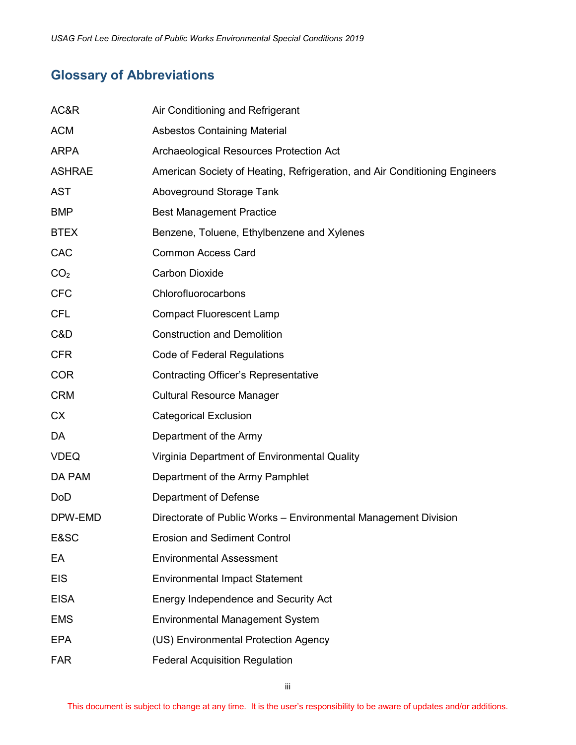## Glossary of Abbreviations

| | |
|---|---|
| AC&R | Air Conditioning and Refrigerant |
| ACM | Asbestos Containing Material |
| ARPA | Archaeological Resources Protection Act |
| ASHRAE | American Society of Heating, Refrigeration, and Air Conditioning Engineers |
| AST | Aboveground Storage Tank |
| BMP | Best Management Practice |
| BTEX | Benzene, Toluene, Ethylbenzene and Xylenes |
| CAC | Common Access Card |
| $CO_2$ | Carbon Dioxide |
| CFC | Chlorofluorocarbons |
| CFL | Compact Fluorescent Lamp |
| C&D | Construction and Demolition |
| CFR | Code of Federal Regulations |
| COR | Contracting Officer's Representative |
| CRM | Cultural Resource Manager |
| CX | Categorical Exclusion |
| DA | Department of the Army |
| VDEQ | Virginia Department of Environmental Quality |
| DA PAM | Department of the Army Pamphlet |
| DoD | Department of Defense |
| DPW-EMD | Directorate of Public Works – Environmental Management Division |
| E&SC | Erosion and Sediment Control |
| EA | Environmental Assessment |
| EIS | Environmental Impact Statement |
| EISA | Energy Independence and Security Act |
| EMS | Environmental Management System |
| EPA | (US) Environmental Protection Agency |
| FAR | Federal Acquisition Regulation |

This document is subject to change at any time. It is the user's responsibility to be aware of updates and/or additions.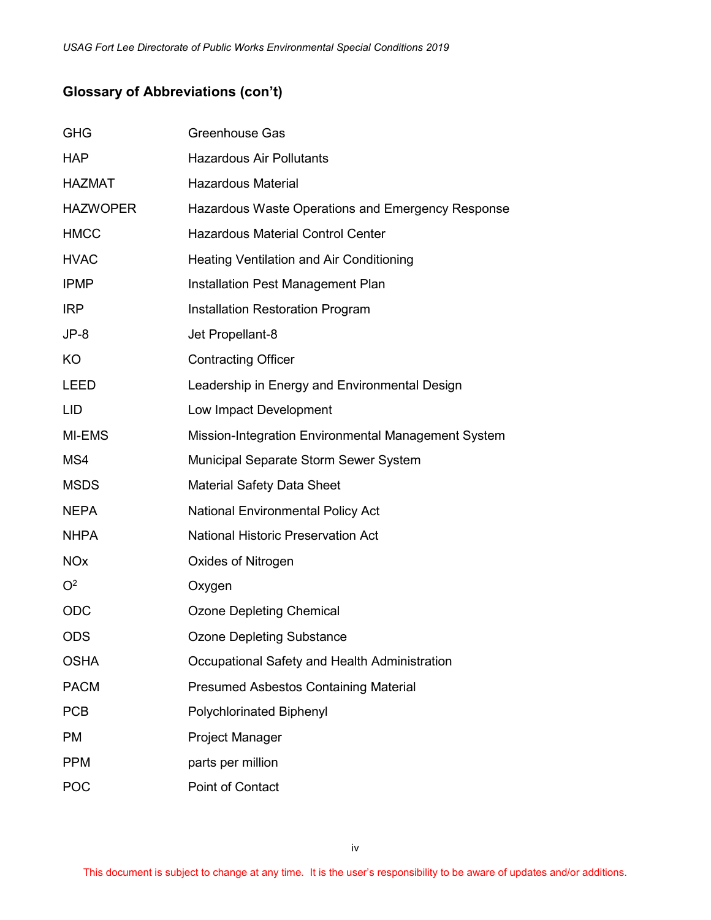## Glossary of Abbreviations (con't)

| | |
|---|---|
| GHG | Greenhouse Gas |
| HAP | Hazardous Air Pollutants |
| HAZMAT | Hazardous Material |
| HAZWOPER | Hazardous Waste Operations and Emergency Response |
| HMCC | Hazardous Material Control Center |
| HVAC | Heating Ventilation and Air Conditioning |
| IPMP | Installation Pest Management Plan |
| IRP | Installation Restoration Program |
| JP-8 | Jet Propellant-8 |
| KO | Contracting Officer |
| LEED | Leadership in Energy and Environmental Design |
| LID | Low Impact Development |
| MI-EMS | Mission-Integration Environmental Management System |
| MS4 | Municipal Separate Storm Sewer System |
| MSDS | Material Safety Data Sheet |
| NEPA | National Environmental Policy Act |
| NHPA | National Historic Preservation Act |
| NOx | Oxides of Nitrogen |
| $O^2$ | Oxygen |
| ODC | Ozone Depleting Chemical |
| ODS | Ozone Depleting Substance |
| OSHA | Occupational Safety and Health Administration |
| PACM | Presumed Asbestos Containing Material |
| PCB | Polychlorinated Biphenyl |
| PM | Project Manager |
| PPM | parts per million |
| POC | Point of Contact |

This document is subject to change at any time. It is the user's responsibility to be aware of updates and/or additions.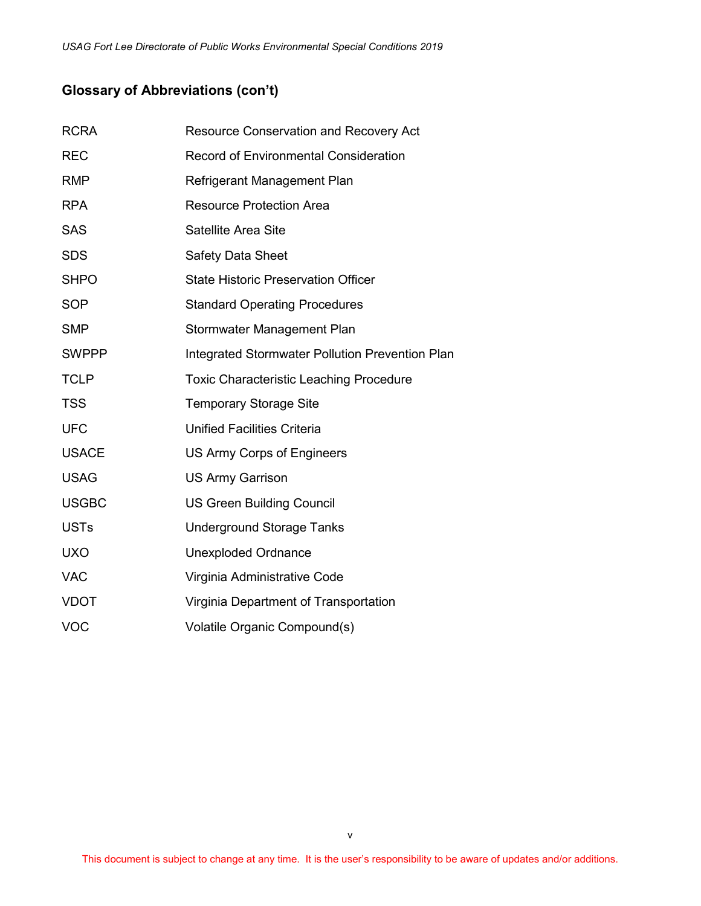## Glossary of Abbreviations (con't)

| | |
|---|---|
| RCRA | Resource Conservation and Recovery Act |
| REC | Record of Environmental Consideration |
| RMP | Refrigerant Management Plan |
| RPA | Resource Protection Area |
| SAS | Satellite Area Site |
| SDS | Safety Data Sheet |
| SHPO | State Historic Preservation Officer |
| SOP | Standard Operating Procedures |
| SMP | Stormwater Management Plan |
| SWPPP | Integrated Stormwater Pollution Prevention Plan |
| TCLP | Toxic Characteristic Leaching Procedure |
| TSS | Temporary Storage Site |
| UFC | Unified Facilities Criteria |
| USACE | US Army Corps of Engineers |
| USAG | US Army Garrison |
| USGBC | US Green Building Council |
| USTs | Underground Storage Tanks |
| UXO | Unexploded Ordnance |
| VAC | Virginia Administrative Code |
| VDOT | Virginia Department of Transportation |
| VOC | Volatile Organic Compound(s) |

This document is subject to change at any time. It is the user's responsibility to be aware of updates and/or additions.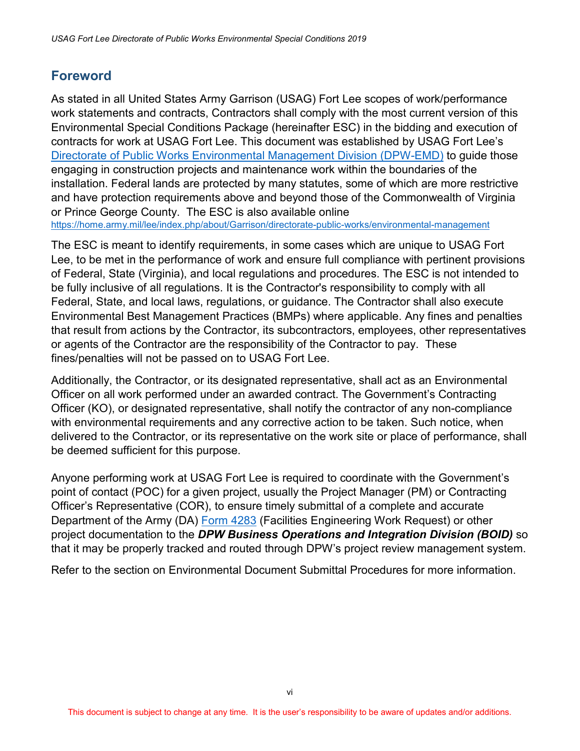## Foreword

As stated in all United States Army Garrison (USAG) Fort Lee scopes of work/performance work statements and contracts, Contractors shall comply with the most current version of this Environmental Special Conditions Package (hereinafter ESC) in the bidding and execution of contracts for work at USAG Fort Lee. This document was established by USAG Fort Lee's [Directorate of Public Works Environmental Management Division (DPW-EMD)](https://home.army.mil/lee/index.php/about/Garrison/directorate-public-works/environmental-management) to guide those engaging in construction projects and maintenance work within the boundaries of the installation. Federal lands are protected by many statutes, some of which are more restrictive and have protection requirements above and beyond those of the Commonwealth of Virginia or Prince George County. The ESC is also available online https://home.army.mil/lee/index.php/about/Garrison/directorate-public-works/environmental-management

The ESC is meant to identify requirements, in some cases which are unique to USAG Fort Lee, to be met in the performance of work and ensure full compliance with pertinent provisions of Federal, State (Virginia), and local regulations and procedures. The ESC is not intended to be fully inclusive of all regulations. It is the Contractor's responsibility to comply with all Federal, State, and local laws, regulations, or guidance. The Contractor shall also execute Environmental Best Management Practices (BMPs) where applicable. Any fines and penalties that result from actions by the Contractor, its subcontractors, employees, other representatives or agents of the Contractor are the responsibility of the Contractor to pay. These fines/penalties will not be passed on to USAG Fort Lee.

Additionally, the Contractor, or its designated representative, shall act as an Environmental Officer on all work performed under an awarded contract. The Government's Contracting Officer (KO), or designated representative, shall notify the contractor of any non-compliance with environmental requirements and any corrective action to be taken. Such notice, when delivered to the Contractor, or its representative on the work site or place of performance, shall be deemed sufficient for this purpose.

Anyone performing work at USAG Fort Lee is required to coordinate with the Government's point of contact (POC) for a given project, usually the Project Manager (PM) or Contracting Officer's Representative (COR), to ensure timely submittal of a complete and accurate Department of the Army (DA) Form 4283 (Facilities Engineering Work Request) or other project documentation to the ***DPW Business Operations and Integration Division (BOID)*** so that it may be properly tracked and routed through DPW's project review management system.

Refer to the section on Environmental Document Submittal Procedures for more information.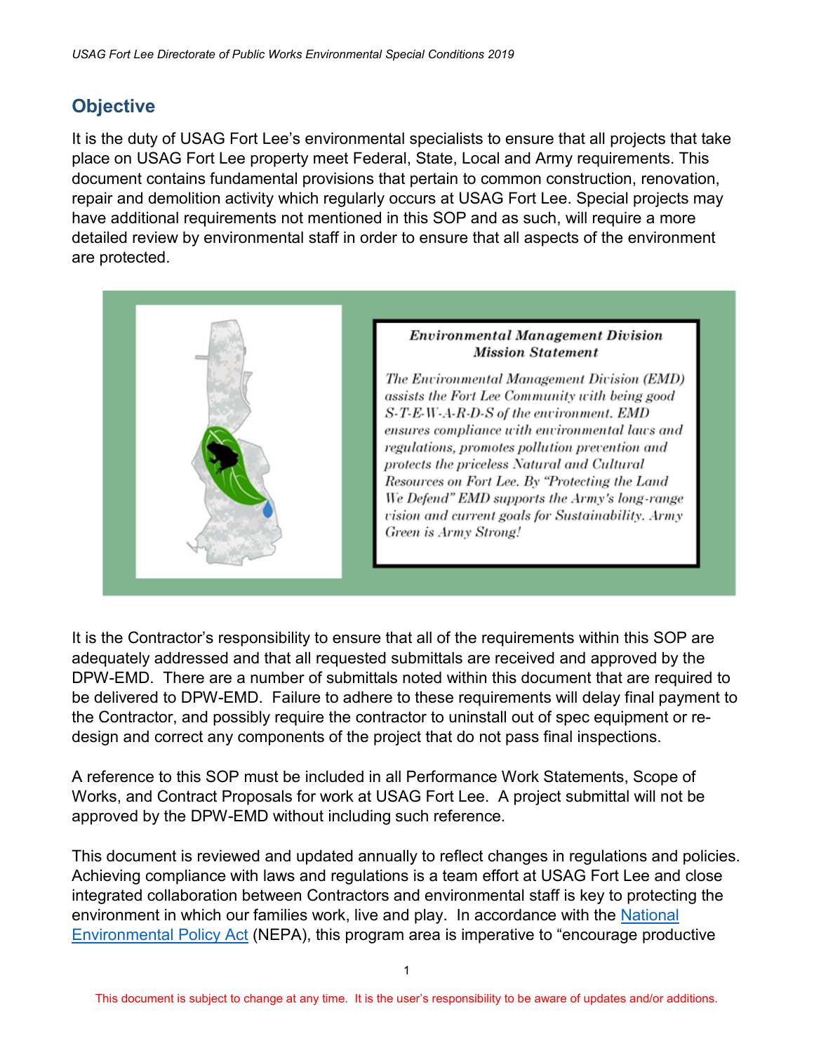## Objective

It is the duty of USAG Fort Lee's environmental specialists to ensure that all projects that take place on USAG Fort Lee property meet Federal, State, Local and Army requirements. This document contains fundamental provisions that pertain to common construction, renovation, repair and demolition activity which regularly occurs at USAG Fort Lee. Special projects may have additional requirements not mentioned in this SOP and as such, will require a more detailed review by environmental staff in order to ensure that all aspects of the environment are protected.

***Environmental Management Division Mission Statement***

*The Environmental Management Division (EMD) assists the Fort Lee Community with being good S-T-E-W-A-R-D-S of the environment. EMD ensures compliance with environmental laws and regulations, promotes pollution prevention and protects the priceless Natural and Cultural Resources on Fort Lee. By "Protecting the Land We Defend" EMD supports the Army's long-range vision and current goals for Sustainability. Army Green is Army Strong!*

It is the Contractor's responsibility to ensure that all of the requirements within this SOP are adequately addressed and that all requested submittals are received and approved by the DPW-EMD. There are a number of submittals noted within this document that are required to be delivered to DPW-EMD. Failure to adhere to these requirements will delay final payment to the Contractor, and possibly require the contractor to uninstall out of spec equipment or re-design and correct any components of the project that do not pass final inspections.

A reference to this SOP must be included in all Performance Work Statements, Scope of Works, and Contract Proposals for work at USAG Fort Lee. A project submittal will not be approved by the DPW-EMD without including such reference.

This document is reviewed and updated annually to reflect changes in regulations and policies. Achieving compliance with laws and regulations is a team effort at USAG Fort Lee and close integrated collaboration between Contractors and environmental staff is key to protecting the environment in which our families work, live and play. In accordance with the National Environmental Policy Act (NEPA), this program area is imperative to "encourage productive

This document is subject to change at any time. It is the user's responsibility to be aware of updates and/or additions.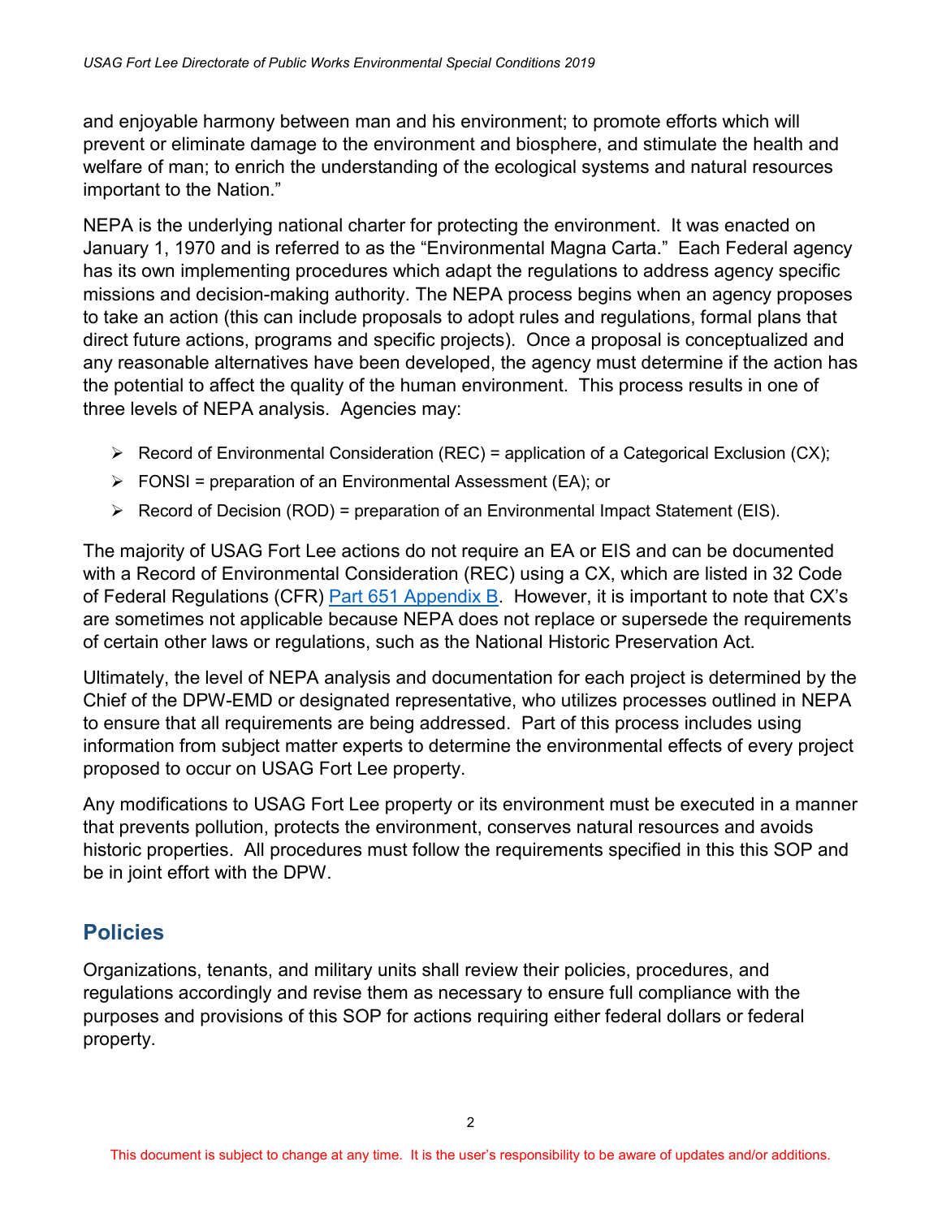and enjoyable harmony between man and his environment; to promote efforts which will prevent or eliminate damage to the environment and biosphere, and stimulate the health and welfare of man; to enrich the understanding of the ecological systems and natural resources important to the Nation."

NEPA is the underlying national charter for protecting the environment. It was enacted on January 1, 1970 and is referred to as the "Environmental Magna Carta." Each Federal agency has its own implementing procedures which adapt the regulations to address agency specific missions and decision-making authority. The NEPA process begins when an agency proposes to take an action (this can include proposals to adopt rules and regulations, formal plans that direct future actions, programs and specific projects). Once a proposal is conceptualized and any reasonable alternatives have been developed, the agency must determine if the action has the potential to affect the quality of the human environment. This process results in one of three levels of NEPA analysis. Agencies may:

- Record of Environmental Consideration (REC) = application of a Categorical Exclusion (CX);
- FONSI = preparation of an Environmental Assessment (EA); or
- Record of Decision (ROD) = preparation of an Environmental Impact Statement (EIS).

The majority of USAG Fort Lee actions do not require an EA or EIS and can be documented with a Record of Environmental Consideration (REC) using a CX, which are listed in 32 Code of Federal Regulations (CFR) Part 651 Appendix B. However, it is important to note that CX's are sometimes not applicable because NEPA does not replace or supersede the requirements of certain other laws or regulations, such as the National Historic Preservation Act.

Ultimately, the level of NEPA analysis and documentation for each project is determined by the Chief of the DPW-EMD or designated representative, who utilizes processes outlined in NEPA to ensure that all requirements are being addressed. Part of this process includes using information from subject matter experts to determine the environmental effects of every project proposed to occur on USAG Fort Lee property.

Any modifications to USAG Fort Lee property or its environment must be executed in a manner that prevents pollution, protects the environment, conserves natural resources and avoids historic properties. All procedures must follow the requirements specified in this this SOP and be in joint effort with the DPW.

## Policies

Organizations, tenants, and military units shall review their policies, procedures, and regulations accordingly and revise them as necessary to ensure full compliance with the purposes and provisions of this SOP for actions requiring either federal dollars or federal property.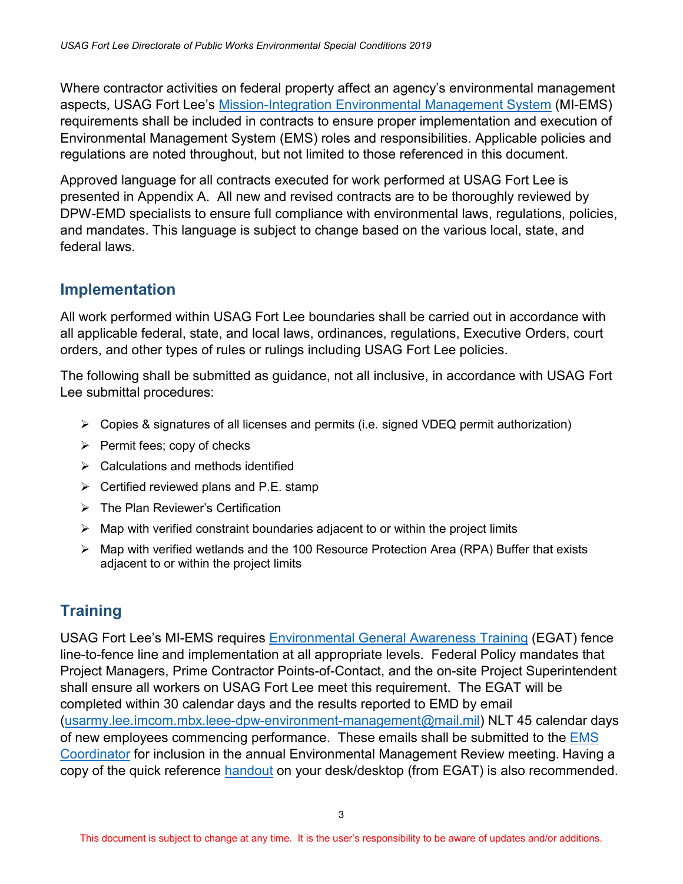Where contractor activities on federal property affect an agency's environmental management aspects, USAG Fort Lee's Mission-Integration Environmental Management System (MI-EMS) requirements shall be included in contracts to ensure proper implementation and execution of Environmental Management System (EMS) roles and responsibilities. Applicable policies and regulations are noted throughout, but not limited to those referenced in this document.

Approved language for all contracts executed for work performed at USAG Fort Lee is presented in Appendix A. All new and revised contracts are to be thoroughly reviewed by DPW-EMD specialists to ensure full compliance with environmental laws, regulations, policies, and mandates. This language is subject to change based on the various local, state, and federal laws.

## Implementation

All work performed within USAG Fort Lee boundaries shall be carried out in accordance with all applicable federal, state, and local laws, ordinances, regulations, Executive Orders, court orders, and other types of rules or rulings including USAG Fort Lee policies.

The following shall be submitted as guidance, not all inclusive, in accordance with USAG Fort Lee submittal procedures:

- Copies & signatures of all licenses and permits (i.e. signed VDEQ permit authorization)
- Permit fees; copy of checks
- Calculations and methods identified
- Certified reviewed plans and P.E. stamp
- The Plan Reviewer's Certification
- Map with verified constraint boundaries adjacent to or within the project limits
- Map with verified wetlands and the 100 Resource Protection Area (RPA) Buffer that exists adjacent to or within the project limits

## Training

USAG Fort Lee's MI-EMS requires Environmental General Awareness Training (EGAT) fence line-to-fence line and implementation at all appropriate levels. Federal Policy mandates that Project Managers, Prime Contractor Points-of-Contact, and the on-site Project Superintendent shall ensure all workers on USAG Fort Lee meet this requirement. The EGAT will be completed within 30 calendar days and the results reported to EMD by email (usarmy.lee.imcom.mbx.leee-dpw-environment-management@mail.mil) NLT 45 calendar days of new employees commencing performance. These emails shall be submitted to the EMS Coordinator for inclusion in the annual Environmental Management Review meeting. Having a copy of the quick reference handout on your desk/desktop (from EGAT) is also recommended.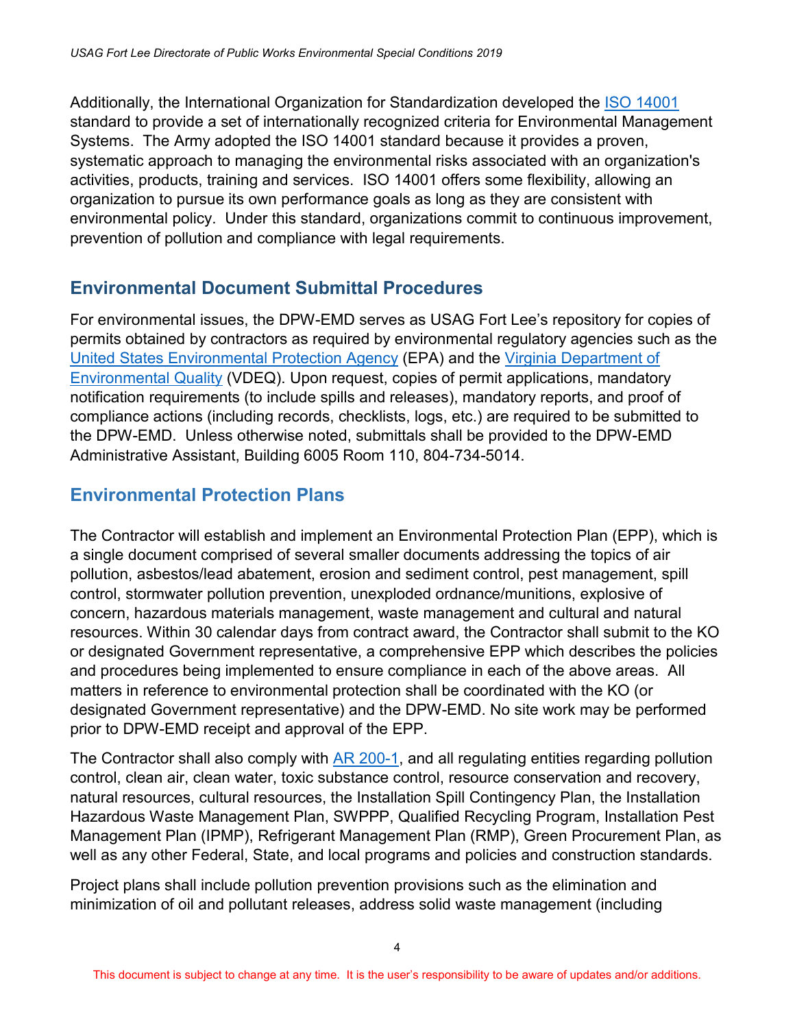Additionally, the International Organization for Standardization developed the ISO 14001 standard to provide a set of internationally recognized criteria for Environmental Management Systems. The Army adopted the ISO 14001 standard because it provides a proven, systematic approach to managing the environmental risks associated with an organization's activities, products, training and services. ISO 14001 offers some flexibility, allowing an organization to pursue its own performance goals as long as they are consistent with environmental policy. Under this standard, organizations commit to continuous improvement, prevention of pollution and compliance with legal requirements.

## Environmental Document Submittal Procedures

For environmental issues, the DPW-EMD serves as USAG Fort Lee's repository for copies of permits obtained by contractors as required by environmental regulatory agencies such as the United States Environmental Protection Agency (EPA) and the Virginia Department of Environmental Quality (VDEQ). Upon request, copies of permit applications, mandatory notification requirements (to include spills and releases), mandatory reports, and proof of compliance actions (including records, checklists, logs, etc.) are required to be submitted to the DPW-EMD. Unless otherwise noted, submittals shall be provided to the DPW-EMD Administrative Assistant, Building 6005 Room 110, 804-734-5014.

## Environmental Protection Plans

The Contractor will establish and implement an Environmental Protection Plan (EPP), which is a single document comprised of several smaller documents addressing the topics of air pollution, asbestos/lead abatement, erosion and sediment control, pest management, spill control, stormwater pollution prevention, unexploded ordnance/munitions, explosive of concern, hazardous materials management, waste management and cultural and natural resources. Within 30 calendar days from contract award, the Contractor shall submit to the KO or designated Government representative, a comprehensive EPP which describes the policies and procedures being implemented to ensure compliance in each of the above areas. All matters in reference to environmental protection shall be coordinated with the KO (or designated Government representative) and the DPW-EMD. No site work may be performed prior to DPW-EMD receipt and approval of the EPP.

The Contractor shall also comply with AR 200-1, and all regulating entities regarding pollution control, clean air, clean water, toxic substance control, resource conservation and recovery, natural resources, cultural resources, the Installation Spill Contingency Plan, the Installation Hazardous Waste Management Plan, SWPPP, Qualified Recycling Program, Installation Pest Management Plan (IPMP), Refrigerant Management Plan (RMP), Green Procurement Plan, as well as any other Federal, State, and local programs and policies and construction standards.

Project plans shall include pollution prevention provisions such as the elimination and minimization of oil and pollutant releases, address solid waste management (including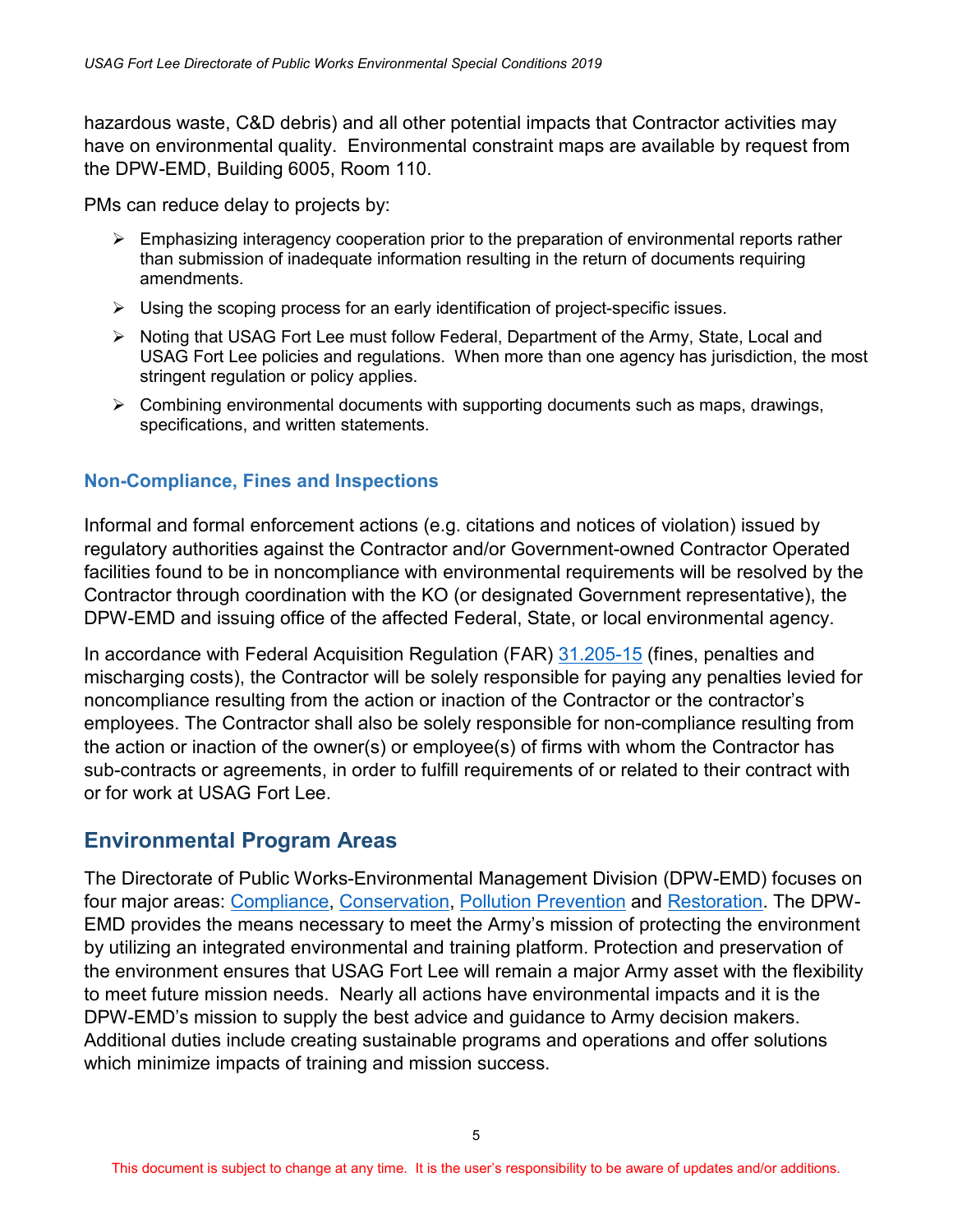hazardous waste, C&D debris) and all other potential impacts that Contractor activities may have on environmental quality. Environmental constraint maps are available by request from the DPW-EMD, Building 6005, Room 110.

PMs can reduce delay to projects by:

- Emphasizing interagency cooperation prior to the preparation of environmental reports rather than submission of inadequate information resulting in the return of documents requiring amendments.
- Using the scoping process for an early identification of project-specific issues.
- Noting that USAG Fort Lee must follow Federal, Department of the Army, State, Local and USAG Fort Lee policies and regulations. When more than one agency has jurisdiction, the most stringent regulation or policy applies.
- Combining environmental documents with supporting documents such as maps, drawings, specifications, and written statements.

### Non-Compliance, Fines and Inspections

Informal and formal enforcement actions (e.g. citations and notices of violation) issued by regulatory authorities against the Contractor and/or Government-owned Contractor Operated facilities found to be in noncompliance with environmental requirements will be resolved by the Contractor through coordination with the KO (or designated Government representative), the DPW-EMD and issuing office of the affected Federal, State, or local environmental agency.

In accordance with Federal Acquisition Regulation (FAR) 31.205-15 (fines, penalties and mischarging costs), the Contractor will be solely responsible for paying any penalties levied for noncompliance resulting from the action or inaction of the Contractor or the contractor's employees. The Contractor shall also be solely responsible for non-compliance resulting from the action or inaction of the owner(s) or employee(s) of firms with whom the Contractor has sub-contracts or agreements, in order to fulfill requirements of or related to their contract with or for work at USAG Fort Lee.

## Environmental Program Areas

The Directorate of Public Works-Environmental Management Division (DPW-EMD) focuses on four major areas: Compliance, Conservation, Pollution Prevention and Restoration. The DPW-EMD provides the means necessary to meet the Army's mission of protecting the environment by utilizing an integrated environmental and training platform. Protection and preservation of the environment ensures that USAG Fort Lee will remain a major Army asset with the flexibility to meet future mission needs. Nearly all actions have environmental impacts and it is the DPW-EMD's mission to supply the best advice and guidance to Army decision makers. Additional duties include creating sustainable programs and operations and offer solutions which minimize impacts of training and mission success.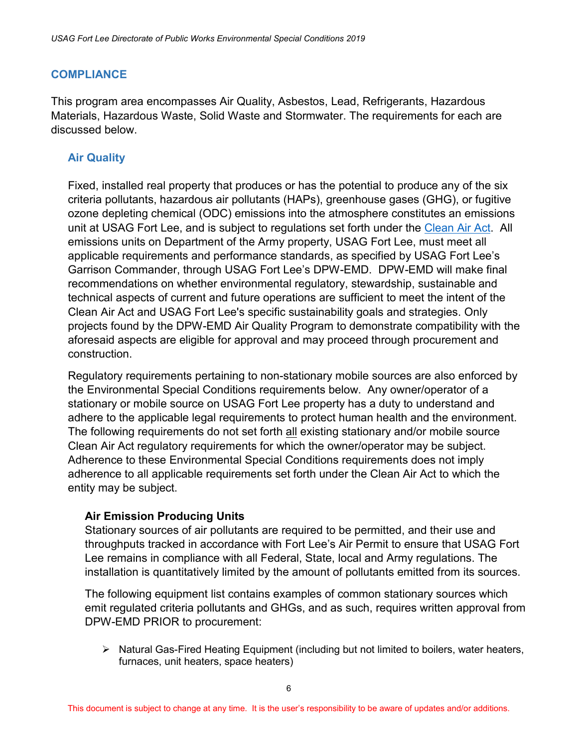## COMPLIANCE

This program area encompasses Air Quality, Asbestos, Lead, Refrigerants, Hazardous Materials, Hazardous Waste, Solid Waste and Stormwater. The requirements for each are discussed below.

### Air Quality

Fixed, installed real property that produces or has the potential to produce any of the six criteria pollutants, hazardous air pollutants (HAPs), greenhouse gases (GHG), or fugitive ozone depleting chemical (ODC) emissions into the atmosphere constitutes an emissions unit at USAG Fort Lee, and is subject to regulations set forth under the Clean Air Act. All emissions units on Department of the Army property, USAG Fort Lee, must meet all applicable requirements and performance standards, as specified by USAG Fort Lee's Garrison Commander, through USAG Fort Lee's DPW-EMD. DPW-EMD will make final recommendations on whether environmental regulatory, stewardship, sustainable and technical aspects of current and future operations are sufficient to meet the intent of the Clean Air Act and USAG Fort Lee's specific sustainability goals and strategies. Only projects found by the DPW-EMD Air Quality Program to demonstrate compatibility with the aforesaid aspects are eligible for approval and may proceed through procurement and construction.

Regulatory requirements pertaining to non-stationary mobile sources are also enforced by the Environmental Special Conditions requirements below. Any owner/operator of a stationary or mobile source on USAG Fort Lee property has a duty to understand and adhere to the applicable legal requirements to protect human health and the environment. The following requirements do not set forth all existing stationary and/or mobile source Clean Air Act regulatory requirements for which the owner/operator may be subject. Adherence to these Environmental Special Conditions requirements does not imply adherence to all applicable requirements set forth under the Clean Air Act to which the entity may be subject.

#### Air Emission Producing Units

Stationary sources of air pollutants are required to be permitted, and their use and throughputs tracked in accordance with Fort Lee's Air Permit to ensure that USAG Fort Lee remains in compliance with all Federal, State, local and Army regulations. The installation is quantitatively limited by the amount of pollutants emitted from its sources.

The following equipment list contains examples of common stationary sources which emit regulated criteria pollutants and GHGs, and as such, requires written approval from DPW-EMD PRIOR to procurement:

- Natural Gas-Fired Heating Equipment (including but not limited to boilers, water heaters, furnaces, unit heaters, space heaters)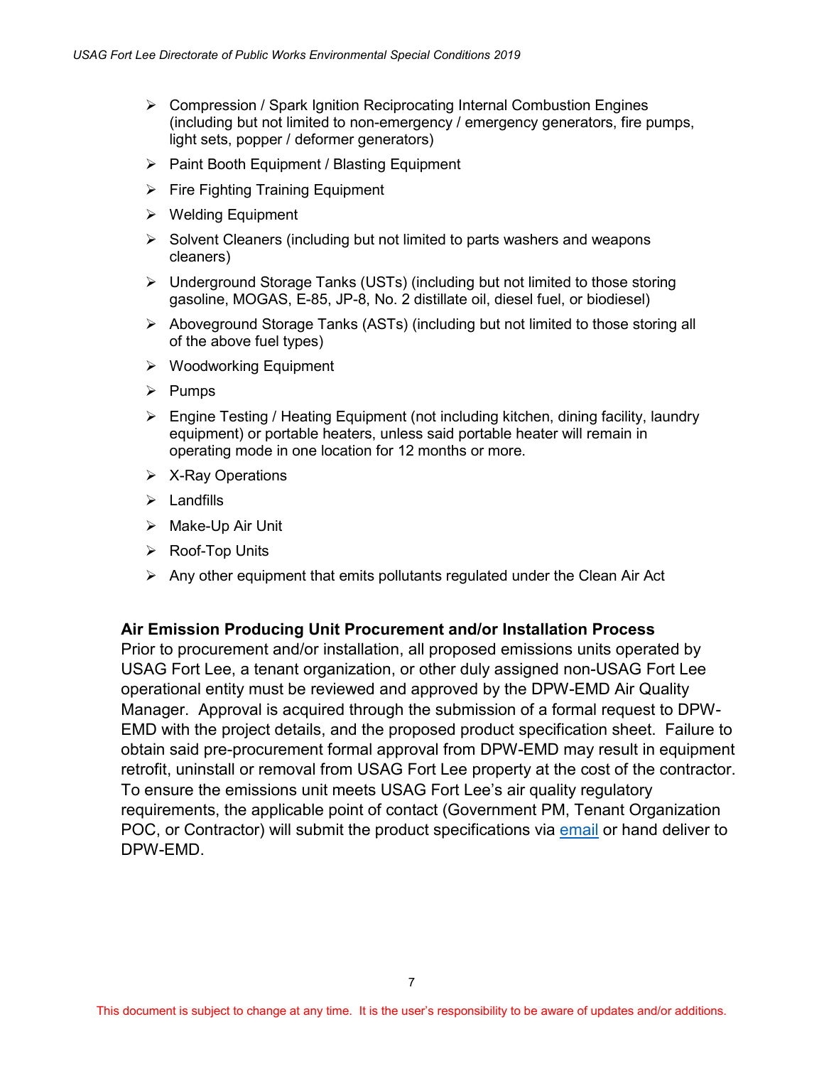- Compression / Spark Ignition Reciprocating Internal Combustion Engines (including but not limited to non-emergency / emergency generators, fire pumps, light sets, popper / deformer generators)
- Paint Booth Equipment / Blasting Equipment
- Fire Fighting Training Equipment
- Welding Equipment
- Solvent Cleaners (including but not limited to parts washers and weapons cleaners)
- Underground Storage Tanks (USTs) (including but not limited to those storing gasoline, MOGAS, E-85, JP-8, No. 2 distillate oil, diesel fuel, or biodiesel)
- Aboveground Storage Tanks (ASTs) (including but not limited to those storing all of the above fuel types)
- Woodworking Equipment
- Pumps
- Engine Testing / Heating Equipment (not including kitchen, dining facility, laundry equipment) or portable heaters, unless said portable heater will remain in operating mode in one location for 12 months or more.
- X-Ray Operations
- Landfills
- Make-Up Air Unit
- Roof-Top Units
- Any other equipment that emits pollutants regulated under the Clean Air Act

**Air Emission Producing Unit Procurement and/or Installation Process**

Prior to procurement and/or installation, all proposed emissions units operated by USAG Fort Lee, a tenant organization, or other duly assigned non-USAG Fort Lee operational entity must be reviewed and approved by the DPW-EMD Air Quality Manager. Approval is acquired through the submission of a formal request to DPW-EMD with the project details, and the proposed product specification sheet. Failure to obtain said pre-procurement formal approval from DPW-EMD may result in equipment retrofit, uninstall or removal from USAG Fort Lee property at the cost of the contractor. To ensure the emissions unit meets USAG Fort Lee's air quality regulatory requirements, the applicable point of contact (Government PM, Tenant Organization POC, or Contractor) will submit the product specifications via email or hand deliver to DPW-EMD.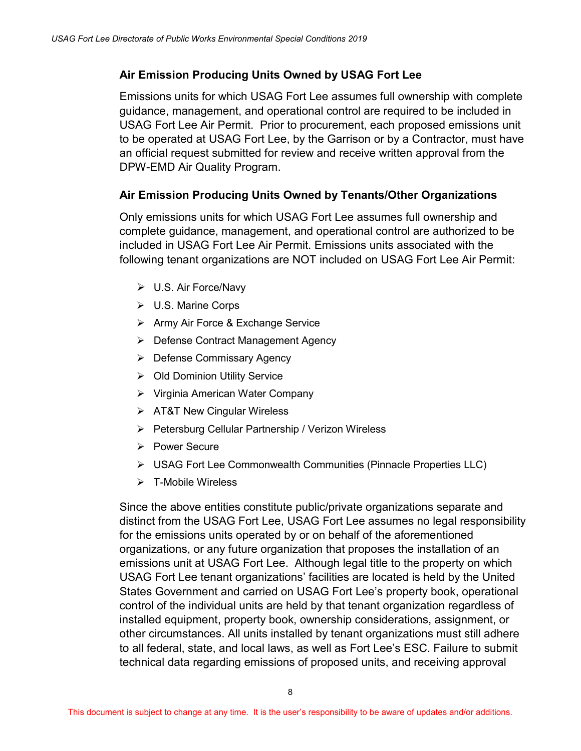### Air Emission Producing Units Owned by USAG Fort Lee

Emissions units for which USAG Fort Lee assumes full ownership with complete guidance, management, and operational control are required to be included in USAG Fort Lee Air Permit. Prior to procurement, each proposed emissions unit to be operated at USAG Fort Lee, by the Garrison or by a Contractor, must have an official request submitted for review and receive written approval from the DPW-EMD Air Quality Program.

### Air Emission Producing Units Owned by Tenants/Other Organizations

Only emissions units for which USAG Fort Lee assumes full ownership and complete guidance, management, and operational control are authorized to be included in USAG Fort Lee Air Permit. Emissions units associated with the following tenant organizations are NOT included on USAG Fort Lee Air Permit:

- U.S. Air Force/Navy
- U.S. Marine Corps
- Army Air Force & Exchange Service
- Defense Contract Management Agency
- Defense Commissary Agency
- Old Dominion Utility Service
- Virginia American Water Company
- AT&T New Cingular Wireless
- Petersburg Cellular Partnership / Verizon Wireless
- Power Secure
- USAG Fort Lee Commonwealth Communities (Pinnacle Properties LLC)
- T-Mobile Wireless

Since the above entities constitute public/private organizations separate and distinct from the USAG Fort Lee, USAG Fort Lee assumes no legal responsibility for the emissions units operated by or on behalf of the aforementioned organizations, or any future organization that proposes the installation of an emissions unit at USAG Fort Lee. Although legal title to the property on which USAG Fort Lee tenant organizations' facilities are located is held by the United States Government and carried on USAG Fort Lee's property book, operational control of the individual units are held by that tenant organization regardless of installed equipment, property book, ownership considerations, assignment, or other circumstances. All units installed by tenant organizations must still adhere to all federal, state, and local laws, as well as Fort Lee's ESC. Failure to submit technical data regarding emissions of proposed units, and receiving approval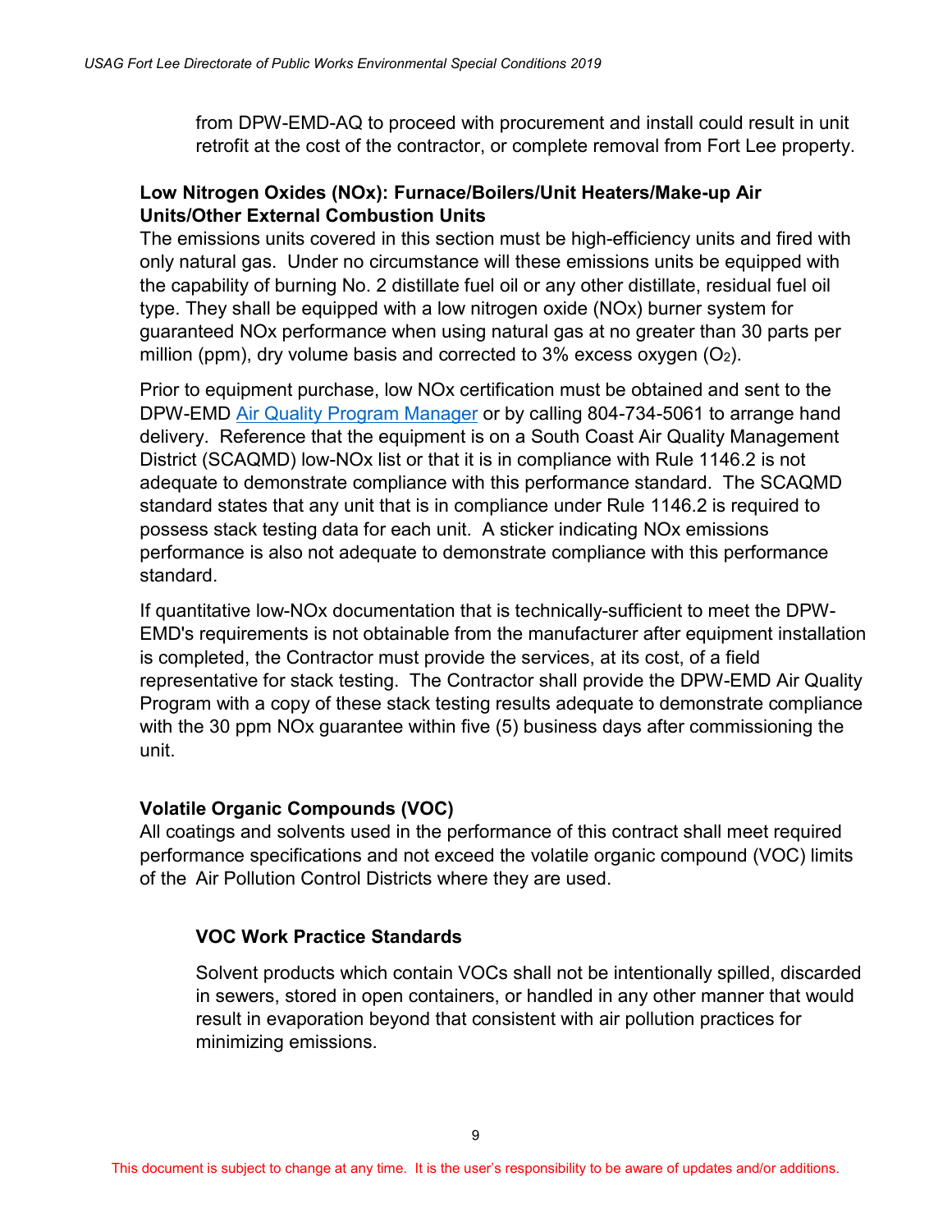from DPW-EMD-AQ to proceed with procurement and install could result in unit retrofit at the cost of the contractor, or complete removal from Fort Lee property.

**Low Nitrogen Oxides (NOx): Furnace/Boilers/Unit Heaters/Make-up Air Units/Other External Combustion Units**

The emissions units covered in this section must be high-efficiency units and fired with only natural gas. Under no circumstance will these emissions units be equipped with the capability of burning No. 2 distillate fuel oil or any other distillate, residual fuel oil type. They shall be equipped with a low nitrogen oxide (NOx) burner system for guaranteed NOx performance when using natural gas at no greater than 30 parts per million (ppm), dry volume basis and corrected to 3% excess oxygen ($O_2$).

Prior to equipment purchase, low NOx certification must be obtained and sent to the DPW-EMD Air Quality Program Manager or by calling 804-734-5061 to arrange hand delivery. Reference that the equipment is on a South Coast Air Quality Management District (SCAQMD) low-NOx list or that it is in compliance with Rule 1146.2 is not adequate to demonstrate compliance with this performance standard. The SCAQMD standard states that any unit that is in compliance under Rule 1146.2 is required to possess stack testing data for each unit. A sticker indicating NOx emissions performance is also not adequate to demonstrate compliance with this performance standard.

If quantitative low-NOx documentation that is technically-sufficient to meet the DPW-EMD's requirements is not obtainable from the manufacturer after equipment installation is completed, the Contractor must provide the services, at its cost, of a field representative for stack testing. The Contractor shall provide the DPW-EMD Air Quality Program with a copy of these stack testing results adequate to demonstrate compliance with the 30 ppm NOx guarantee within five (5) business days after commissioning the unit.

**Volatile Organic Compounds (VOC)**

All coatings and solvents used in the performance of this contract shall meet required performance specifications and not exceed the volatile organic compound (VOC) limits of the Air Pollution Control Districts where they are used.

**VOC Work Practice Standards**

Solvent products which contain VOCs shall not be intentionally spilled, discarded in sewers, stored in open containers, or handled in any other manner that would result in evaporation beyond that consistent with air pollution practices for minimizing emissions.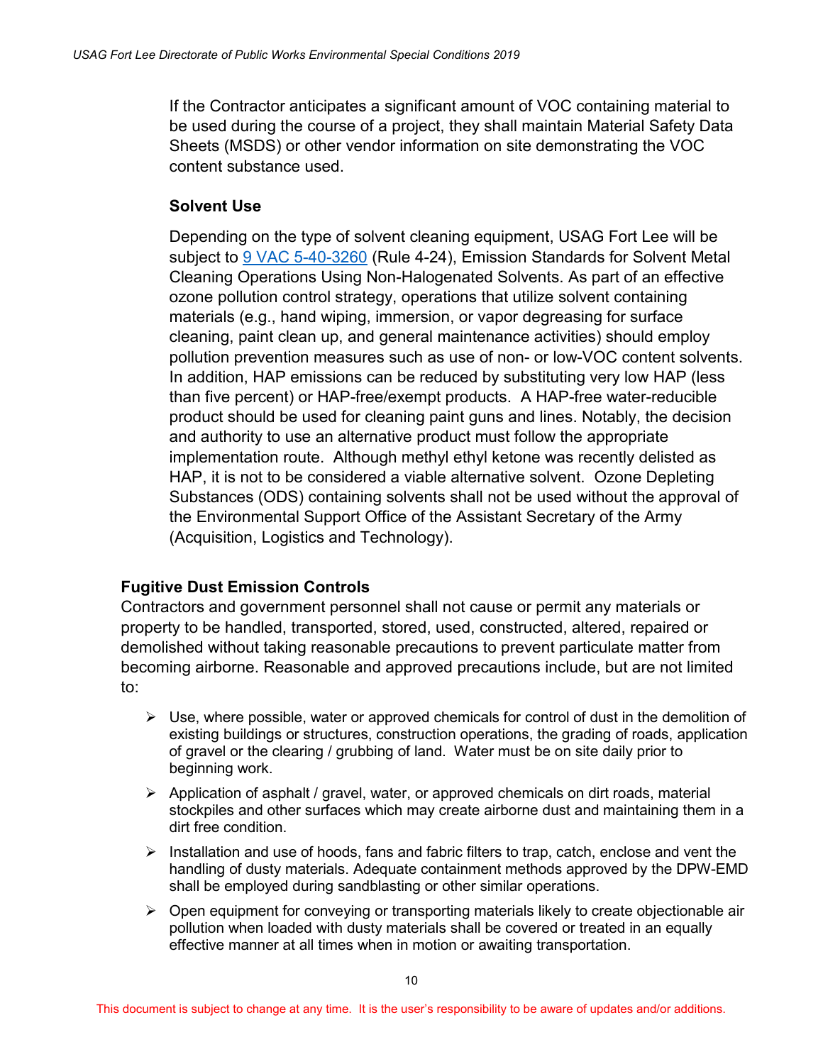If the Contractor anticipates a significant amount of VOC containing material to be used during the course of a project, they shall maintain Material Safety Data Sheets (MSDS) or other vendor information on site demonstrating the VOC content substance used.

### Solvent Use

Depending on the type of solvent cleaning equipment, USAG Fort Lee will be subject to 9 VAC 5-40-3260 (Rule 4-24), Emission Standards for Solvent Metal Cleaning Operations Using Non-Halogenated Solvents. As part of an effective ozone pollution control strategy, operations that utilize solvent containing materials (e.g., hand wiping, immersion, or vapor degreasing for surface cleaning, paint clean up, and general maintenance activities) should employ pollution prevention measures such as use of non- or low-VOC content solvents. In addition, HAP emissions can be reduced by substituting very low HAP (less than five percent) or HAP-free/exempt products. A HAP-free water-reducible product should be used for cleaning paint guns and lines. Notably, the decision and authority to use an alternative product must follow the appropriate implementation route. Although methyl ethyl ketone was recently delisted as HAP, it is not to be considered a viable alternative solvent. Ozone Depleting Substances (ODS) containing solvents shall not be used without the approval of the Environmental Support Office of the Assistant Secretary of the Army (Acquisition, Logistics and Technology).

## Fugitive Dust Emission Controls

Contractors and government personnel shall not cause or permit any materials or property to be handled, transported, stored, used, constructed, altered, repaired or demolished without taking reasonable precautions to prevent particulate matter from becoming airborne. Reasonable and approved precautions include, but are not limited to:

- Use, where possible, water or approved chemicals for control of dust in the demolition of existing buildings or structures, construction operations, the grading of roads, application of gravel or the clearing / grubbing of land. Water must be on site daily prior to beginning work.
- Application of asphalt / gravel, water, or approved chemicals on dirt roads, material stockpiles and other surfaces which may create airborne dust and maintaining them in a dirt free condition.
- Installation and use of hoods, fans and fabric filters to trap, catch, enclose and vent the handling of dusty materials. Adequate containment methods approved by the DPW-EMD shall be employed during sandblasting or other similar operations.
- Open equipment for conveying or transporting materials likely to create objectionable air pollution when loaded with dusty materials shall be covered or treated in an equally effective manner at all times when in motion or awaiting transportation.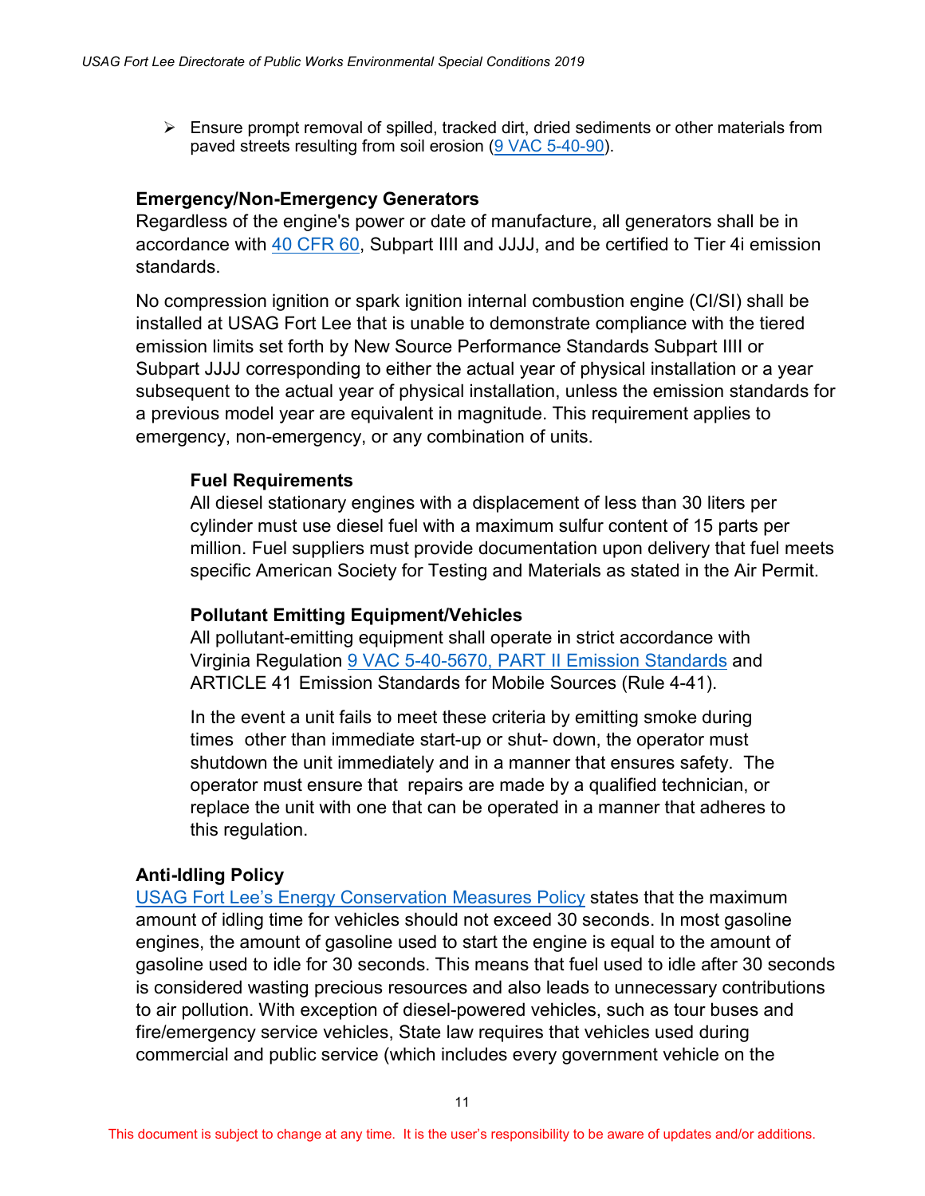- Ensure prompt removal of spilled, tracked dirt, dried sediments or other materials from paved streets resulting from soil erosion (9 VAC 5-40-90).

### Emergency/Non-Emergency Generators

Regardless of the engine's power or date of manufacture, all generators shall be in accordance with 40 CFR 60, Subpart IIII and JJJJ, and be certified to Tier 4i emission standards.

No compression ignition or spark ignition internal combustion engine (CI/SI) shall be installed at USAG Fort Lee that is unable to demonstrate compliance with the tiered emission limits set forth by New Source Performance Standards Subpart IIII or Subpart JJJJ corresponding to either the actual year of physical installation or a year subsequent to the actual year of physical installation, unless the emission standards for a previous model year are equivalent in magnitude. This requirement applies to emergency, non-emergency, or any combination of units.

#### Fuel Requirements

All diesel stationary engines with a displacement of less than 30 liters per cylinder must use diesel fuel with a maximum sulfur content of 15 parts per million. Fuel suppliers must provide documentation upon delivery that fuel meets specific American Society for Testing and Materials as stated in the Air Permit.

#### Pollutant Emitting Equipment/Vehicles

All pollutant-emitting equipment shall operate in strict accordance with Virginia Regulation 9 VAC 5-40-5670, PART II Emission Standards and ARTICLE 41 Emission Standards for Mobile Sources (Rule 4-41).

In the event a unit fails to meet these criteria by emitting smoke during times other than immediate start-up or shut- down, the operator must shutdown the unit immediately and in a manner that ensures safety. The operator must ensure that repairs are made by a qualified technician, or replace the unit with one that can be operated in a manner that adheres to this regulation.

### Anti-Idling Policy

USAG Fort Lee's Energy Conservation Measures Policy states that the maximum amount of idling time for vehicles should not exceed 30 seconds. In most gasoline engines, the amount of gasoline used to start the engine is equal to the amount of gasoline used to idle for 30 seconds. This means that fuel used to idle after 30 seconds is considered wasting precious resources and also leads to unnecessary contributions to air pollution. With exception of diesel-powered vehicles, such as tour buses and fire/emergency service vehicles, State law requires that vehicles used during commercial and public service (which includes every government vehicle on the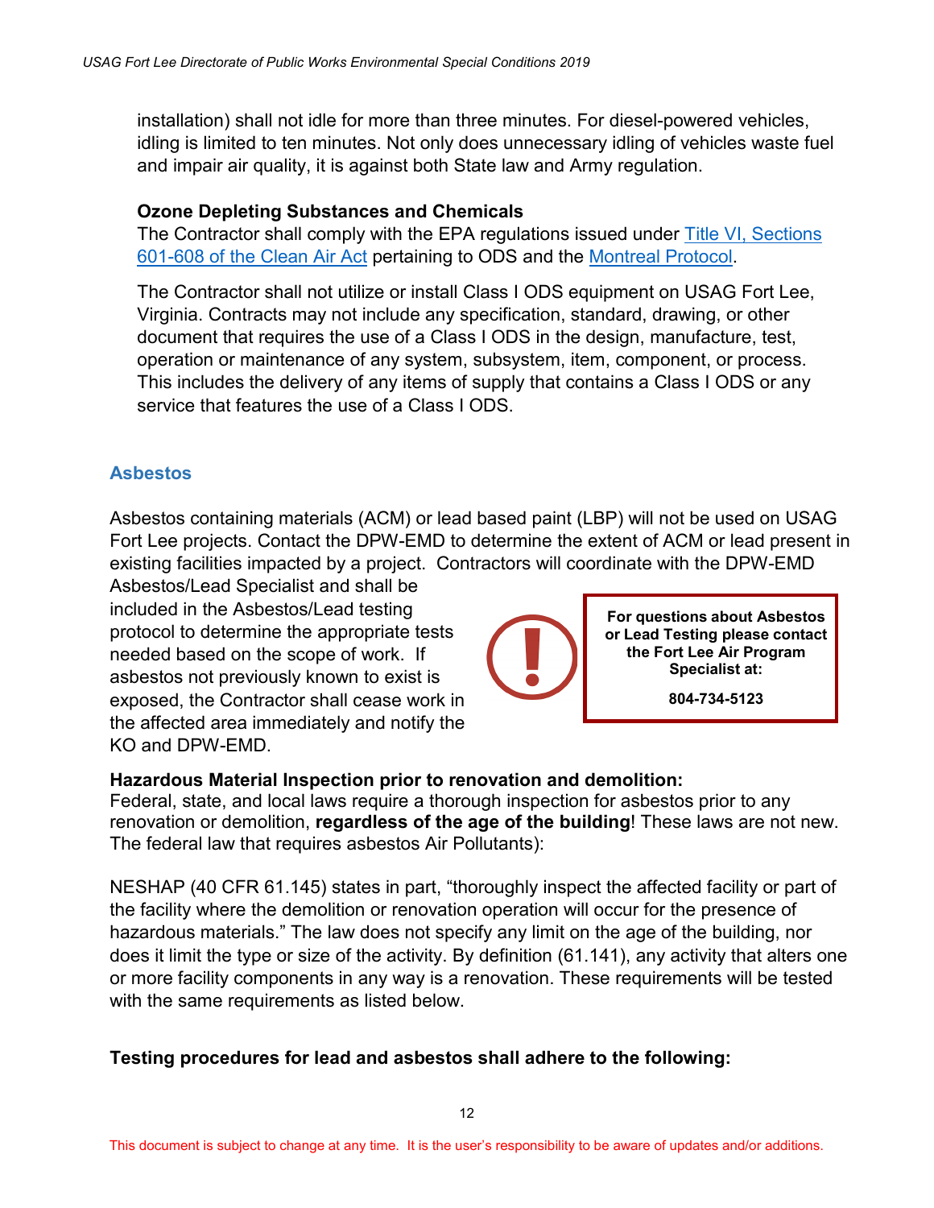installation) shall not idle for more than three minutes. For diesel-powered vehicles, idling is limited to ten minutes. Not only does unnecessary idling of vehicles waste fuel and impair air quality, it is against both State law and Army regulation.

**Ozone Depleting Substances and Chemicals**

The Contractor shall comply with the EPA regulations issued under Title VI, Sections 601-608 of the Clean Air Act pertaining to ODS and the Montreal Protocol.

The Contractor shall not utilize or install Class I ODS equipment on USAG Fort Lee, Virginia. Contracts may not include any specification, standard, drawing, or other document that requires the use of a Class I ODS in the design, manufacture, test, operation or maintenance of any system, subsystem, item, component, or process. This includes the delivery of any items of supply that contains a Class I ODS or any service that features the use of a Class I ODS.

## Asbestos

Asbestos containing materials (ACM) or lead based paint (LBP) will not be used on USAG Fort Lee projects. Contact the DPW-EMD to determine the extent of ACM or lead present in existing facilities impacted by a project. Contractors will coordinate with the DPW-EMD Asbestos/Lead Specialist and shall be included in the Asbestos/Lead testing protocol to determine the appropriate tests needed based on the scope of work. If asbestos not previously known to exist is exposed, the Contractor shall cease work in the affected area immediately and notify the KO and DPW-EMD.

> **For questions about Asbestos or Lead Testing please contact the Fort Lee Air Program Specialist at:**
>
> **804-734-5123**

**Hazardous Material Inspection prior to renovation and demolition:**

Federal, state, and local laws require a thorough inspection for asbestos prior to any renovation or demolition, **regardless of the age of the building**! These laws are not new. The federal law that requires asbestos Air Pollutants):

NESHAP (40 CFR 61.145) states in part, "thoroughly inspect the affected facility or part of the facility where the demolition or renovation operation will occur for the presence of hazardous materials." The law does not specify any limit on the age of the building, nor does it limit the type or size of the activity. By definition (61.141), any activity that alters one or more facility components in any way is a renovation. These requirements will be tested with the same requirements as listed below.

**Testing procedures for lead and asbestos shall adhere to the following:**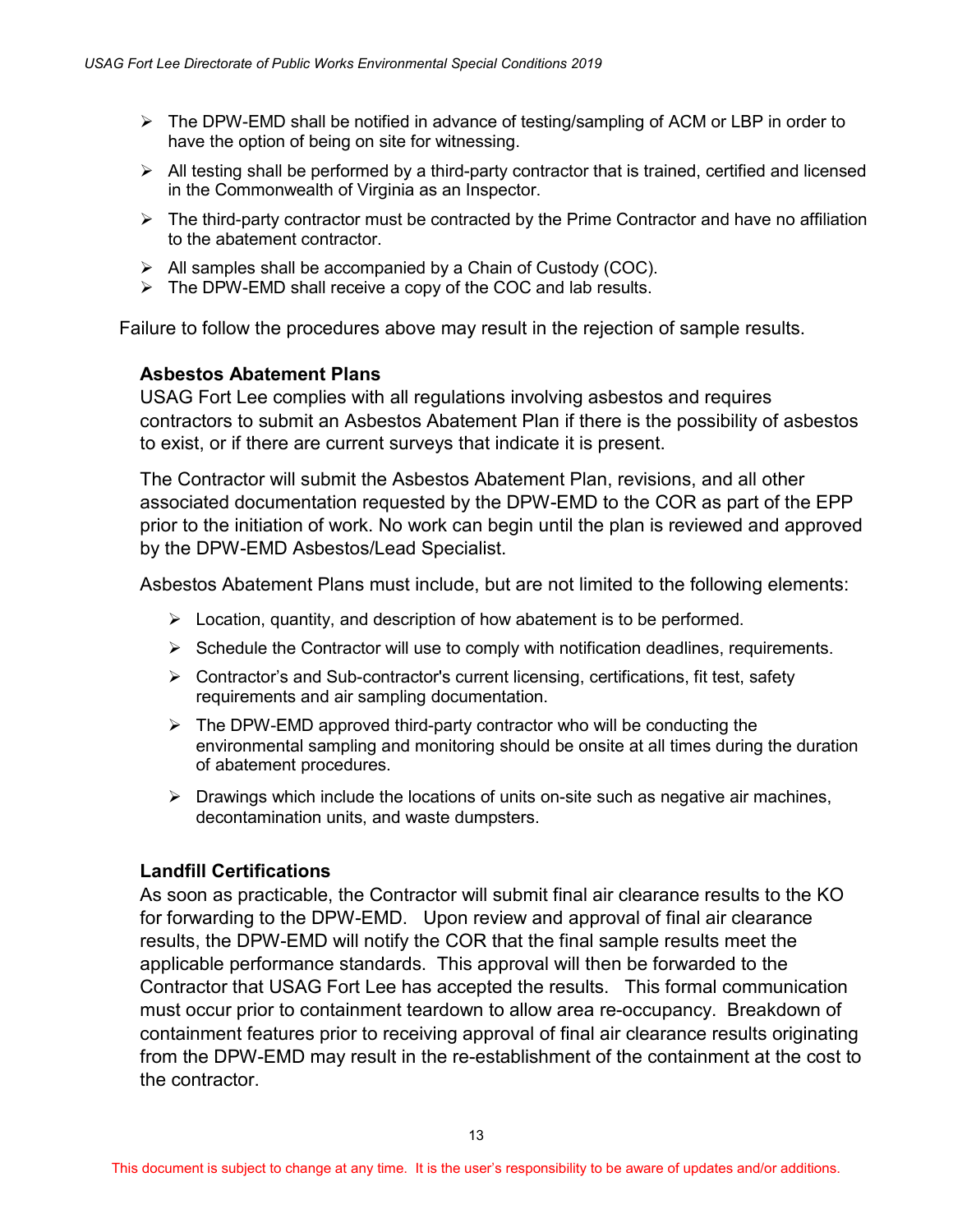- The DPW-EMD shall be notified in advance of testing/sampling of ACM or LBP in order to have the option of being on site for witnessing.
- All testing shall be performed by a third-party contractor that is trained, certified and licensed in the Commonwealth of Virginia as an Inspector.
- The third-party contractor must be contracted by the Prime Contractor and have no affiliation to the abatement contractor.
- All samples shall be accompanied by a Chain of Custody (COC).
- The DPW-EMD shall receive a copy of the COC and lab results.

Failure to follow the procedures above may result in the rejection of sample results.

**Asbestos Abatement Plans**

USAG Fort Lee complies with all regulations involving asbestos and requires contractors to submit an Asbestos Abatement Plan if there is the possibility of asbestos to exist, or if there are current surveys that indicate it is present.

The Contractor will submit the Asbestos Abatement Plan, revisions, and all other associated documentation requested by the DPW-EMD to the COR as part of the EPP prior to the initiation of work. No work can begin until the plan is reviewed and approved by the DPW-EMD Asbestos/Lead Specialist.

Asbestos Abatement Plans must include, but are not limited to the following elements:

- Location, quantity, and description of how abatement is to be performed.
- Schedule the Contractor will use to comply with notification deadlines, requirements.
- Contractor's and Sub-contractor's current licensing, certifications, fit test, safety requirements and air sampling documentation.
- The DPW-EMD approved third-party contractor who will be conducting the environmental sampling and monitoring should be onsite at all times during the duration of abatement procedures.
- Drawings which include the locations of units on-site such as negative air machines, decontamination units, and waste dumpsters.

**Landfill Certifications**

As soon as practicable, the Contractor will submit final air clearance results to the KO for forwarding to the DPW-EMD. Upon review and approval of final air clearance results, the DPW-EMD will notify the COR that the final sample results meet the applicable performance standards. This approval will then be forwarded to the Contractor that USAG Fort Lee has accepted the results. This formal communication must occur prior to containment teardown to allow area re-occupancy. Breakdown of containment features prior to receiving approval of final air clearance results originating from the DPW-EMD may result in the re-establishment of the containment at the cost to the contractor.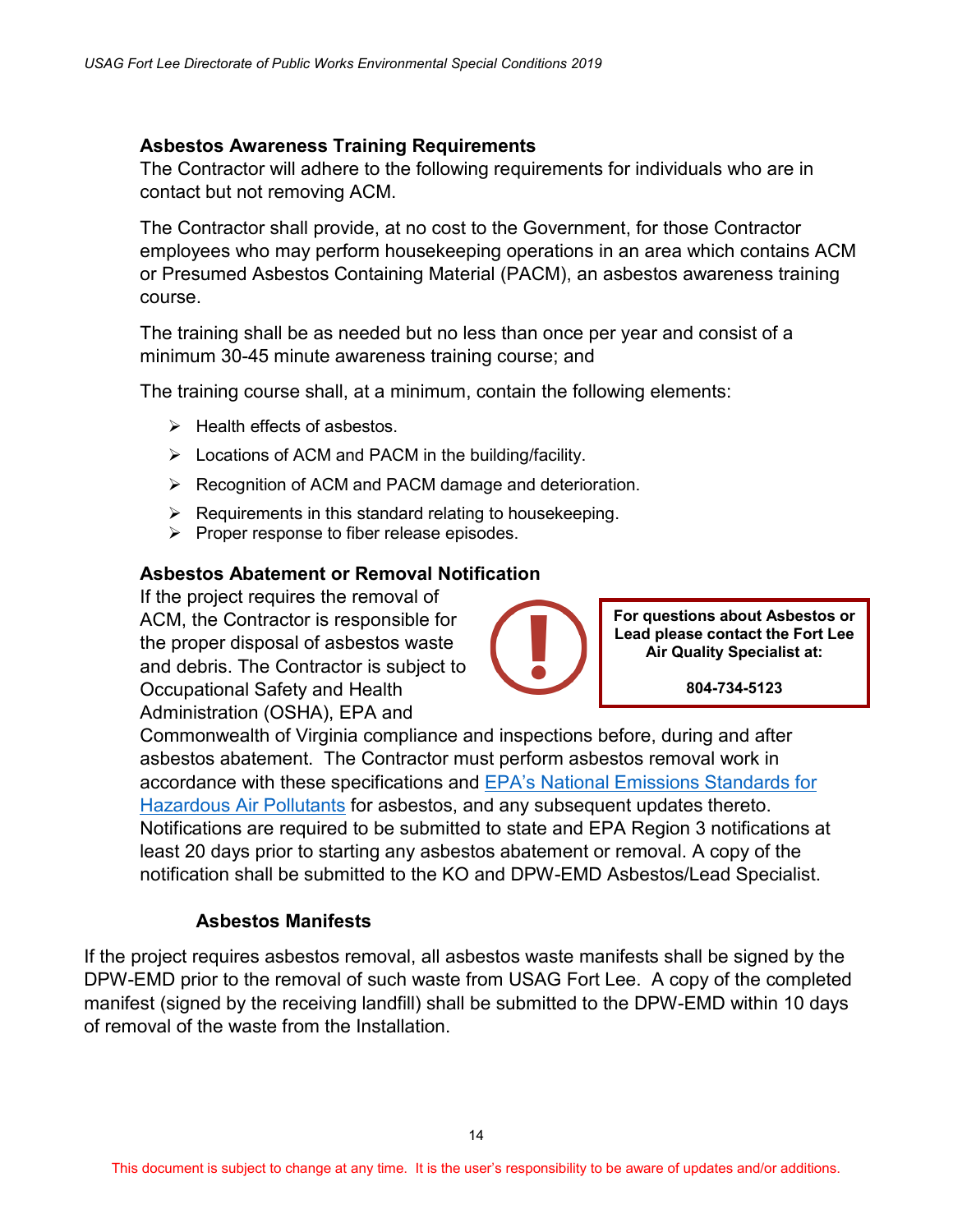### Asbestos Awareness Training Requirements

The Contractor will adhere to the following requirements for individuals who are in contact but not removing ACM.

The Contractor shall provide, at no cost to the Government, for those Contractor employees who may perform housekeeping operations in an area which contains ACM or Presumed Asbestos Containing Material (PACM), an asbestos awareness training course.

The training shall be as needed but no less than once per year and consist of a minimum 30-45 minute awareness training course; and

The training course shall, at a minimum, contain the following elements:

- Health effects of asbestos.
- Locations of ACM and PACM in the building/facility.
- Recognition of ACM and PACM damage and deterioration.
- Requirements in this standard relating to housekeeping.
- Proper response to fiber release episodes.

### Asbestos Abatement or Removal Notification

**For questions about Asbestos or Lead please contact the Fort Lee Air Quality Specialist at:**

**804-734-5123**

If the project requires the removal of ACM, the Contractor is responsible for the proper disposal of asbestos waste and debris. The Contractor is subject to Occupational Safety and Health Administration (OSHA), EPA and Commonwealth of Virginia compliance and inspections before, during and after asbestos abatement. The Contractor must perform asbestos removal work in accordance with these specifications and EPA's National Emissions Standards for Hazardous Air Pollutants for asbestos, and any subsequent updates thereto. Notifications are required to be submitted to state and EPA Region 3 notifications at least 20 days prior to starting any asbestos abatement or removal. A copy of the notification shall be submitted to the KO and DPW-EMD Asbestos/Lead Specialist.

#### Asbestos Manifests

If the project requires asbestos removal, all asbestos waste manifests shall be signed by the DPW-EMD prior to the removal of such waste from USAG Fort Lee. A copy of the completed manifest (signed by the receiving landfill) shall be submitted to the DPW-EMD within 10 days of removal of the waste from the Installation.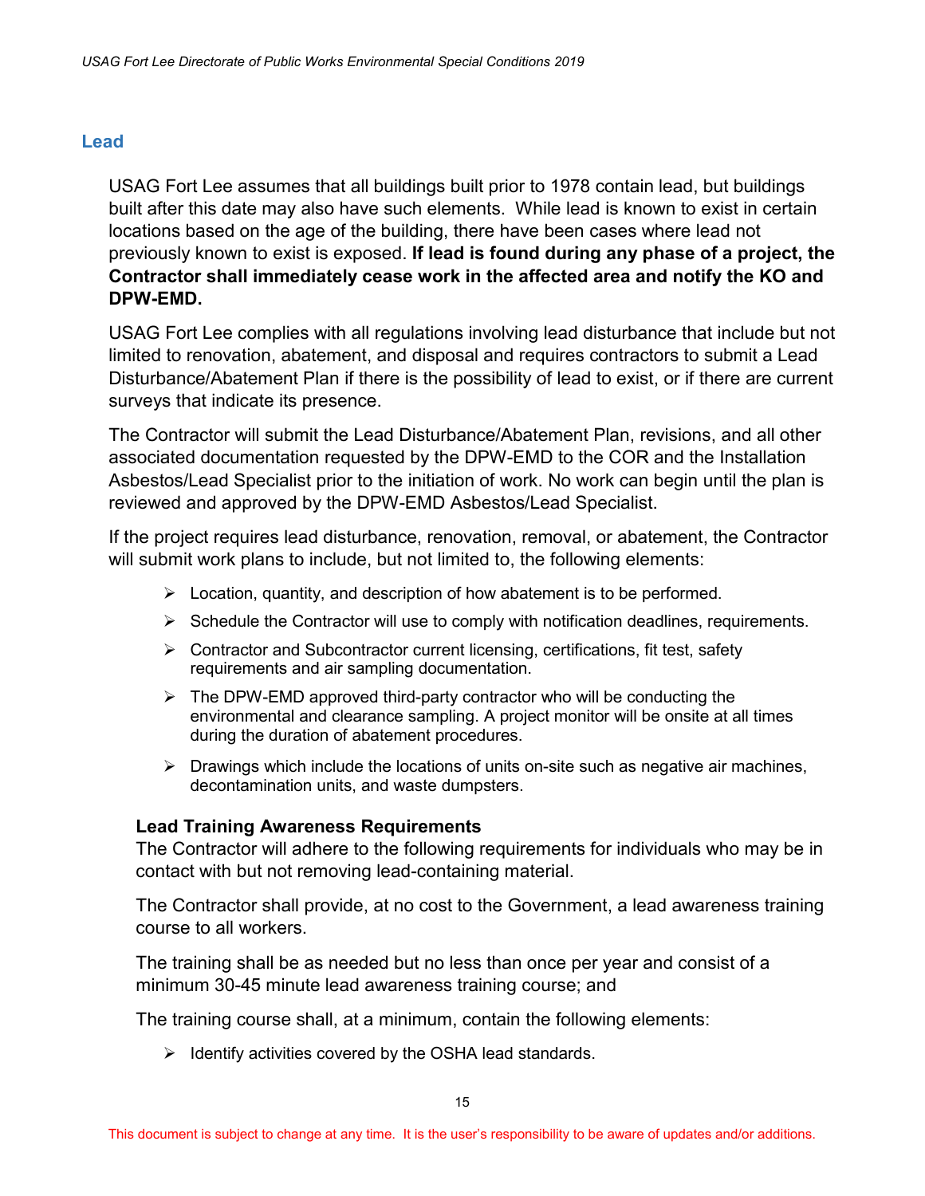## Lead

USAG Fort Lee assumes that all buildings built prior to 1978 contain lead, but buildings built after this date may also have such elements. While lead is known to exist in certain locations based on the age of the building, there have been cases where lead not previously known to exist is exposed. **If lead is found during any phase of a project, the Contractor shall immediately cease work in the affected area and notify the KO and DPW-EMD.**

USAG Fort Lee complies with all regulations involving lead disturbance that include but not limited to renovation, abatement, and disposal and requires contractors to submit a Lead Disturbance/Abatement Plan if there is the possibility of lead to exist, or if there are current surveys that indicate its presence.

The Contractor will submit the Lead Disturbance/Abatement Plan, revisions, and all other associated documentation requested by the DPW-EMD to the COR and the Installation Asbestos/Lead Specialist prior to the initiation of work. No work can begin until the plan is reviewed and approved by the DPW-EMD Asbestos/Lead Specialist.

If the project requires lead disturbance, renovation, removal, or abatement, the Contractor will submit work plans to include, but not limited to, the following elements:

- Location, quantity, and description of how abatement is to be performed.
- Schedule the Contractor will use to comply with notification deadlines, requirements.
- Contractor and Subcontractor current licensing, certifications, fit test, safety requirements and air sampling documentation.
- The DPW-EMD approved third-party contractor who will be conducting the environmental and clearance sampling. A project monitor will be onsite at all times during the duration of abatement procedures.
- Drawings which include the locations of units on-site such as negative air machines, decontamination units, and waste dumpsters.

### Lead Training Awareness Requirements

The Contractor will adhere to the following requirements for individuals who may be in contact with but not removing lead-containing material.

The Contractor shall provide, at no cost to the Government, a lead awareness training course to all workers.

The training shall be as needed but no less than once per year and consist of a minimum 30-45 minute lead awareness training course; and

The training course shall, at a minimum, contain the following elements:

- Identify activities covered by the OSHA lead standards.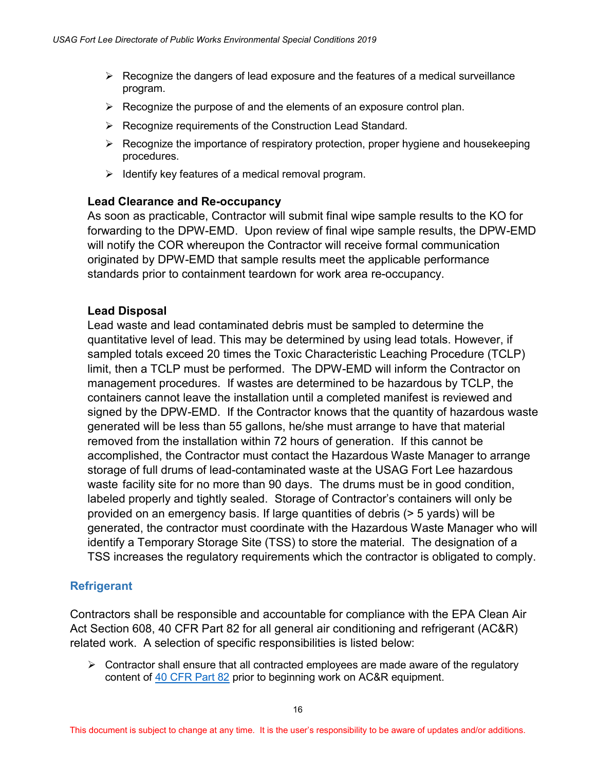- Recognize the dangers of lead exposure and the features of a medical surveillance program.
- Recognize the purpose of and the elements of an exposure control plan.
- Recognize requirements of the Construction Lead Standard.
- Recognize the importance of respiratory protection, proper hygiene and housekeeping procedures.
- Identify key features of a medical removal program.

**Lead Clearance and Re-occupancy**

As soon as practicable, Contractor will submit final wipe sample results to the KO for forwarding to the DPW-EMD. Upon review of final wipe sample results, the DPW-EMD will notify the COR whereupon the Contractor will receive formal communication originated by DPW-EMD that sample results meet the applicable performance standards prior to containment teardown for work area re-occupancy.

**Lead Disposal**

Lead waste and lead contaminated debris must be sampled to determine the quantitative level of lead. This may be determined by using lead totals. However, if sampled totals exceed 20 times the Toxic Characteristic Leaching Procedure (TCLP) limit, then a TCLP must be performed. The DPW-EMD will inform the Contractor on management procedures. If wastes are determined to be hazardous by TCLP, the containers cannot leave the installation until a completed manifest is reviewed and signed by the DPW-EMD. If the Contractor knows that the quantity of hazardous waste generated will be less than 55 gallons, he/she must arrange to have that material removed from the installation within 72 hours of generation. If this cannot be accomplished, the Contractor must contact the Hazardous Waste Manager to arrange storage of full drums of lead-contaminated waste at the USAG Fort Lee hazardous waste facility site for no more than 90 days. The drums must be in good condition, labeled properly and tightly sealed. Storage of Contractor's containers will only be provided on an emergency basis. If large quantities of debris (> 5 yards) will be generated, the contractor must coordinate with the Hazardous Waste Manager who will identify a Temporary Storage Site (TSS) to store the material. The designation of a TSS increases the regulatory requirements which the contractor is obligated to comply.

## Refrigerant

Contractors shall be responsible and accountable for compliance with the EPA Clean Air Act Section 608, 40 CFR Part 82 for all general air conditioning and refrigerant (AC&R) related work. A selection of specific responsibilities is listed below:

- Contractor shall ensure that all contracted employees are made aware of the regulatory content of 40 CFR Part 82 prior to beginning work on AC&R equipment.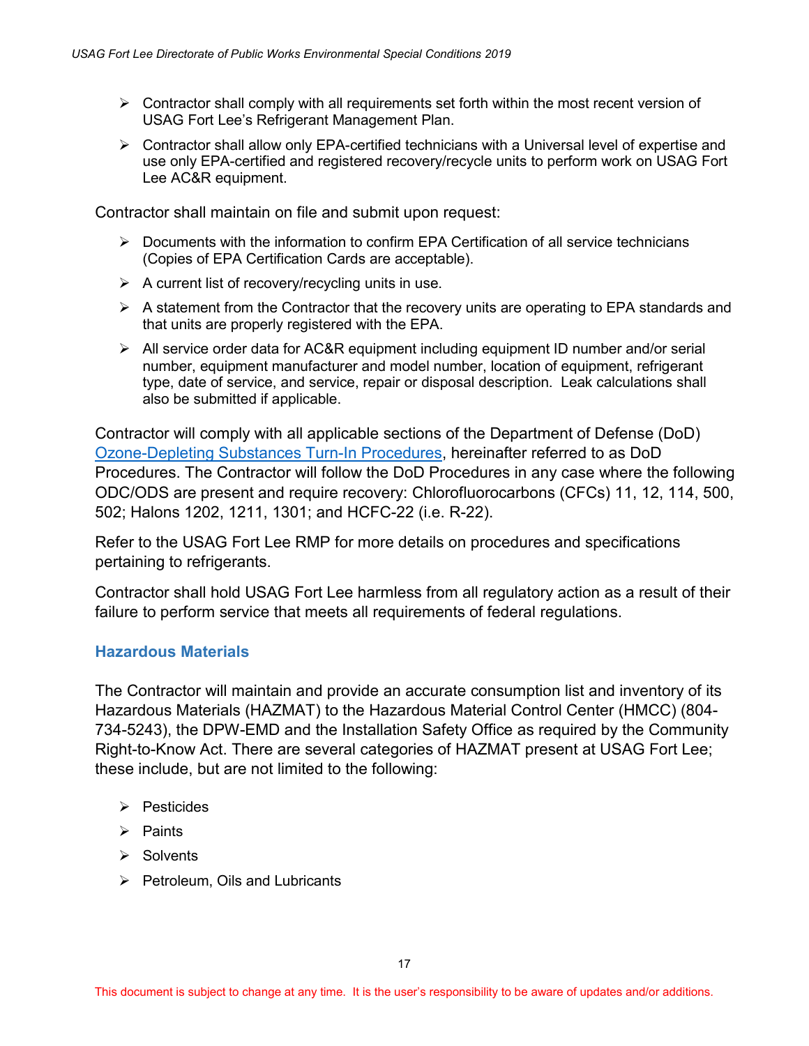- Contractor shall comply with all requirements set forth within the most recent version of USAG Fort Lee's Refrigerant Management Plan.
- Contractor shall allow only EPA-certified technicians with a Universal level of expertise and use only EPA-certified and registered recovery/recycle units to perform work on USAG Fort Lee AC&R equipment.

Contractor shall maintain on file and submit upon request:

- Documents with the information to confirm EPA Certification of all service technicians (Copies of EPA Certification Cards are acceptable).
- A current list of recovery/recycling units in use.
- A statement from the Contractor that the recovery units are operating to EPA standards and that units are properly registered with the EPA.
- All service order data for AC&R equipment including equipment ID number and/or serial number, equipment manufacturer and model number, location of equipment, refrigerant type, date of service, and service, repair or disposal description. Leak calculations shall also be submitted if applicable.

Contractor will comply with all applicable sections of the Department of Defense (DoD) Ozone-Depleting Substances Turn-In Procedures, hereinafter referred to as DoD Procedures. The Contractor will follow the DoD Procedures in any case where the following ODC/ODS are present and require recovery: Chlorofluorocarbons (CFCs) 11, 12, 114, 500, 502; Halons 1202, 1211, 1301; and HCFC-22 (i.e. R-22).

Refer to the USAG Fort Lee RMP for more details on procedures and specifications pertaining to refrigerants.

Contractor shall hold USAG Fort Lee harmless from all regulatory action as a result of their failure to perform service that meets all requirements of federal regulations.

## Hazardous Materials

The Contractor will maintain and provide an accurate consumption list and inventory of its Hazardous Materials (HAZMAT) to the Hazardous Material Control Center (HMCC) (804-734-5243), the DPW-EMD and the Installation Safety Office as required by the Community Right-to-Know Act. There are several categories of HAZMAT present at USAG Fort Lee; these include, but are not limited to the following:

- Pesticides
- Paints
- Solvents
- Petroleum, Oils and Lubricants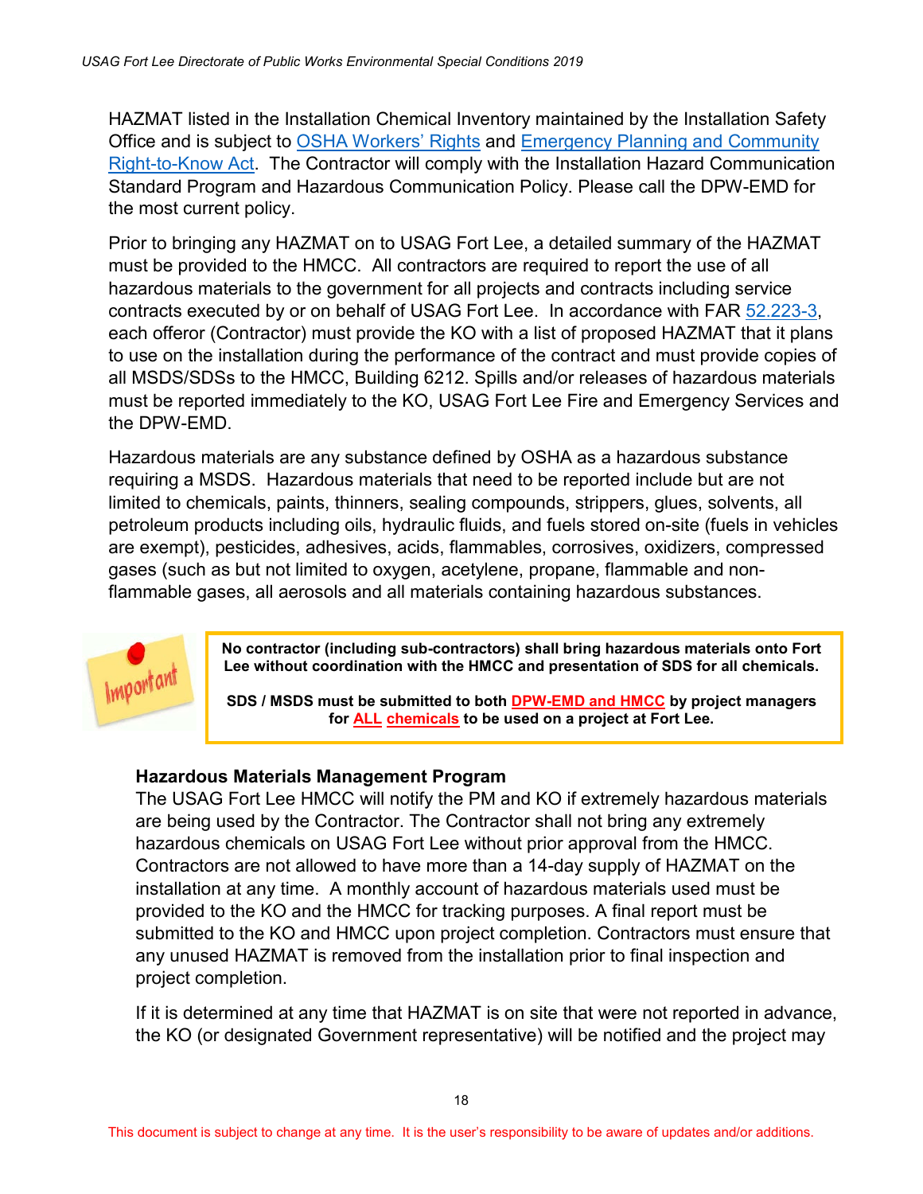HAZMAT listed in the Installation Chemical Inventory maintained by the Installation Safety Office and is subject to OSHA Workers' Rights and Emergency Planning and Community Right-to-Know Act. The Contractor will comply with the Installation Hazard Communication Standard Program and Hazardous Communication Policy. Please call the DPW-EMD for the most current policy.

Prior to bringing any HAZMAT on to USAG Fort Lee, a detailed summary of the HAZMAT must be provided to the HMCC. All contractors are required to report the use of all hazardous materials to the government for all projects and contracts including service contracts executed by or on behalf of USAG Fort Lee. In accordance with FAR 52.223-3, each offeror (Contractor) must provide the KO with a list of proposed HAZMAT that it plans to use on the installation during the performance of the contract and must provide copies of all MSDS/SDSs to the HMCC, Building 6212. Spills and/or releases of hazardous materials must be reported immediately to the KO, USAG Fort Lee Fire and Emergency Services and the DPW-EMD.

Hazardous materials are any substance defined by OSHA as a hazardous substance requiring a MSDS. Hazardous materials that need to be reported include but are not limited to chemicals, paints, thinners, sealing compounds, strippers, glues, solvents, all petroleum products including oils, hydraulic fluids, and fuels stored on-site (fuels in vehicles are exempt), pesticides, adhesives, acids, flammables, corrosives, oxidizers, compressed gases (such as but not limited to oxygen, acetylene, propane, flammable and non-flammable gases, all aerosols and all materials containing hazardous substances.

Important

**No contractor (including sub-contractors) shall bring hazardous materials onto Fort Lee without coordination with the HMCC and presentation of SDS for all chemicals.**

**SDS / MSDS must be submitted to both DPW-EMD and HMCC by project managers for ALL chemicals to be used on a project at Fort Lee.**

### Hazardous Materials Management Program

The USAG Fort Lee HMCC will notify the PM and KO if extremely hazardous materials are being used by the Contractor. The Contractor shall not bring any extremely hazardous chemicals on USAG Fort Lee without prior approval from the HMCC. Contractors are not allowed to have more than a 14-day supply of HAZMAT on the installation at any time. A monthly account of hazardous materials used must be provided to the KO and the HMCC for tracking purposes. A final report must be submitted to the KO and HMCC upon project completion. Contractors must ensure that any unused HAZMAT is removed from the installation prior to final inspection and project completion.

If it is determined at any time that HAZMAT is on site that were not reported in advance, the KO (or designated Government representative) will be notified and the project may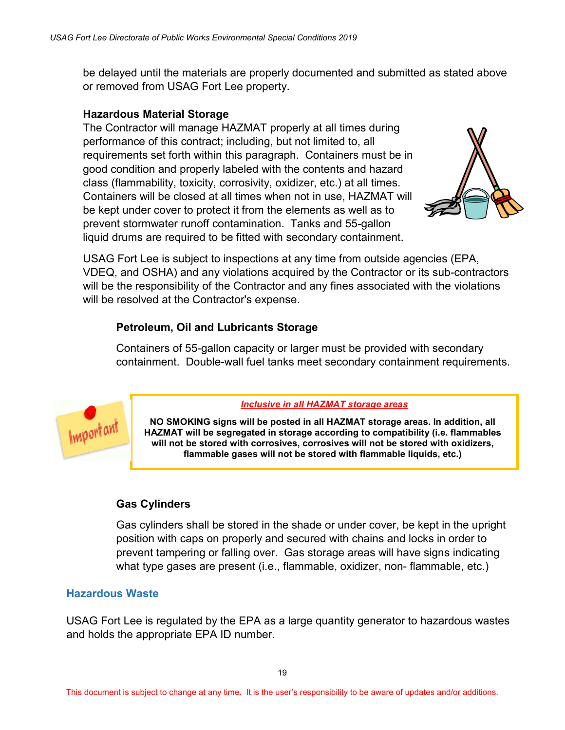be delayed until the materials are properly documented and submitted as stated above or removed from USAG Fort Lee property.

**Hazardous Material Storage**

The Contractor will manage HAZMAT properly at all times during performance of this contract; including, but not limited to, all requirements set forth within this paragraph. Containers must be in good condition and properly labeled with the contents and hazard class (flammability, toxicity, corrosivity, oxidizer, etc.) at all times. Containers will be closed at all times when not in use, HAZMAT will be kept under cover to protect it from the elements as well as to prevent stormwater runoff contamination. Tanks and 55-gallon liquid drums are required to be fitted with secondary containment.

USAG Fort Lee is subject to inspections at any time from outside agencies (EPA, VDEQ, and OSHA) and any violations acquired by the Contractor or its sub-contractors will be the responsibility of the Contractor and any fines associated with the violations will be resolved at the Contractor's expense.

**Petroleum, Oil and Lubricants Storage**

Containers of 55-gallon capacity or larger must be provided with secondary containment. Double-wall fuel tanks meet secondary containment requirements.

Important

***Inclusive in all HAZMAT storage areas***

**NO SMOKING signs will be posted in all HAZMAT storage areas. In addition, all HAZMAT will be segregated in storage according to compatibility (i.e. flammables will not be stored with corrosives, corrosives will not be stored with oxidizers, flammable gases will not be stored with flammable liquids, etc.)**

**Gas Cylinders**

Gas cylinders shall be stored in the shade or under cover, be kept in the upright position with caps on properly and secured with chains and locks in order to prevent tampering or falling over. Gas storage areas will have signs indicating what type gases are present (i.e., flammable, oxidizer, non- flammable, etc.)

## Hazardous Waste

USAG Fort Lee is regulated by the EPA as a large quantity generator to hazardous wastes and holds the appropriate EPA ID number.

This document is subject to change at any time. It is the user's responsibility to be aware of updates and/or additions.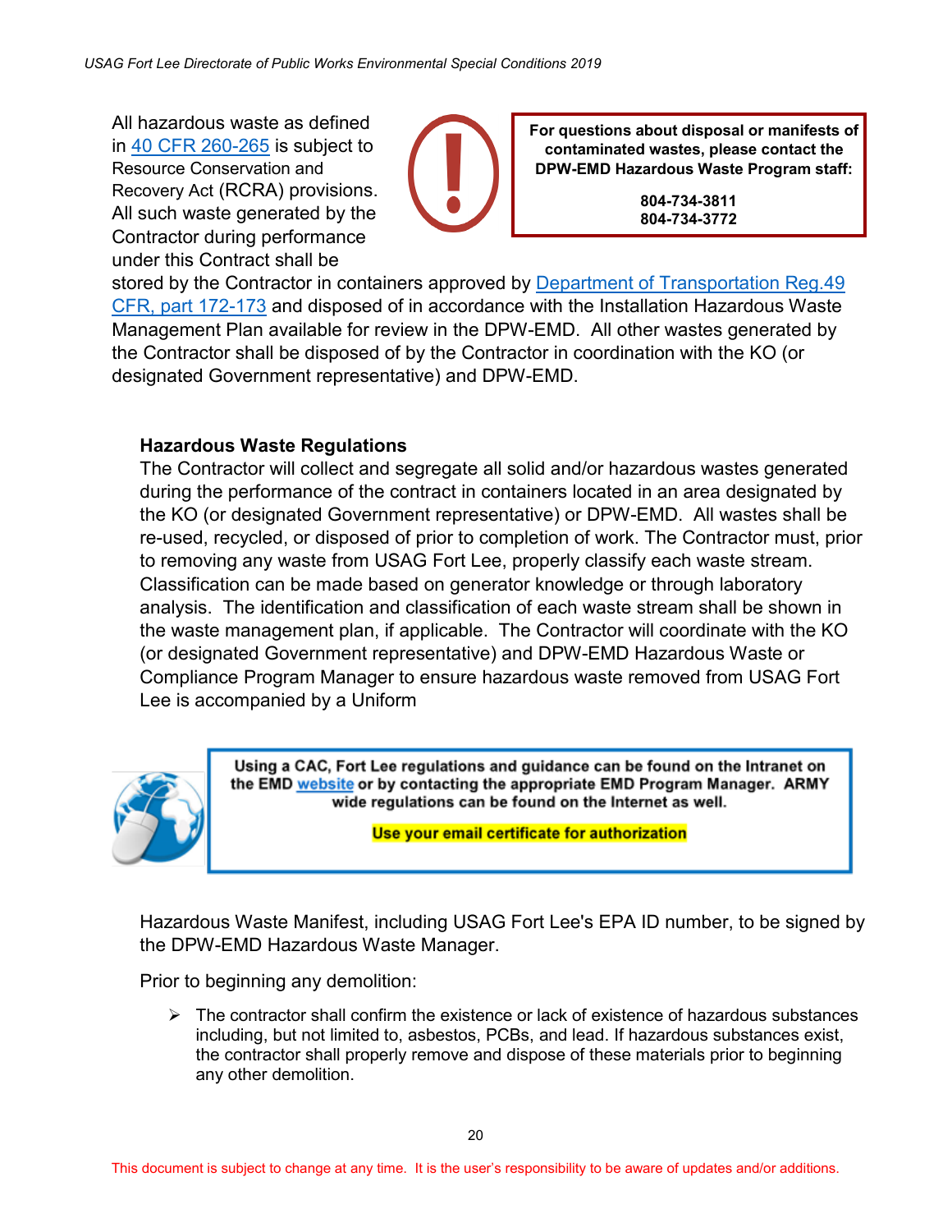All hazardous waste as defined in [40 CFR 260-265] is subject to Resource Conservation and Recovery Act (RCRA) provisions. All such waste generated by the Contractor during performance under this Contract shall be stored by the Contractor in containers approved by [Department of Transportation Reg.49 CFR, part 172-173] and disposed of in accordance with the Installation Hazardous Waste Management Plan available for review in the DPW-EMD. All other wastes generated by the Contractor shall be disposed of by the Contractor in coordination with the KO (or designated Government representative) and DPW-EMD.

> **For questions about disposal or manifests of contaminated wastes, please contact the DPW-EMD Hazardous Waste Program staff:**
>
> **804-734-3811**
> **804-734-3772**

### Hazardous Waste Regulations

The Contractor will collect and segregate all solid and/or hazardous wastes generated during the performance of the contract in containers located in an area designated by the KO (or designated Government representative) or DPW-EMD. All wastes shall be re-used, recycled, or disposed of prior to completion of work. The Contractor must, prior to removing any waste from USAG Fort Lee, properly classify each waste stream. Classification can be made based on generator knowledge or through laboratory analysis. The identification and classification of each waste stream shall be shown in the waste management plan, if applicable. The Contractor will coordinate with the KO (or designated Government representative) and DPW-EMD Hazardous Waste or Compliance Program Manager to ensure hazardous waste removed from USAG Fort Lee is accompanied by a Uniform Hazardous Waste Manifest, including USAG Fort Lee's EPA ID number, to be signed by the DPW-EMD Hazardous Waste Manager.

> **Using a CAC, Fort Lee regulations and guidance can be found on the Intranet on the EMD website or by contacting the appropriate EMD Program Manager. ARMY wide regulations can be found on the Internet as well.**
>
> **Use your email certificate for authorization**

Prior to beginning any demolition:

- The contractor shall confirm the existence or lack of existence of hazardous substances including, but not limited to, asbestos, PCBs, and lead. If hazardous substances exist, the contractor shall properly remove and dispose of these materials prior to beginning any other demolition.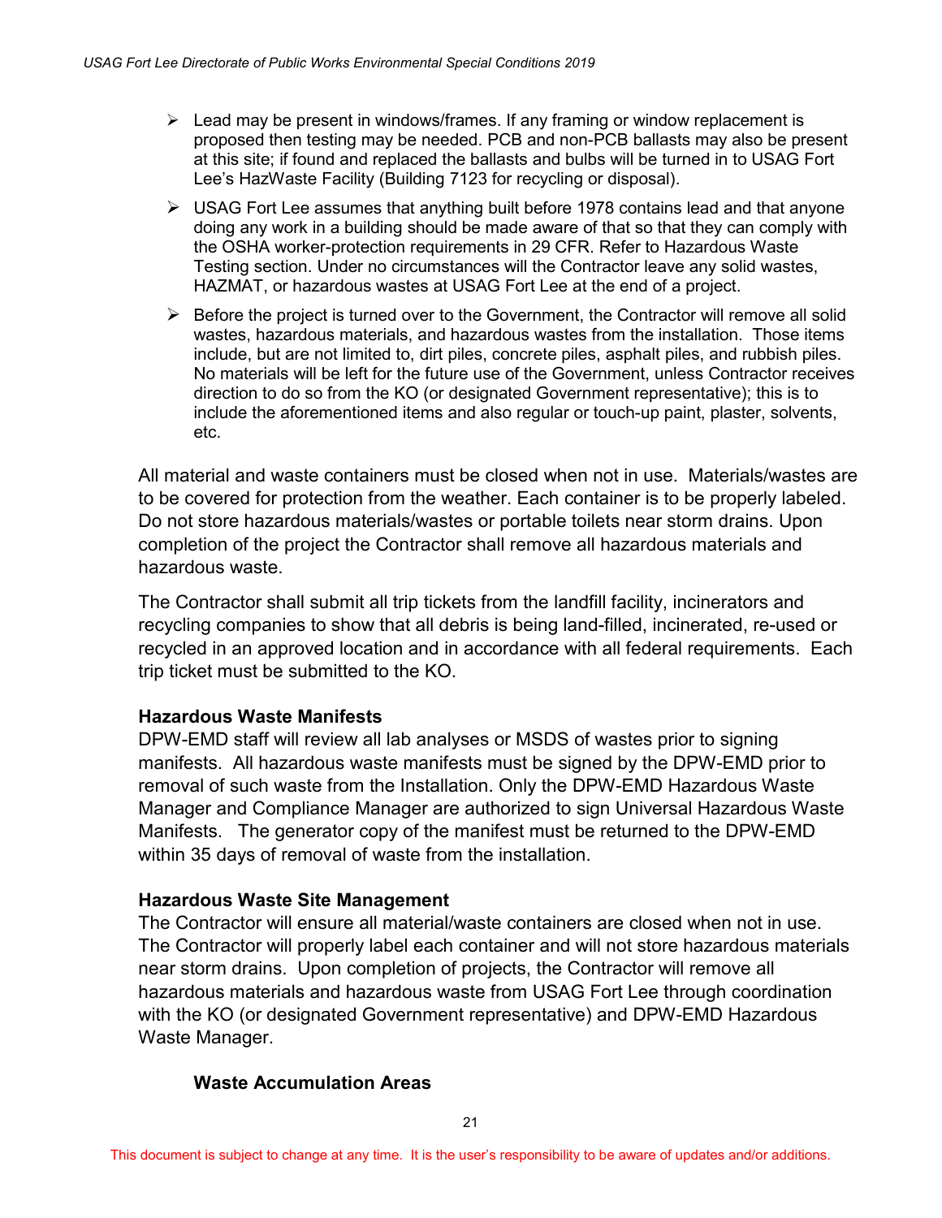- Lead may be present in windows/frames. If any framing or window replacement is proposed then testing may be needed. PCB and non-PCB ballasts may also be present at this site; if found and replaced the ballasts and bulbs will be turned in to USAG Fort Lee's HazWaste Facility (Building 7123 for recycling or disposal).
- USAG Fort Lee assumes that anything built before 1978 contains lead and that anyone doing any work in a building should be made aware of that so that they can comply with the OSHA worker-protection requirements in 29 CFR. Refer to Hazardous Waste Testing section. Under no circumstances will the Contractor leave any solid wastes, HAZMAT, or hazardous wastes at USAG Fort Lee at the end of a project.
- Before the project is turned over to the Government, the Contractor will remove all solid wastes, hazardous materials, and hazardous wastes from the installation. Those items include, but are not limited to, dirt piles, concrete piles, asphalt piles, and rubbish piles. No materials will be left for the future use of the Government, unless Contractor receives direction to do so from the KO (or designated Government representative); this is to include the aforementioned items and also regular or touch-up paint, plaster, solvents, etc.

All material and waste containers must be closed when not in use. Materials/wastes are to be covered for protection from the weather. Each container is to be properly labeled. Do not store hazardous materials/wastes or portable toilets near storm drains. Upon completion of the project the Contractor shall remove all hazardous materials and hazardous waste.

The Contractor shall submit all trip tickets from the landfill facility, incinerators and recycling companies to show that all debris is being land-filled, incinerated, re-used or recycled in an approved location and in accordance with all federal requirements. Each trip ticket must be submitted to the KO.

**Hazardous Waste Manifests**

DPW-EMD staff will review all lab analyses or MSDS of wastes prior to signing manifests. All hazardous waste manifests must be signed by the DPW-EMD prior to removal of such waste from the Installation. Only the DPW-EMD Hazardous Waste Manager and Compliance Manager are authorized to sign Universal Hazardous Waste Manifests. The generator copy of the manifest must be returned to the DPW-EMD within 35 days of removal of waste from the installation.

**Hazardous Waste Site Management**

The Contractor will ensure all material/waste containers are closed when not in use. The Contractor will properly label each container and will not store hazardous materials near storm drains. Upon completion of projects, the Contractor will remove all hazardous materials and hazardous waste from USAG Fort Lee through coordination with the KO (or designated Government representative) and DPW-EMD Hazardous Waste Manager.

**Waste Accumulation Areas**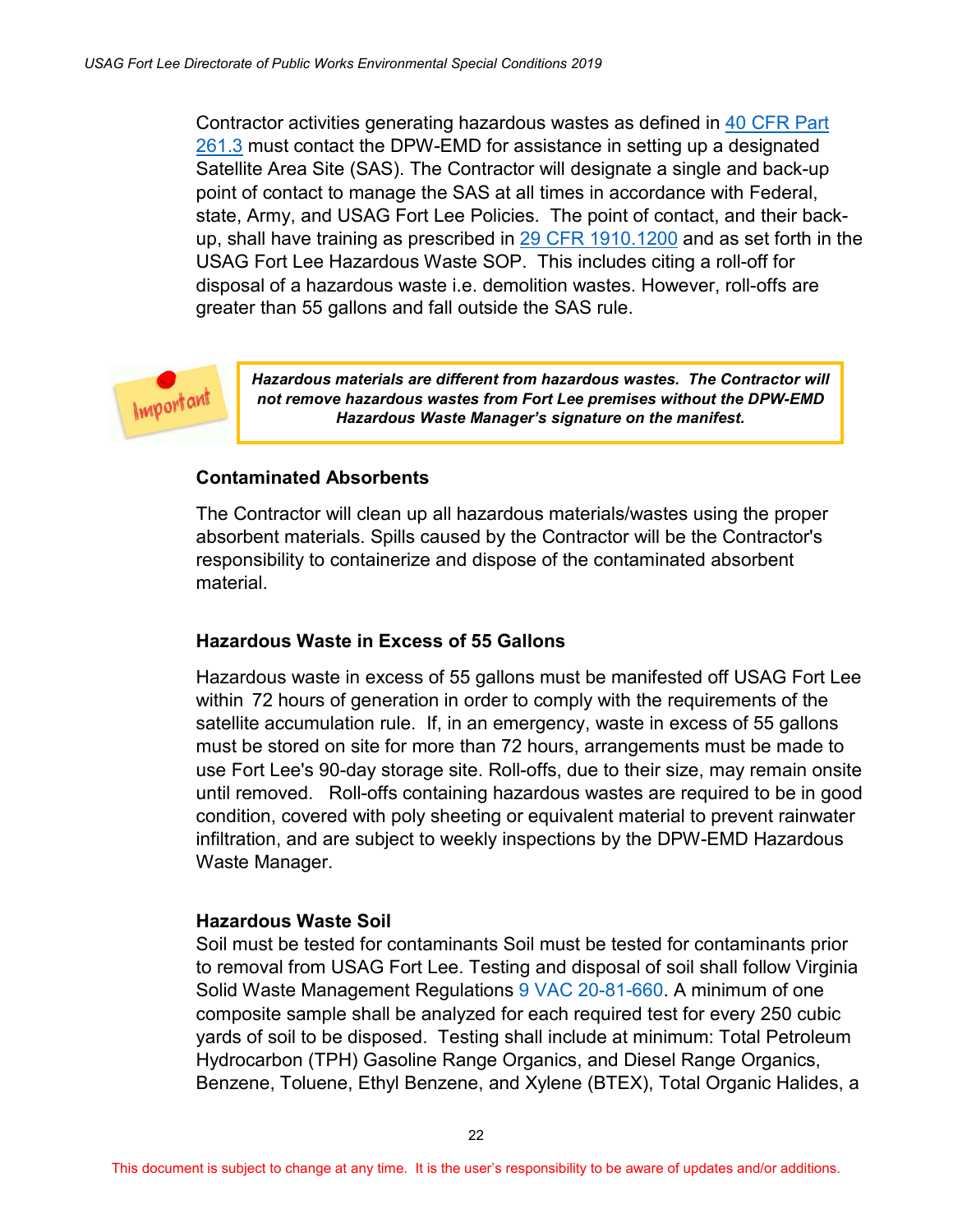Contractor activities generating hazardous wastes as defined in 40 CFR Part 261.3 must contact the DPW-EMD for assistance in setting up a designated Satellite Area Site (SAS). The Contractor will designate a single and back-up point of contact to manage the SAS at all times in accordance with Federal, state, Army, and USAG Fort Lee Policies. The point of contact, and their back-up, shall have training as prescribed in 29 CFR 1910.1200 and as set forth in the USAG Fort Lee Hazardous Waste SOP. This includes citing a roll-off for disposal of a hazardous waste i.e. demolition wastes. However, roll-offs are greater than 55 gallons and fall outside the SAS rule.

Important

***Hazardous materials are different from hazardous wastes. The Contractor will not remove hazardous wastes from Fort Lee premises without the DPW-EMD Hazardous Waste Manager's signature on the manifest.***

### Contaminated Absorbents

The Contractor will clean up all hazardous materials/wastes using the proper absorbent materials. Spills caused by the Contractor will be the Contractor's responsibility to containerize and dispose of the contaminated absorbent material.

### Hazardous Waste in Excess of 55 Gallons

Hazardous waste in excess of 55 gallons must be manifested off USAG Fort Lee within 72 hours of generation in order to comply with the requirements of the satellite accumulation rule. If, in an emergency, waste in excess of 55 gallons must be stored on site for more than 72 hours, arrangements must be made to use Fort Lee's 90-day storage site. Roll-offs, due to their size, may remain onsite until removed. Roll-offs containing hazardous wastes are required to be in good condition, covered with poly sheeting or equivalent material to prevent rainwater infiltration, and are subject to weekly inspections by the DPW-EMD Hazardous Waste Manager.

### Hazardous Waste Soil

Soil must be tested for contaminants Soil must be tested for contaminants prior to removal from USAG Fort Lee. Testing and disposal of soil shall follow Virginia Solid Waste Management Regulations 9 VAC 20-81-660. A minimum of one composite sample shall be analyzed for each required test for every 250 cubic yards of soil to be disposed. Testing shall include at minimum: Total Petroleum Hydrocarbon (TPH) Gasoline Range Organics, and Diesel Range Organics, Benzene, Toluene, Ethyl Benzene, and Xylene (BTEX), Total Organic Halides, a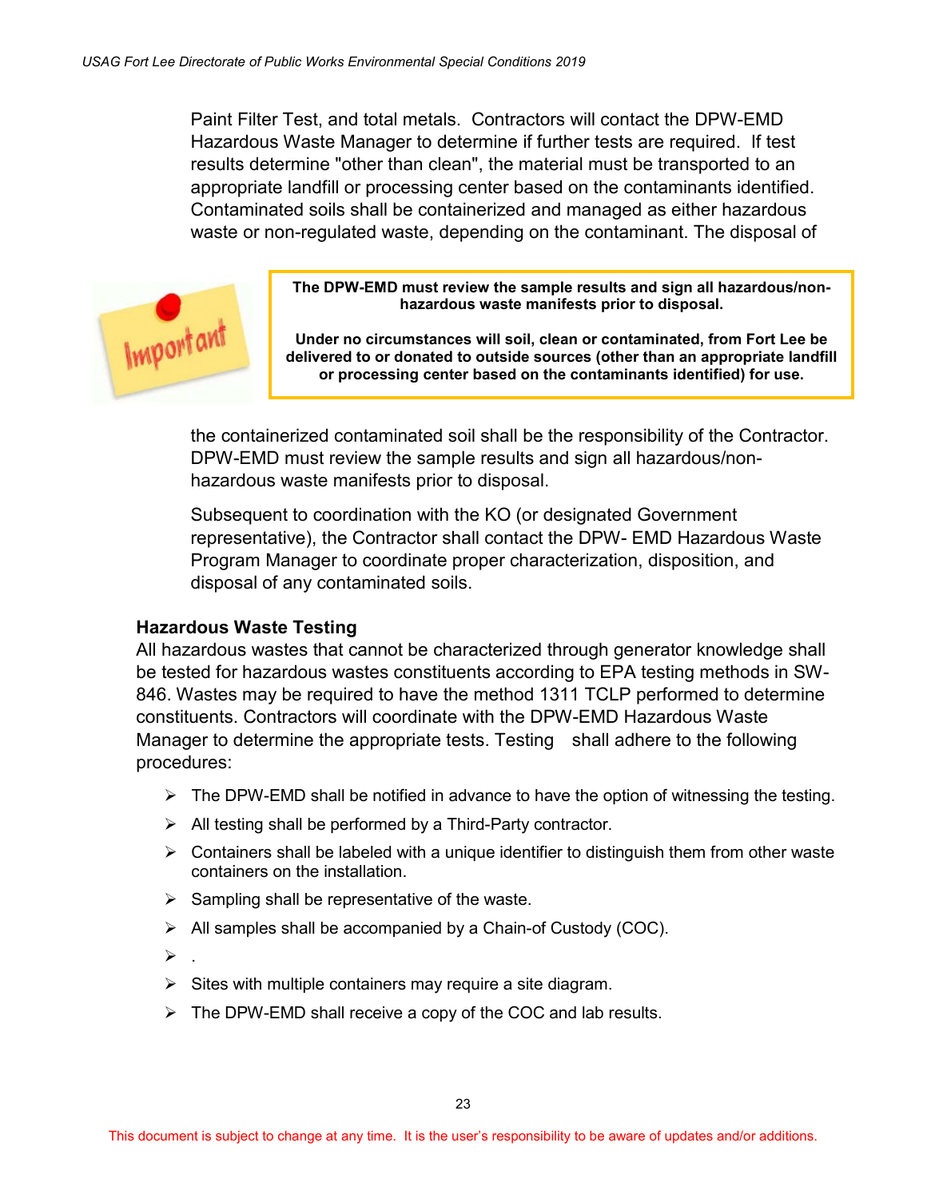Paint Filter Test, and total metals. Contractors will contact the DPW-EMD Hazardous Waste Manager to determine if further tests are required. If test results determine "other than clean", the material must be transported to an appropriate landfill or processing center based on the contaminants identified. Contaminated soils shall be containerized and managed as either hazardous waste or non-regulated waste, depending on the contaminant. The disposal of the containerized contaminated soil shall be the responsibility of the Contractor. DPW-EMD must review the sample results and sign all hazardous/non-hazardous waste manifests prior to disposal.

**The DPW-EMD must review the sample results and sign all hazardous/non-hazardous waste manifests prior to disposal.**

**Under no circumstances will soil, clean or contaminated, from Fort Lee be delivered to or donated to outside sources (other than an appropriate landfill or processing center based on the contaminants identified) for use.**

Subsequent to coordination with the KO (or designated Government representative), the Contractor shall contact the DPW- EMD Hazardous Waste Program Manager to coordinate proper characterization, disposition, and disposal of any contaminated soils.

### Hazardous Waste Testing

All hazardous wastes that cannot be characterized through generator knowledge shall be tested for hazardous wastes constituents according to EPA testing methods in SW-846. Wastes may be required to have the method 1311 TCLP performed to determine constituents. Contractors will coordinate with the DPW-EMD Hazardous Waste Manager to determine the appropriate tests. Testing shall adhere to the following procedures:

- The DPW-EMD shall be notified in advance to have the option of witnessing the testing.
- All testing shall be performed by a Third-Party contractor.
- Containers shall be labeled with a unique identifier to distinguish them from other waste containers on the installation.
- Sampling shall be representative of the waste.
- All samples shall be accompanied by a Chain-of Custody (COC).
- .
- Sites with multiple containers may require a site diagram.
- The DPW-EMD shall receive a copy of the COC and lab results.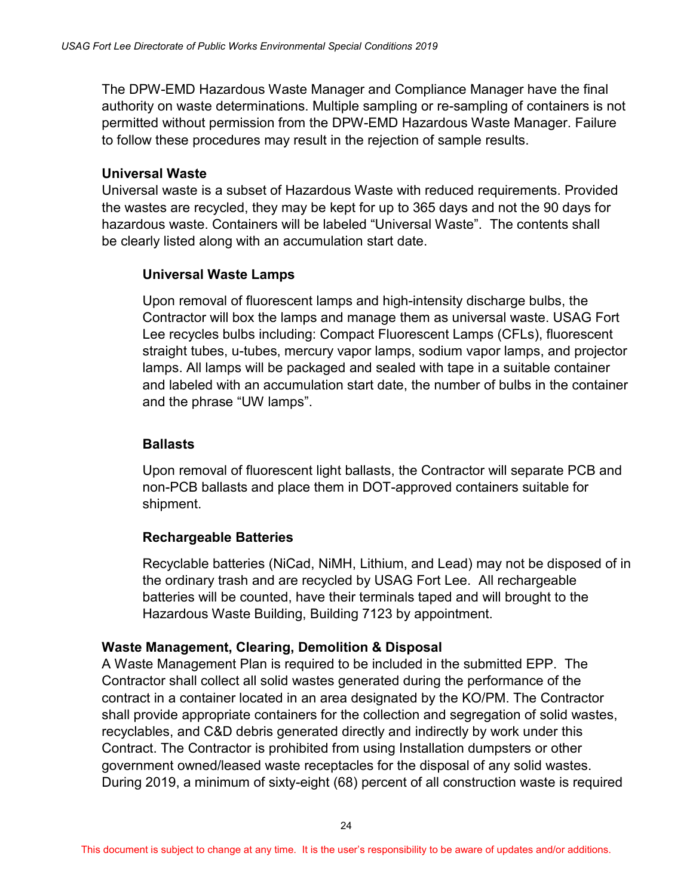The DPW-EMD Hazardous Waste Manager and Compliance Manager have the final authority on waste determinations. Multiple sampling or re-sampling of containers is not permitted without permission from the DPW-EMD Hazardous Waste Manager. Failure to follow these procedures may result in the rejection of sample results.

### Universal Waste

Universal waste is a subset of Hazardous Waste with reduced requirements. Provided the wastes are recycled, they may be kept for up to 365 days and not the 90 days for hazardous waste. Containers will be labeled "Universal Waste". The contents shall be clearly listed along with an accumulation start date.

#### Universal Waste Lamps

Upon removal of fluorescent lamps and high-intensity discharge bulbs, the Contractor will box the lamps and manage them as universal waste. USAG Fort Lee recycles bulbs including: Compact Fluorescent Lamps (CFLs), fluorescent straight tubes, u-tubes, mercury vapor lamps, sodium vapor lamps, and projector lamps. All lamps will be packaged and sealed with tape in a suitable container and labeled with an accumulation start date, the number of bulbs in the container and the phrase "UW lamps".

#### Ballasts

Upon removal of fluorescent light ballasts, the Contractor will separate PCB and non-PCB ballasts and place them in DOT-approved containers suitable for shipment.

#### Rechargeable Batteries

Recyclable batteries (NiCad, NiMH, Lithium, and Lead) may not be disposed of in the ordinary trash and are recycled by USAG Fort Lee. All rechargeable batteries will be counted, have their terminals taped and will brought to the Hazardous Waste Building, Building 7123 by appointment.

### Waste Management, Clearing, Demolition & Disposal

A Waste Management Plan is required to be included in the submitted EPP. The Contractor shall collect all solid wastes generated during the performance of the contract in a container located in an area designated by the KO/PM. The Contractor shall provide appropriate containers for the collection and segregation of solid wastes, recyclables, and C&D debris generated directly and indirectly by work under this Contract. The Contractor is prohibited from using Installation dumpsters or other government owned/leased waste receptacles for the disposal of any solid wastes. During 2019, a minimum of sixty-eight (68) percent of all construction waste is required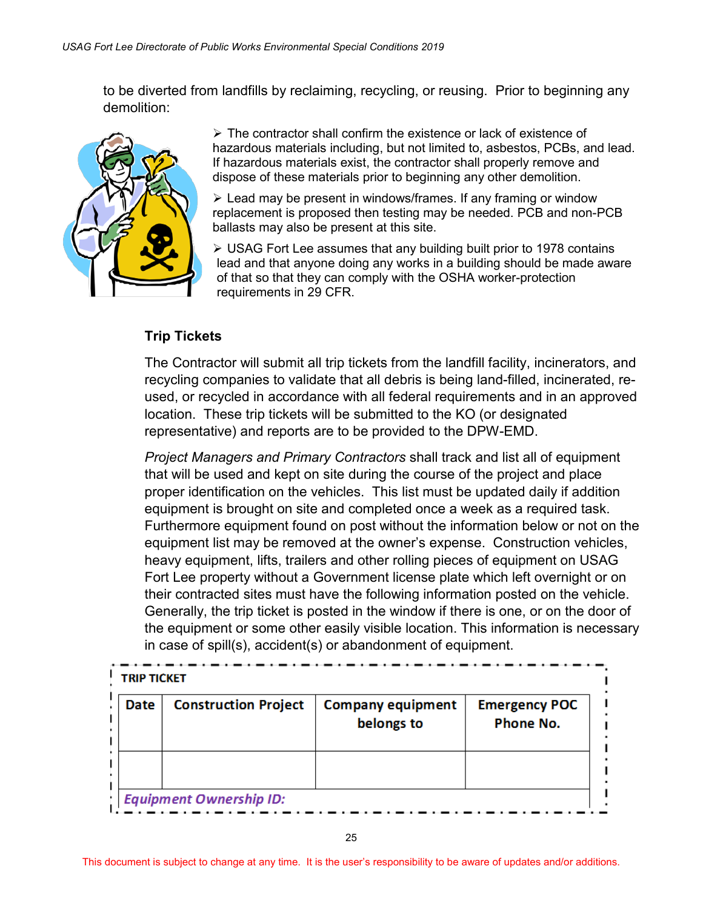to be diverted from landfills by reclaiming, recycling, or reusing. Prior to beginning any demolition:

- The contractor shall confirm the existence or lack of existence of hazardous materials including, but not limited to, asbestos, PCBs, and lead. If hazardous materials exist, the contractor shall properly remove and dispose of these materials prior to beginning any other demolition.
- Lead may be present in windows/frames. If any framing or window replacement is proposed then testing may be needed. PCB and non-PCB ballasts may also be present at this site.
- USAG Fort Lee assumes that any building built prior to 1978 contains lead and that anyone doing any works in a building should be made aware of that so that they can comply with the OSHA worker-protection requirements in 29 CFR.

### Trip Tickets

The Contractor will submit all trip tickets from the landfill facility, incinerators, and recycling companies to validate that all debris is being land-filled, incinerated, re-used, or recycled in accordance with all federal requirements and in an approved location. These trip tickets will be submitted to the KO (or designated representative) and reports are to be provided to the DPW-EMD.

*Project Managers and Primary Contractors* shall track and list all of equipment that will be used and kept on site during the course of the project and place proper identification on the vehicles. This list must be updated daily if addition equipment is brought on site and completed once a week as a required task. Furthermore equipment found on post without the information below or not on the equipment list may be removed at the owner's expense. Construction vehicles, heavy equipment, lifts, trailers and other rolling pieces of equipment on USAG Fort Lee property without a Government license plate which left overnight or on their contracted sites must have the following information posted on the vehicle. Generally, the trip ticket is posted in the window if there is one, or on the door of the equipment or some other easily visible location. This information is necessary in case of spill(s), accident(s) or abandonment of equipment.

**TRIP TICKET**

| Date | Construction Project | Company equipment belongs to | Emergency POC Phone No. |
|---|---|---|---|
| | | | |
| ***Equipment Ownership ID:*** | | | |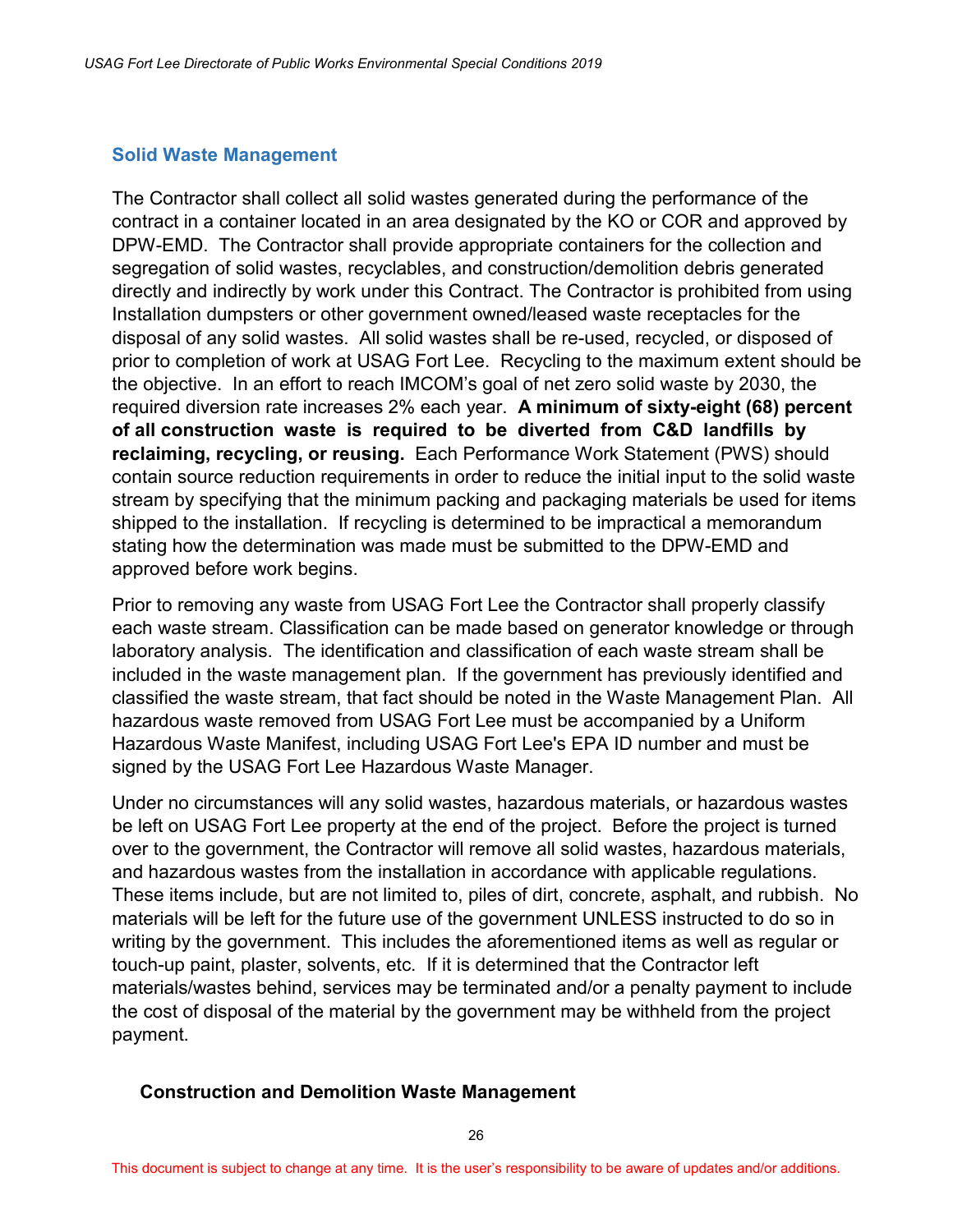## Solid Waste Management

The Contractor shall collect all solid wastes generated during the performance of the contract in a container located in an area designated by the KO or COR and approved by DPW-EMD. The Contractor shall provide appropriate containers for the collection and segregation of solid wastes, recyclables, and construction/demolition debris generated directly and indirectly by work under this Contract. The Contractor is prohibited from using Installation dumpsters or other government owned/leased waste receptacles for the disposal of any solid wastes. All solid wastes shall be re-used, recycled, or disposed of prior to completion of work at USAG Fort Lee. Recycling to the maximum extent should be the objective. In an effort to reach IMCOM's goal of net zero solid waste by 2030, the required diversion rate increases 2% each year. **A minimum of sixty-eight (68) percent of all construction waste is required to be diverted from C&D landfills by reclaiming, recycling, or reusing.** Each Performance Work Statement (PWS) should contain source reduction requirements in order to reduce the initial input to the solid waste stream by specifying that the minimum packing and packaging materials be used for items shipped to the installation. If recycling is determined to be impractical a memorandum stating how the determination was made must be submitted to the DPW-EMD and approved before work begins.

Prior to removing any waste from USAG Fort Lee the Contractor shall properly classify each waste stream. Classification can be made based on generator knowledge or through laboratory analysis. The identification and classification of each waste stream shall be included in the waste management plan. If the government has previously identified and classified the waste stream, that fact should be noted in the Waste Management Plan. All hazardous waste removed from USAG Fort Lee must be accompanied by a Uniform Hazardous Waste Manifest, including USAG Fort Lee's EPA ID number and must be signed by the USAG Fort Lee Hazardous Waste Manager.

Under no circumstances will any solid wastes, hazardous materials, or hazardous wastes be left on USAG Fort Lee property at the end of the project. Before the project is turned over to the government, the Contractor will remove all solid wastes, hazardous materials, and hazardous wastes from the installation in accordance with applicable regulations. These items include, but are not limited to, piles of dirt, concrete, asphalt, and rubbish. No materials will be left for the future use of the government UNLESS instructed to do so in writing by the government. This includes the aforementioned items as well as regular or touch-up paint, plaster, solvents, etc. If it is determined that the Contractor left materials/wastes behind, services may be terminated and/or a penalty payment to include the cost of disposal of the material by the government may be withheld from the project payment.

### Construction and Demolition Waste Management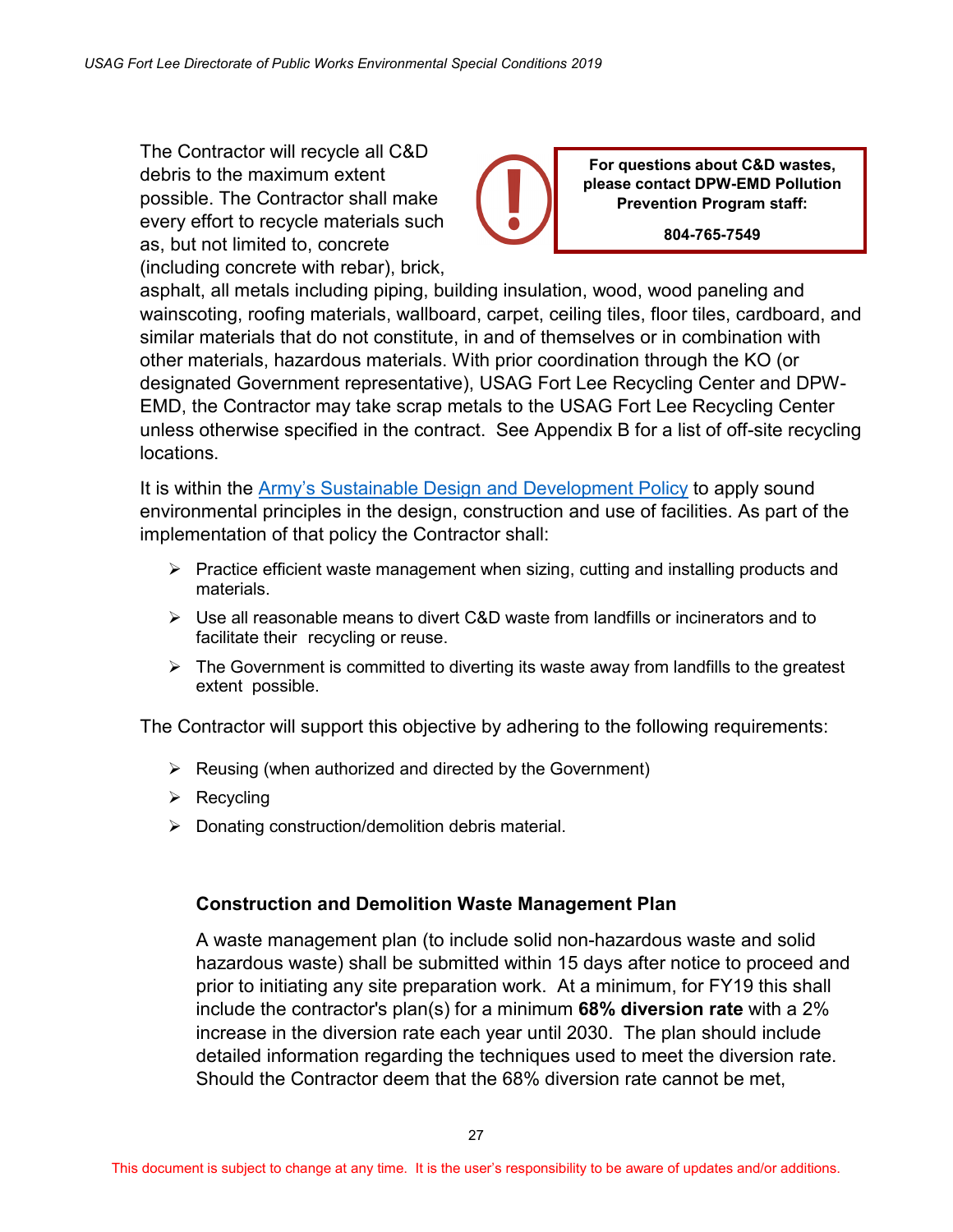The Contractor will recycle all C&D debris to the maximum extent possible. The Contractor shall make every effort to recycle materials such as, but not limited to, concrete (including concrete with rebar), brick, asphalt, all metals including piping, building insulation, wood, wood paneling and wainscoting, roofing materials, wallboard, carpet, ceiling tiles, floor tiles, cardboard, and similar materials that do not constitute, in and of themselves or in combination with other materials, hazardous materials. With prior coordination through the KO (or designated Government representative), USAG Fort Lee Recycling Center and DPW-EMD, the Contractor may take scrap metals to the USAG Fort Lee Recycling Center unless otherwise specified in the contract. See Appendix B for a list of off-site recycling locations.

> **For questions about C&D wastes, please contact DPW-EMD Pollution Prevention Program staff:**
>
> **804-765-7549**

It is within the Army's Sustainable Design and Development Policy to apply sound environmental principles in the design, construction and use of facilities. As part of the implementation of that policy the Contractor shall:

- Practice efficient waste management when sizing, cutting and installing products and materials.
- Use all reasonable means to divert C&D waste from landfills or incinerators and to facilitate their recycling or reuse.
- The Government is committed to diverting its waste away from landfills to the greatest extent possible.

The Contractor will support this objective by adhering to the following requirements:

- Reusing (when authorized and directed by the Government)
- Recycling
- Donating construction/demolition debris material.

### Construction and Demolition Waste Management Plan

A waste management plan (to include solid non-hazardous waste and solid hazardous waste) shall be submitted within 15 days after notice to proceed and prior to initiating any site preparation work. At a minimum, for FY19 this shall include the contractor's plan(s) for a minimum **68% diversion rate** with a 2% increase in the diversion rate each year until 2030. The plan should include detailed information regarding the techniques used to meet the diversion rate. Should the Contractor deem that the 68% diversion rate cannot be met,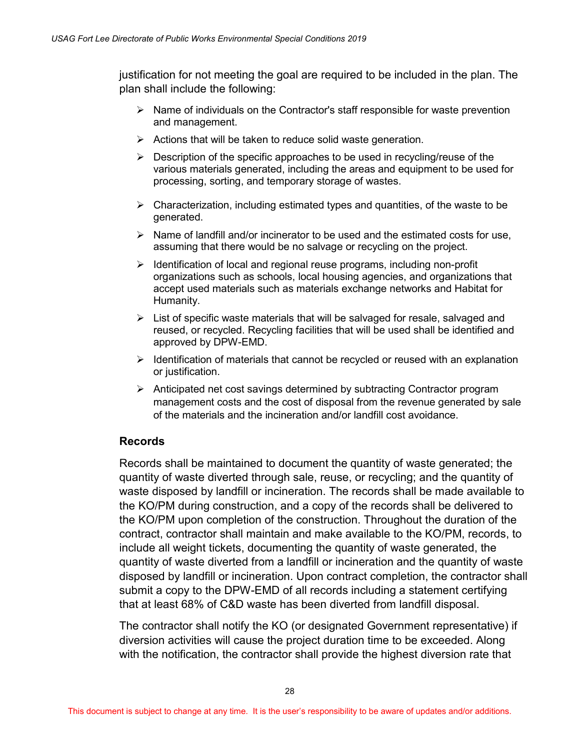justification for not meeting the goal are required to be included in the plan. The plan shall include the following:

- Name of individuals on the Contractor's staff responsible for waste prevention and management.
- Actions that will be taken to reduce solid waste generation.
- Description of the specific approaches to be used in recycling/reuse of the various materials generated, including the areas and equipment to be used for processing, sorting, and temporary storage of wastes.
- Characterization, including estimated types and quantities, of the waste to be generated.
- Name of landfill and/or incinerator to be used and the estimated costs for use, assuming that there would be no salvage or recycling on the project.
- Identification of local and regional reuse programs, including non-profit organizations such as schools, local housing agencies, and organizations that accept used materials such as materials exchange networks and Habitat for Humanity.
- List of specific waste materials that will be salvaged for resale, salvaged and reused, or recycled. Recycling facilities that will be used shall be identified and approved by DPW-EMD.
- Identification of materials that cannot be recycled or reused with an explanation or justification.
- Anticipated net cost savings determined by subtracting Contractor program management costs and the cost of disposal from the revenue generated by sale of the materials and the incineration and/or landfill cost avoidance.

**Records**

Records shall be maintained to document the quantity of waste generated; the quantity of waste diverted through sale, reuse, or recycling; and the quantity of waste disposed by landfill or incineration. The records shall be made available to the KO/PM during construction, and a copy of the records shall be delivered to the KO/PM upon completion of the construction. Throughout the duration of the contract, contractor shall maintain and make available to the KO/PM, records, to include all weight tickets, documenting the quantity of waste generated, the quantity of waste diverted from a landfill or incineration and the quantity of waste disposed by landfill or incineration. Upon contract completion, the contractor shall submit a copy to the DPW-EMD of all records including a statement certifying that at least 68% of C&D waste has been diverted from landfill disposal.

The contractor shall notify the KO (or designated Government representative) if diversion activities will cause the project duration time to be exceeded. Along with the notification, the contractor shall provide the highest diversion rate that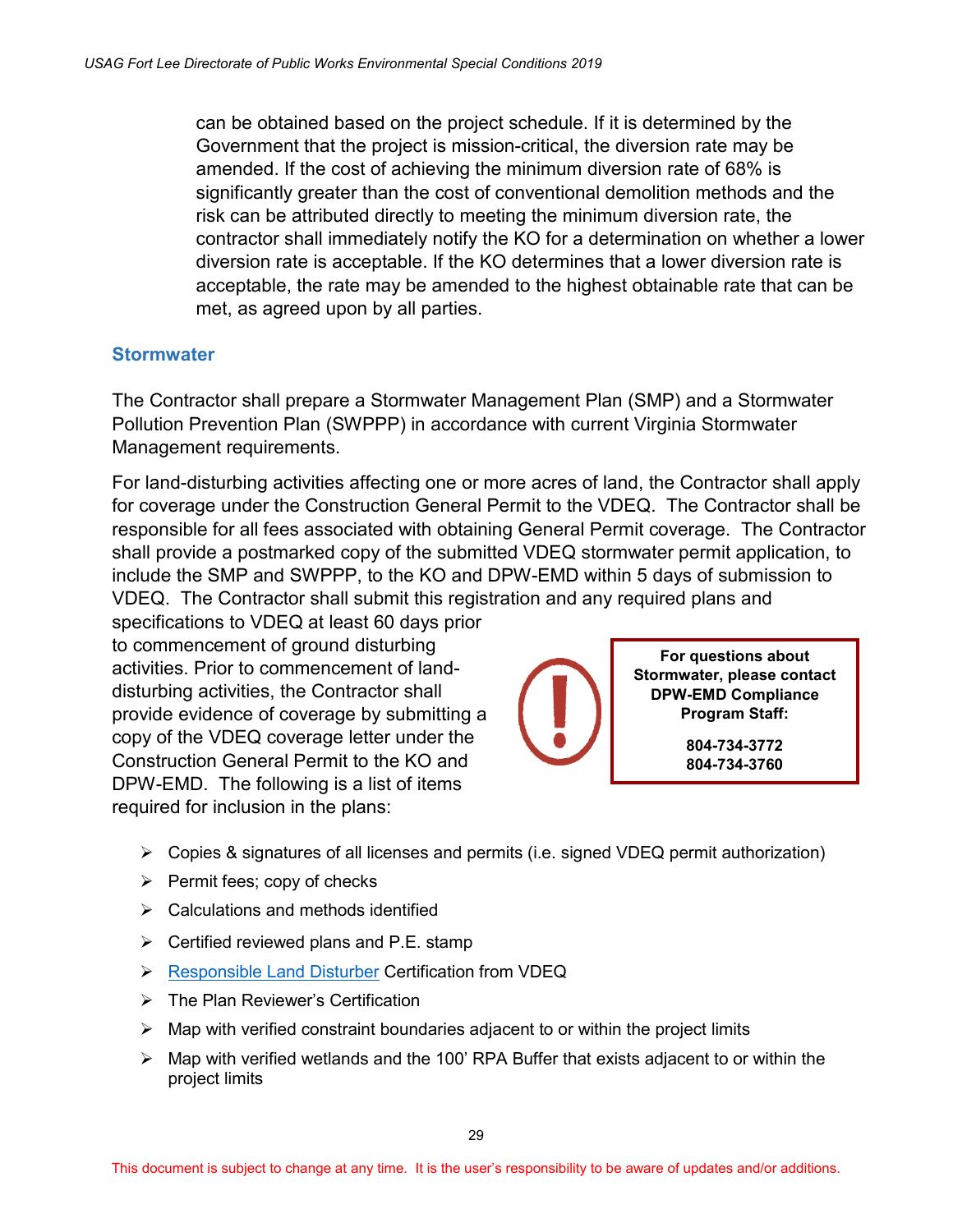can be obtained based on the project schedule. If it is determined by the Government that the project is mission-critical, the diversion rate may be amended. If the cost of achieving the minimum diversion rate of 68% is significantly greater than the cost of conventional demolition methods and the risk can be attributed directly to meeting the minimum diversion rate, the contractor shall immediately notify the KO for a determination on whether a lower diversion rate is acceptable. If the KO determines that a lower diversion rate is acceptable, the rate may be amended to the highest obtainable rate that can be met, as agreed upon by all parties.

## Stormwater

The Contractor shall prepare a Stormwater Management Plan (SMP) and a Stormwater Pollution Prevention Plan (SWPPP) in accordance with current Virginia Stormwater Management requirements.

For land-disturbing activities affecting one or more acres of land, the Contractor shall apply for coverage under the Construction General Permit to the VDEQ. The Contractor shall be responsible for all fees associated with obtaining General Permit coverage. The Contractor shall provide a postmarked copy of the submitted VDEQ stormwater permit application, to include the SMP and SWPPP, to the KO and DPW-EMD within 5 days of submission to VDEQ. The Contractor shall submit this registration and any required plans and specifications to VDEQ at least 60 days prior to commencement of ground disturbing activities. Prior to commencement of land-disturbing activities, the Contractor shall provide evidence of coverage by submitting a copy of the VDEQ coverage letter under the Construction General Permit to the KO and DPW-EMD. The following is a list of items required for inclusion in the plans:

> **For questions about Stormwater, please contact DPW-EMD Compliance Program Staff:**
>
> **804-734-3772**
> **804-734-3760**

- Copies & signatures of all licenses and permits (i.e. signed VDEQ permit authorization)
- Permit fees; copy of checks
- Calculations and methods identified
- Certified reviewed plans and P.E. stamp
- Responsible Land Disturber Certification from VDEQ
- The Plan Reviewer's Certification
- Map with verified constraint boundaries adjacent to or within the project limits
- Map with verified wetlands and the 100' RPA Buffer that exists adjacent to or within the project limits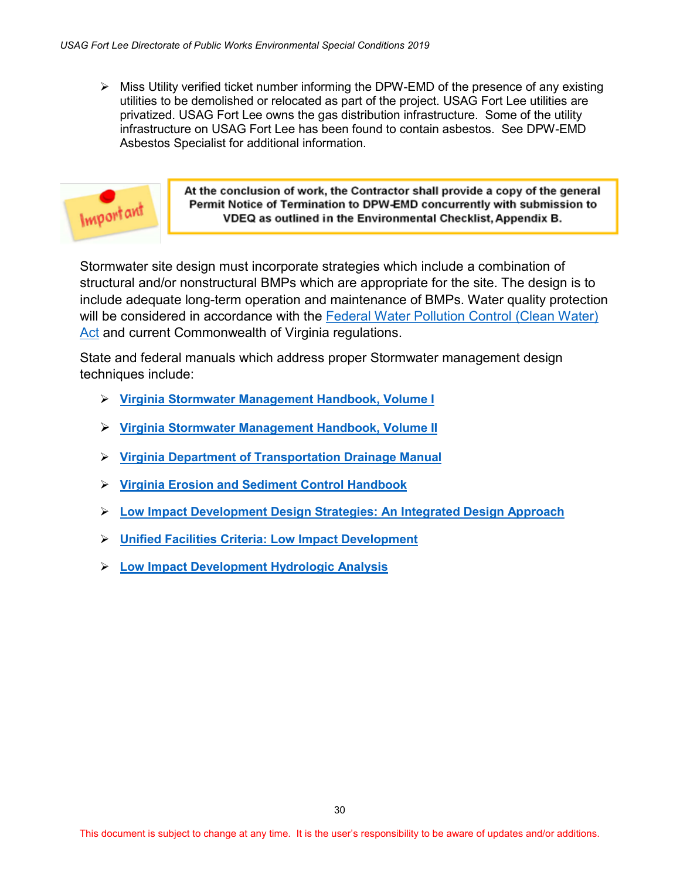- Miss Utility verified ticket number informing the DPW-EMD of the presence of any existing utilities to be demolished or relocated as part of the project. USAG Fort Lee utilities are privatized. USAG Fort Lee owns the gas distribution infrastructure. Some of the utility infrastructure on USAG Fort Lee has been found to contain asbestos. See DPW-EMD Asbestos Specialist for additional information.

**Important**

**At the conclusion of work, the Contractor shall provide a copy of the general Permit Notice of Termination to DPW-EMD concurrently with submission to VDEQ as outlined in the Environmental Checklist, Appendix B.**

Stormwater site design must incorporate strategies which include a combination of structural and/or nonstructural BMPs which are appropriate for the site. The design is to include adequate long-term operation and maintenance of BMPs. Water quality protection will be considered in accordance with the Federal Water Pollution Control (Clean Water) Act and current Commonwealth of Virginia regulations.

State and federal manuals which address proper Stormwater management design techniques include:

- **Virginia Stormwater Management Handbook, Volume I**
- **Virginia Stormwater Management Handbook, Volume II**
- **Virginia Department of Transportation Drainage Manual**
- **Virginia Erosion and Sediment Control Handbook**
- **Low Impact Development Design Strategies: An Integrated Design Approach**
- **Unified Facilities Criteria: Low Impact Development**
- **Low Impact Development Hydrologic Analysis**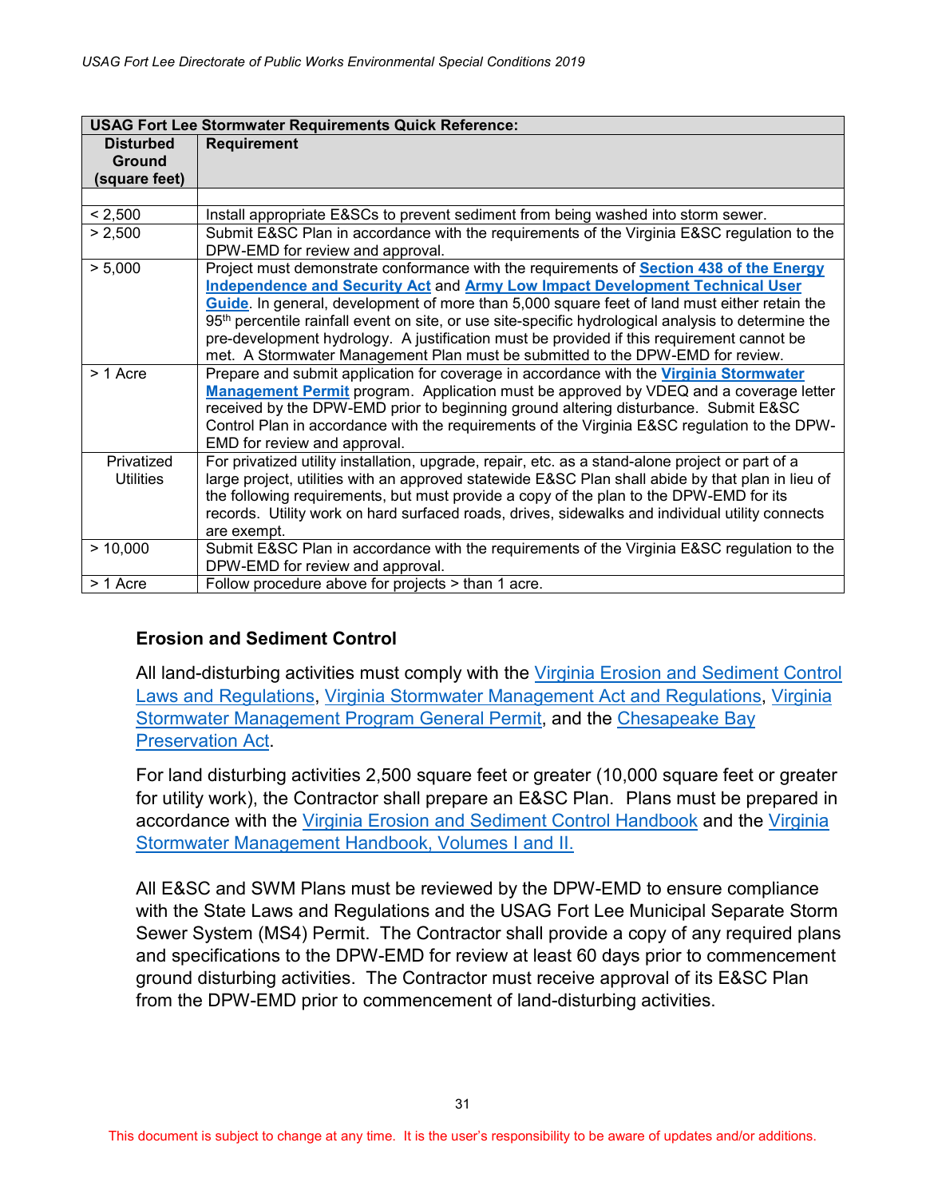| USAG Fort Lee Stormwater Requirements Quick Reference: | |
|---|---|
| **Disturbed Ground (square feet)** | **Requirement** |
| | |
| < 2,500 | Install appropriate E&SCs to prevent sediment from being washed into storm sewer. |
| > 2,500 | Submit E&SC Plan in accordance with the requirements of the Virginia E&SC regulation to the DPW-EMD for review and approval. |
| > 5,000 | Project must demonstrate conformance with the requirements of **Section 438 of the Energy Independence and Security Act** and **Army Low Impact Development Technical User Guide**. In general, development of more than 5,000 square feet of land must either retain the 95th percentile rainfall event on site, or use site-specific hydrological analysis to determine the pre-development hydrology. A justification must be provided if this requirement cannot be met. A Stormwater Management Plan must be submitted to the DPW-EMD for review. |
| > 1 Acre | Prepare and submit application for coverage in accordance with the **Virginia Stormwater Management Permit** program. Application must be approved by VDEQ and a coverage letter received by the DPW-EMD prior to beginning ground altering disturbance. Submit E&SC Control Plan in accordance with the requirements of the Virginia E&SC regulation to the DPW-EMD for review and approval. |
| Privatized Utilities | For privatized utility installation, upgrade, repair, etc. as a stand-alone project or part of a large project, utilities with an approved statewide E&SC Plan shall abide by that plan in lieu of the following requirements, but must provide a copy of the plan to the DPW-EMD for its records. Utility work on hard surfaced roads, drives, sidewalks and individual utility connects are exempt. |
| > 10,000 | Submit E&SC Plan in accordance with the requirements of the Virginia E&SC regulation to the DPW-EMD for review and approval. |
| > 1 Acre | Follow procedure above for projects > than 1 acre. |

### Erosion and Sediment Control

All land-disturbing activities must comply with the Virginia Erosion and Sediment Control Laws and Regulations, Virginia Stormwater Management Act and Regulations, Virginia Stormwater Management Program General Permit, and the Chesapeake Bay Preservation Act.

For land disturbing activities 2,500 square feet or greater (10,000 square feet or greater for utility work), the Contractor shall prepare an E&SC Plan. Plans must be prepared in accordance with the Virginia Erosion and Sediment Control Handbook and the Virginia Stormwater Management Handbook, Volumes I and II.

All E&SC and SWM Plans must be reviewed by the DPW-EMD to ensure compliance with the State Laws and Regulations and the USAG Fort Lee Municipal Separate Storm Sewer System (MS4) Permit. The Contractor shall provide a copy of any required plans and specifications to the DPW-EMD for review at least 60 days prior to commencement ground disturbing activities. The Contractor must receive approval of its E&SC Plan from the DPW-EMD prior to commencement of land-disturbing activities.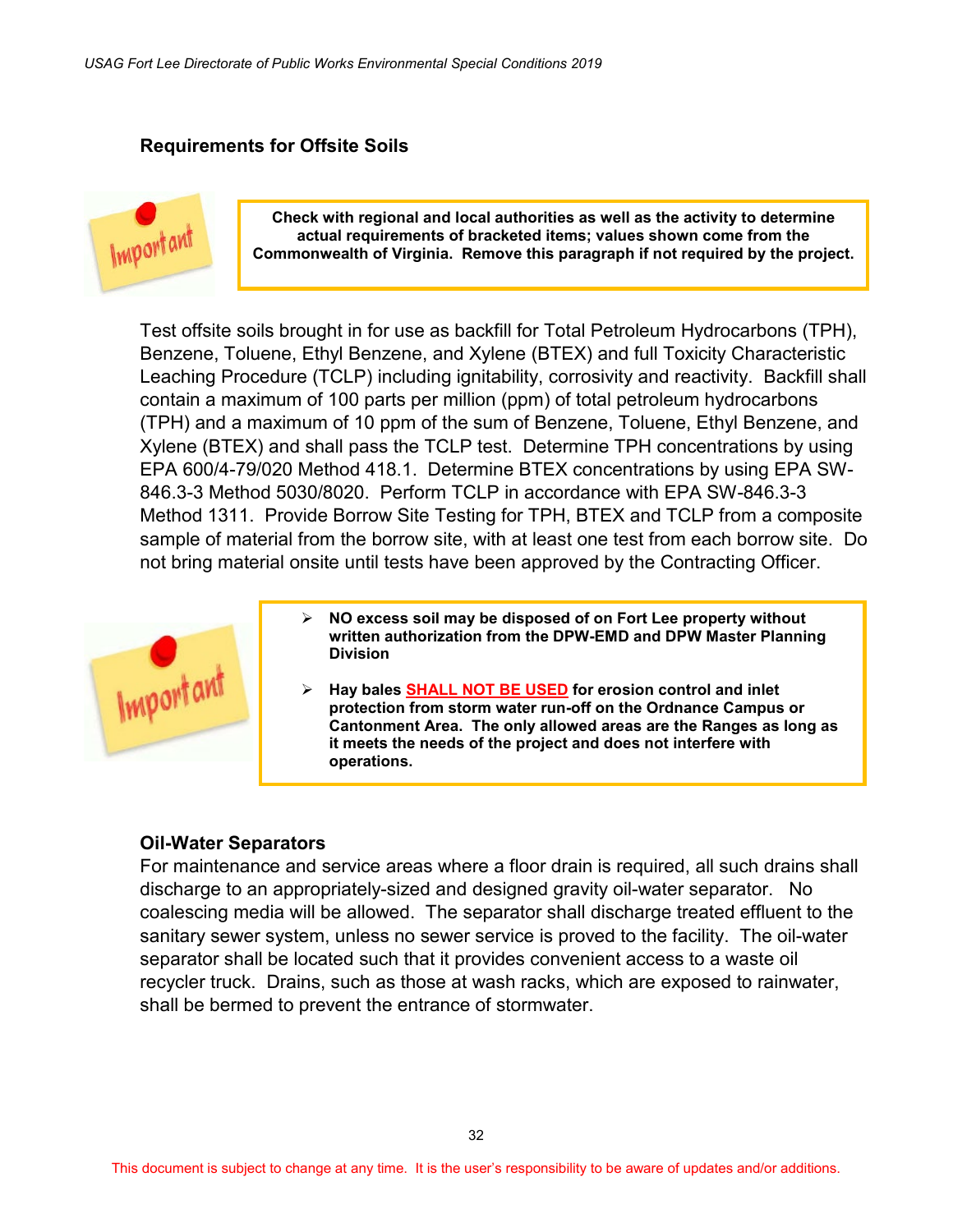## Requirements for Offsite Soils

**Check with regional and local authorities as well as the activity to determine actual requirements of bracketed items; values shown come from the Commonwealth of Virginia. Remove this paragraph if not required by the project.**

Test offsite soils brought in for use as backfill for Total Petroleum Hydrocarbons (TPH), Benzene, Toluene, Ethyl Benzene, and Xylene (BTEX) and full Toxicity Characteristic Leaching Procedure (TCLP) including ignitability, corrosivity and reactivity. Backfill shall contain a maximum of 100 parts per million (ppm) of total petroleum hydrocarbons (TPH) and a maximum of 10 ppm of the sum of Benzene, Toluene, Ethyl Benzene, and Xylene (BTEX) and shall pass the TCLP test. Determine TPH concentrations by using EPA 600/4-79/020 Method 418.1. Determine BTEX concentrations by using EPA SW-846.3-3 Method 5030/8020. Perform TCLP in accordance with EPA SW-846.3-3 Method 1311. Provide Borrow Site Testing for TPH, BTEX and TCLP from a composite sample of material from the borrow site, with at least one test from each borrow site. Do not bring material onsite until tests have been approved by the Contracting Officer.

- **NO excess soil may be disposed of on Fort Lee property without written authorization from the DPW-EMD and DPW Master Planning Division**
- **Hay bales SHALL NOT BE USED for erosion control and inlet protection from storm water run-off on the Ordnance Campus or Cantonment Area. The only allowed areas are the Ranges as long as it meets the needs of the project and does not interfere with operations.**

## Oil-Water Separators

For maintenance and service areas where a floor drain is required, all such drains shall discharge to an appropriately-sized and designed gravity oil-water separator. No coalescing media will be allowed. The separator shall discharge treated effluent to the sanitary sewer system, unless no sewer service is proved to the facility. The oil-water separator shall be located such that it provides convenient access to a waste oil recycler truck. Drains, such as those at wash racks, which are exposed to rainwater, shall be bermed to prevent the entrance of stormwater.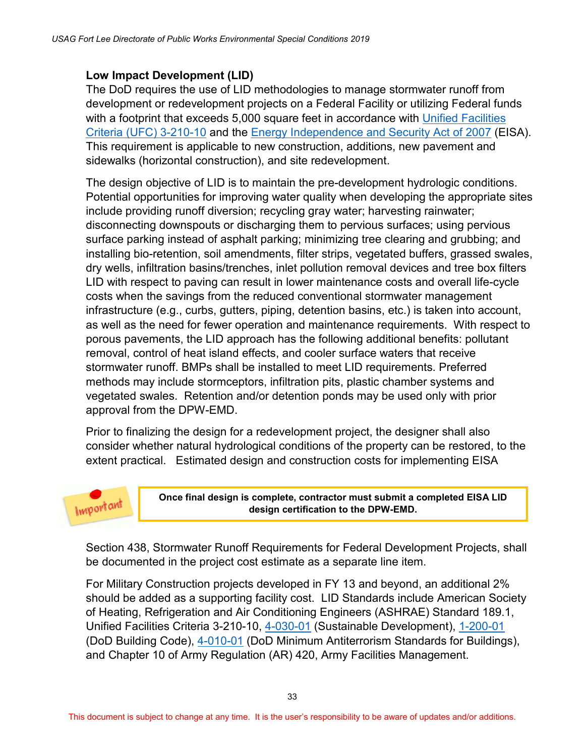**Low Impact Development (LID)**

The DoD requires the use of LID methodologies to manage stormwater runoff from development or redevelopment projects on a Federal Facility or utilizing Federal funds with a footprint that exceeds 5,000 square feet in accordance with Unified Facilities Criteria (UFC) 3-210-10 and the Energy Independence and Security Act of 2007 (EISA). This requirement is applicable to new construction, additions, new pavement and sidewalks (horizontal construction), and site redevelopment.

The design objective of LID is to maintain the pre-development hydrologic conditions. Potential opportunities for improving water quality when developing the appropriate sites include providing runoff diversion; recycling gray water; harvesting rainwater; disconnecting downspouts or discharging them to pervious surfaces; using pervious surface parking instead of asphalt parking; minimizing tree clearing and grubbing; and installing bio-retention, soil amendments, filter strips, vegetated buffers, grassed swales, dry wells, infiltration basins/trenches, inlet pollution removal devices and tree box filters LID with respect to paving can result in lower maintenance costs and overall life-cycle costs when the savings from the reduced conventional stormwater management infrastructure (e.g., curbs, gutters, piping, detention basins, etc.) is taken into account, as well as the need for fewer operation and maintenance requirements. With respect to porous pavements, the LID approach has the following additional benefits: pollutant removal, control of heat island effects, and cooler surface waters that receive stormwater runoff. BMPs shall be installed to meet LID requirements. Preferred methods may include stormceptors, infiltration pits, plastic chamber systems and vegetated swales. Retention and/or detention ponds may be used only with prior approval from the DPW-EMD.

Prior to finalizing the design for a redevelopment project, the designer shall also consider whether natural hydrological conditions of the property can be restored, to the extent practical. Estimated design and construction costs for implementing EISA

Important

**Once final design is complete, contractor must submit a completed EISA LID design certification to the DPW-EMD.**

Section 438, Stormwater Runoff Requirements for Federal Development Projects, shall be documented in the project cost estimate as a separate line item.

For Military Construction projects developed in FY 13 and beyond, an additional 2% should be added as a supporting facility cost. LID Standards include American Society of Heating, Refrigeration and Air Conditioning Engineers (ASHRAE) Standard 189.1, Unified Facilities Criteria 3-210-10, 4-030-01 (Sustainable Development), 1-200-01 (DoD Building Code), 4-010-01 (DoD Minimum Antiterrorism Standards for Buildings), and Chapter 10 of Army Regulation (AR) 420, Army Facilities Management.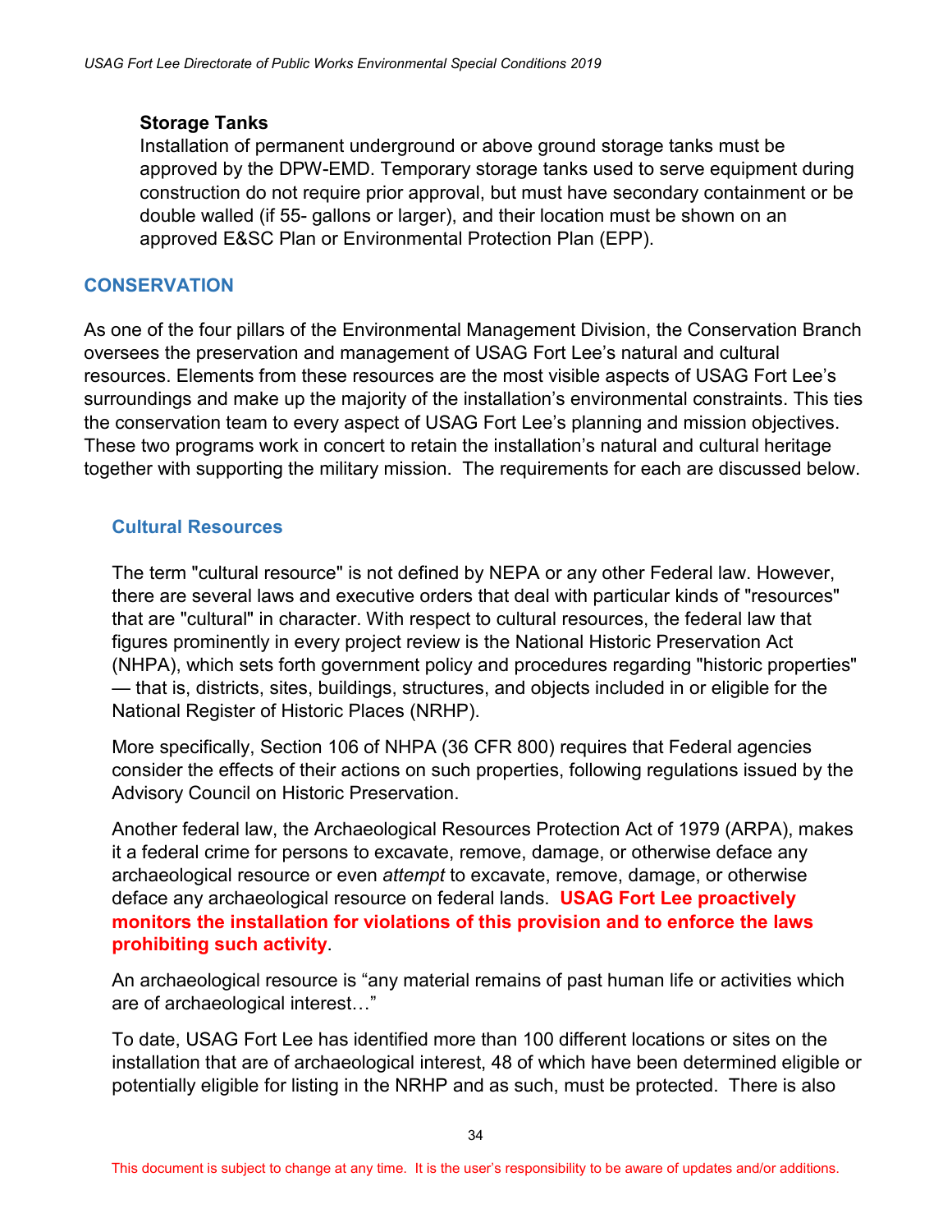### Storage Tanks

Installation of permanent underground or above ground storage tanks must be approved by the DPW-EMD. Temporary storage tanks used to serve equipment during construction do not require prior approval, but must have secondary containment or be double walled (if 55- gallons or larger), and their location must be shown on an approved E&SC Plan or Environmental Protection Plan (EPP).

## CONSERVATION

As one of the four pillars of the Environmental Management Division, the Conservation Branch oversees the preservation and management of USAG Fort Lee's natural and cultural resources. Elements from these resources are the most visible aspects of USAG Fort Lee's surroundings and make up the majority of the installation's environmental constraints. This ties the conservation team to every aspect of USAG Fort Lee's planning and mission objectives. These two programs work in concert to retain the installation's natural and cultural heritage together with supporting the military mission. The requirements for each are discussed below.

### Cultural Resources

The term "cultural resource" is not defined by NEPA or any other Federal law. However, there are several laws and executive orders that deal with particular kinds of "resources" that are "cultural" in character. With respect to cultural resources, the federal law that figures prominently in every project review is the National Historic Preservation Act (NHPA), which sets forth government policy and procedures regarding "historic properties" — that is, districts, sites, buildings, structures, and objects included in or eligible for the National Register of Historic Places (NRHP).

More specifically, Section 106 of NHPA (36 CFR 800) requires that Federal agencies consider the effects of their actions on such properties, following regulations issued by the Advisory Council on Historic Preservation.

Another federal law, the Archaeological Resources Protection Act of 1979 (ARPA), makes it a federal crime for persons to excavate, remove, damage, or otherwise deface any archaeological resource or even *attempt* to excavate, remove, damage, or otherwise deface any archaeological resource on federal lands. **USAG Fort Lee proactively monitors the installation for violations of this provision and to enforce the laws prohibiting such activity**.

An archaeological resource is "any material remains of past human life or activities which are of archaeological interest…"

To date, USAG Fort Lee has identified more than 100 different locations or sites on the installation that are of archaeological interest, 48 of which have been determined eligible or potentially eligible for listing in the NRHP and as such, must be protected. There is also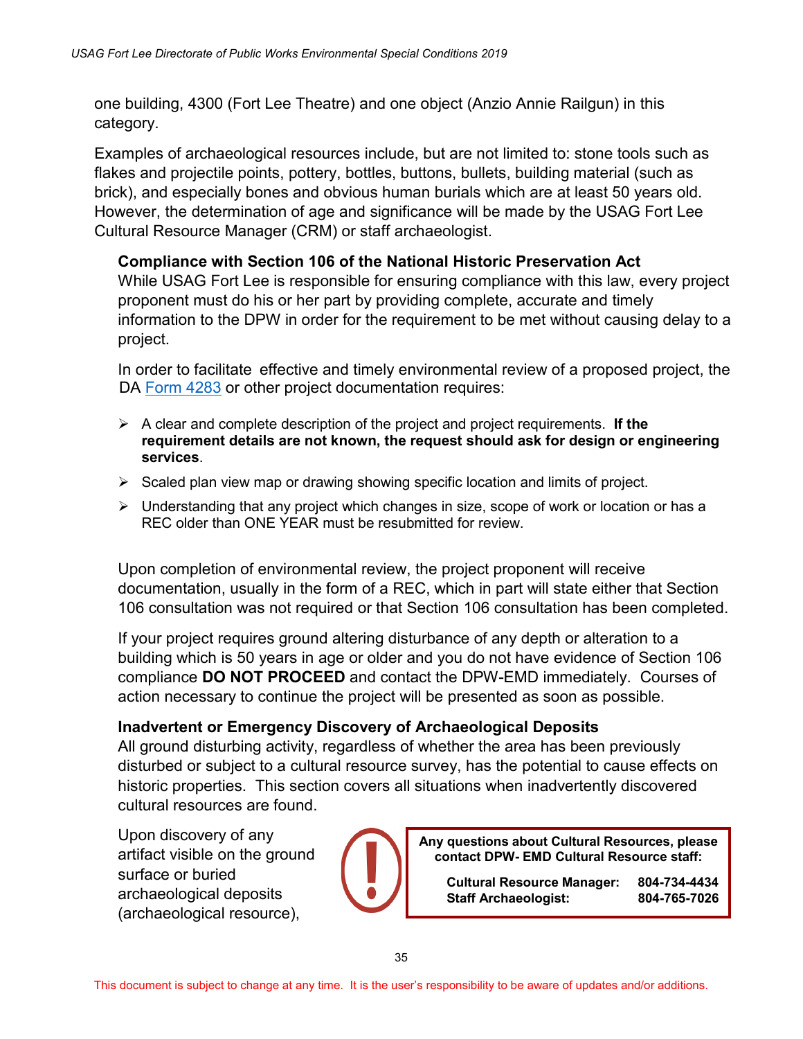one building, 4300 (Fort Lee Theatre) and one object (Anzio Annie Railgun) in this category.

Examples of archaeological resources include, but are not limited to: stone tools such as flakes and projectile points, pottery, bottles, buttons, bullets, building material (such as brick), and especially bones and obvious human burials which are at least 50 years old. However, the determination of age and significance will be made by the USAG Fort Lee Cultural Resource Manager (CRM) or staff archaeologist.

**Compliance with Section 106 of the National Historic Preservation Act**

While USAG Fort Lee is responsible for ensuring compliance with this law, every project proponent must do his or her part by providing complete, accurate and timely information to the DPW in order for the requirement to be met without causing delay to a project.

In order to facilitate effective and timely environmental review of a proposed project, the DA Form 4283 or other project documentation requires:

- A clear and complete description of the project and project requirements. **If the requirement details are not known, the request should ask for design or engineering services**.
- Scaled plan view map or drawing showing specific location and limits of project.
- Understanding that any project which changes in size, scope of work or location or has a REC older than ONE YEAR must be resubmitted for review.

Upon completion of environmental review, the project proponent will receive documentation, usually in the form of a REC, which in part will state either that Section 106 consultation was not required or that Section 106 consultation has been completed.

If your project requires ground altering disturbance of any depth or alteration to a building which is 50 years in age or older and you do not have evidence of Section 106 compliance **DO NOT PROCEED** and contact the DPW-EMD immediately. Courses of action necessary to continue the project will be presented as soon as possible.

**Inadvertent or Emergency Discovery of Archaeological Deposits**

All ground disturbing activity, regardless of whether the area has been previously disturbed or subject to a cultural resource survey, has the potential to cause effects on historic properties. This section covers all situations when inadvertently discovered cultural resources are found.

**Any questions about Cultural Resources, please contact DPW- EMD Cultural Resource staff:**

| | |
|---|---|
| **Cultural Resource Manager:** | **804-734-4434** |
| **Staff Archaeologist:** | **804-765-7026** |

Upon discovery of any artifact visible on the ground surface or buried archaeological deposits (archaeological resource),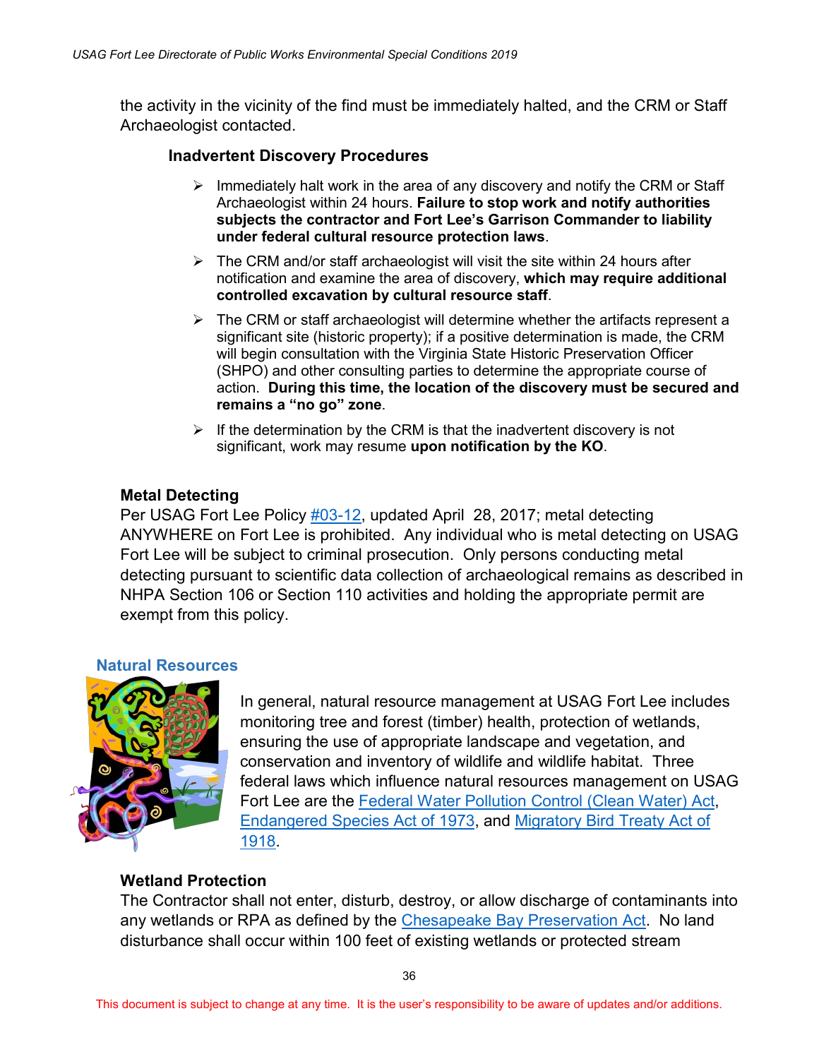the activity in the vicinity of the find must be immediately halted, and the CRM or Staff Archaeologist contacted.

**Inadvertent Discovery Procedures**

- Immediately halt work in the area of any discovery and notify the CRM or Staff Archaeologist within 24 hours. **Failure to stop work and notify authorities subjects the contractor and Fort Lee's Garrison Commander to liability under federal cultural resource protection laws**.
- The CRM and/or staff archaeologist will visit the site within 24 hours after notification and examine the area of discovery, **which may require additional controlled excavation by cultural resource staff**.
- The CRM or staff archaeologist will determine whether the artifacts represent a significant site (historic property); if a positive determination is made, the CRM will begin consultation with the Virginia State Historic Preservation Officer (SHPO) and other consulting parties to determine the appropriate course of action. **During this time, the location of the discovery must be secured and remains a "no go" zone**.
- If the determination by the CRM is that the inadvertent discovery is not significant, work may resume **upon notification by the KO**.

**Metal Detecting**

Per USAG Fort Lee Policy #03-12, updated April 28, 2017; metal detecting ANYWHERE on Fort Lee is prohibited. Any individual who is metal detecting on USAG Fort Lee will be subject to criminal prosecution. Only persons conducting metal detecting pursuant to scientific data collection of archaeological remains as described in NHPA Section 106 or Section 110 activities and holding the appropriate permit are exempt from this policy.

## Natural Resources

In general, natural resource management at USAG Fort Lee includes monitoring tree and forest (timber) health, protection of wetlands, ensuring the use of appropriate landscape and vegetation, and conservation and inventory of wildlife and wildlife habitat. Three federal laws which influence natural resources management on USAG Fort Lee are the Federal Water Pollution Control (Clean Water) Act, Endangered Species Act of 1973, and Migratory Bird Treaty Act of 1918.

**Wetland Protection**

The Contractor shall not enter, disturb, destroy, or allow discharge of contaminants into any wetlands or RPA as defined by the Chesapeake Bay Preservation Act. No land disturbance shall occur within 100 feet of existing wetlands or protected stream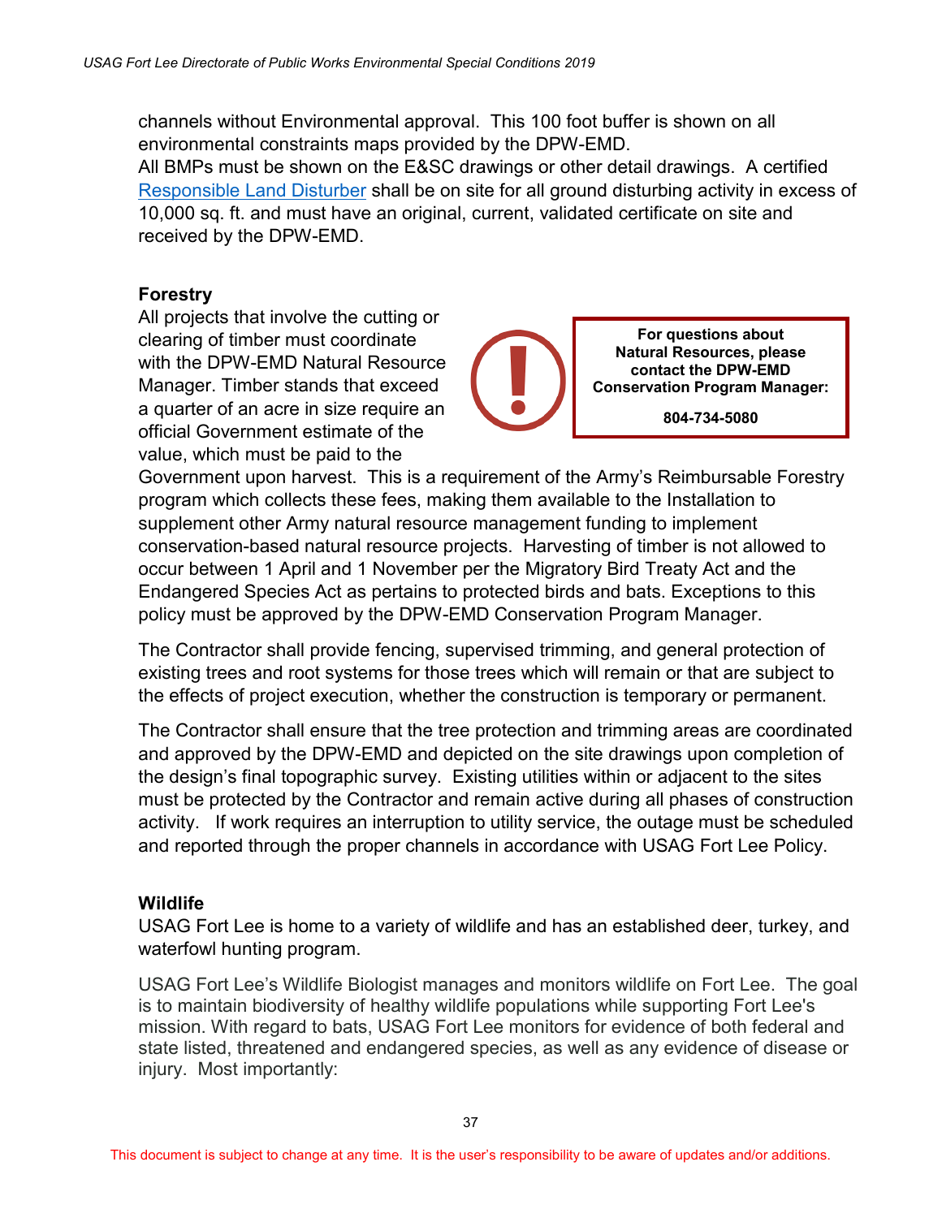channels without Environmental approval. This 100 foot buffer is shown on all environmental constraints maps provided by the DPW-EMD.
All BMPs must be shown on the E&SC drawings or other detail drawings. A certified Responsible Land Disturber shall be on site for all ground disturbing activity in excess of 10,000 sq. ft. and must have an original, current, validated certificate on site and received by the DPW-EMD.

### Forestry

All projects that involve the cutting or clearing of timber must coordinate with the DPW-EMD Natural Resource Manager. Timber stands that exceed a quarter of an acre in size require an official Government estimate of the value, which must be paid to the Government upon harvest. This is a requirement of the Army's Reimbursable Forestry program which collects these fees, making them available to the Installation to supplement other Army natural resource management funding to implement conservation-based natural resource projects. Harvesting of timber is not allowed to occur between 1 April and 1 November per the Migratory Bird Treaty Act and the Endangered Species Act as pertains to protected birds and bats. Exceptions to this policy must be approved by the DPW-EMD Conservation Program Manager.

> **For questions about Natural Resources, please contact the DPW-EMD Conservation Program Manager:**
>
> **804-734-5080**

The Contractor shall provide fencing, supervised trimming, and general protection of existing trees and root systems for those trees which will remain or that are subject to the effects of project execution, whether the construction is temporary or permanent.

The Contractor shall ensure that the tree protection and trimming areas are coordinated and approved by the DPW-EMD and depicted on the site drawings upon completion of the design's final topographic survey. Existing utilities within or adjacent to the sites must be protected by the Contractor and remain active during all phases of construction activity. If work requires an interruption to utility service, the outage must be scheduled and reported through the proper channels in accordance with USAG Fort Lee Policy.

### Wildlife

USAG Fort Lee is home to a variety of wildlife and has an established deer, turkey, and waterfowl hunting program.

USAG Fort Lee's Wildlife Biologist manages and monitors wildlife on Fort Lee. The goal is to maintain biodiversity of healthy wildlife populations while supporting Fort Lee's mission. With regard to bats, USAG Fort Lee monitors for evidence of both federal and state listed, threatened and endangered species, as well as any evidence of disease or injury. Most importantly: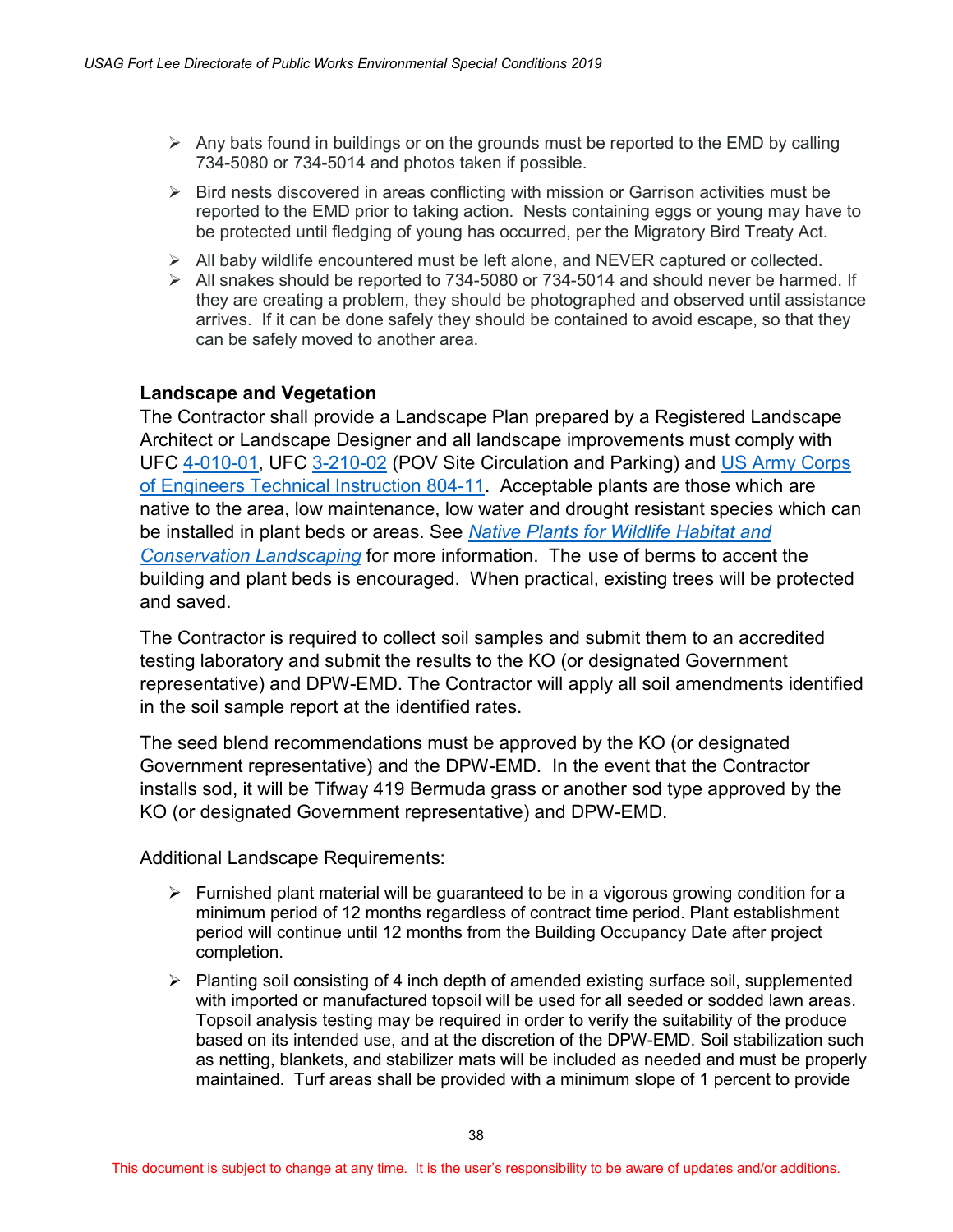- Any bats found in buildings or on the grounds must be reported to the EMD by calling 734-5080 or 734-5014 and photos taken if possible.
- Bird nests discovered in areas conflicting with mission or Garrison activities must be reported to the EMD prior to taking action. Nests containing eggs or young may have to be protected until fledging of young has occurred, per the Migratory Bird Treaty Act.
- All baby wildlife encountered must be left alone, and NEVER captured or collected.
- All snakes should be reported to 734-5080 or 734-5014 and should never be harmed. If they are creating a problem, they should be photographed and observed until assistance arrives. If it can be done safely they should be contained to avoid escape, so that they can be safely moved to another area.

**Landscape and Vegetation**

The Contractor shall provide a Landscape Plan prepared by a Registered Landscape Architect or Landscape Designer and all landscape improvements must comply with UFC 4-010-01, UFC 3-210-02 (POV Site Circulation and Parking) and US Army Corps of Engineers Technical Instruction 804-11. Acceptable plants are those which are native to the area, low maintenance, low water and drought resistant species which can be installed in plant beds or areas. See *Native Plants for Wildlife Habitat and Conservation Landscaping* for more information. The use of berms to accent the building and plant beds is encouraged. When practical, existing trees will be protected and saved.

The Contractor is required to collect soil samples and submit them to an accredited testing laboratory and submit the results to the KO (or designated Government representative) and DPW-EMD. The Contractor will apply all soil amendments identified in the soil sample report at the identified rates.

The seed blend recommendations must be approved by the KO (or designated Government representative) and the DPW-EMD. In the event that the Contractor installs sod, it will be Tifway 419 Bermuda grass or another sod type approved by the KO (or designated Government representative) and DPW-EMD.

Additional Landscape Requirements:

- Furnished plant material will be guaranteed to be in a vigorous growing condition for a minimum period of 12 months regardless of contract time period. Plant establishment period will continue until 12 months from the Building Occupancy Date after project completion.
- Planting soil consisting of 4 inch depth of amended existing surface soil, supplemented with imported or manufactured topsoil will be used for all seeded or sodded lawn areas. Topsoil analysis testing may be required in order to verify the suitability of the produce based on its intended use, and at the discretion of the DPW-EMD. Soil stabilization such as netting, blankets, and stabilizer mats will be included as needed and must be properly maintained. Turf areas shall be provided with a minimum slope of 1 percent to provide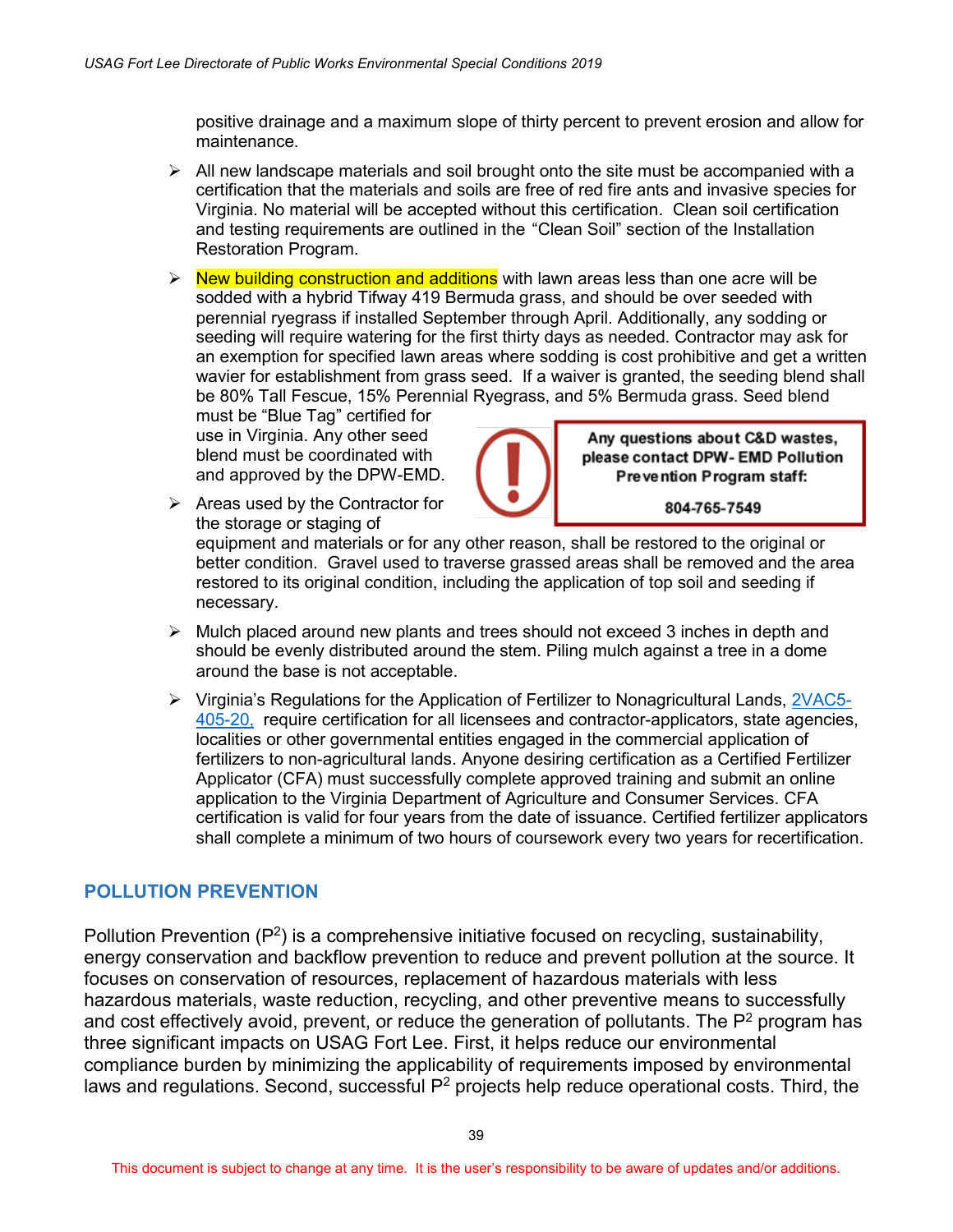positive drainage and a maximum slope of thirty percent to prevent erosion and allow for maintenance.

- All new landscape materials and soil brought onto the site must be accompanied with a certification that the materials and soils are free of red fire ants and invasive species for Virginia. No material will be accepted without this certification. Clean soil certification and testing requirements are outlined in the "Clean Soil" section of the Installation Restoration Program.
- New building construction and additions with lawn areas less than one acre will be sodded with a hybrid Tifway 419 Bermuda grass, and should be over seeded with perennial ryegrass if installed September through April. Additionally, any sodding or seeding will require watering for the first thirty days as needed. Contractor may ask for an exemption for specified lawn areas where sodding is cost prohibitive and get a written wavier for establishment from grass seed. If a waiver is granted, the seeding blend shall be 80% Tall Fescue, 15% Perennial Ryegrass, and 5% Bermuda grass. Seed blend must be "Blue Tag" certified for use in Virginia. Any other seed blend must be coordinated with and approved by the DPW-EMD.

> **Any questions about C&D wastes, please contact DPW- EMD Pollution Prevention Program staff:**
>
> **804-765-7549**

- Areas used by the Contractor for the storage or staging of equipment and materials or for any other reason, shall be restored to the original or better condition. Gravel used to traverse grassed areas shall be removed and the area restored to its original condition, including the application of top soil and seeding if necessary.
- Mulch placed around new plants and trees should not exceed 3 inches in depth and should be evenly distributed around the stem. Piling mulch against a tree in a dome around the base is not acceptable.
- Virginia's Regulations for the Application of Fertilizer to Nonagricultural Lands, 2VAC5-405-20, require certification for all licensees and contractor-applicators, state agencies, localities or other governmental entities engaged in the commercial application of fertilizers to non-agricultural lands. Anyone desiring certification as a Certified Fertilizer Applicator (CFA) must successfully complete approved training and submit an online application to the Virginia Department of Agriculture and Consumer Services. CFA certification is valid for four years from the date of issuance. Certified fertilizer applicators shall complete a minimum of two hours of coursework every two years for recertification.

## POLLUTION PREVENTION

Pollution Prevention ($P^2$) is a comprehensive initiative focused on recycling, sustainability, energy conservation and backflow prevention to reduce and prevent pollution at the source. It focuses on conservation of resources, replacement of hazardous materials with less hazardous materials, waste reduction, recycling, and other preventive means to successfully and cost effectively avoid, prevent, or reduce the generation of pollutants. The $P^2$ program has three significant impacts on USAG Fort Lee. First, it helps reduce our environmental compliance burden by minimizing the applicability of requirements imposed by environmental laws and regulations. Second, successful $P^2$ projects help reduce operational costs. Third, the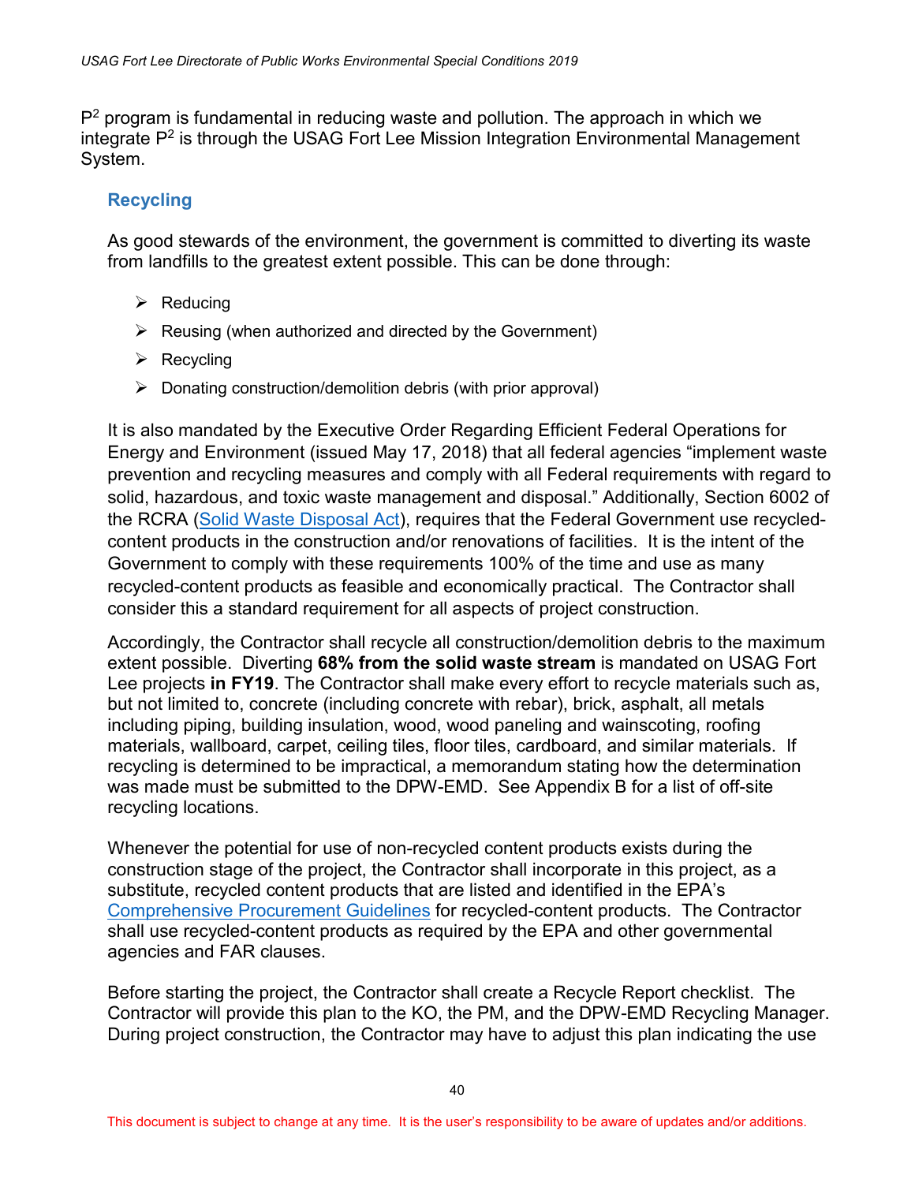$P^2$ program is fundamental in reducing waste and pollution. The approach in which we integrate $P^2$ is through the USAG Fort Lee Mission Integration Environmental Management System.

### Recycling

As good stewards of the environment, the government is committed to diverting its waste from landfills to the greatest extent possible. This can be done through:

- Reducing
- Reusing (when authorized and directed by the Government)
- Recycling
- Donating construction/demolition debris (with prior approval)

It is also mandated by the Executive Order Regarding Efficient Federal Operations for Energy and Environment (issued May 17, 2018) that all federal agencies "implement waste prevention and recycling measures and comply with all Federal requirements with regard to solid, hazardous, and toxic waste management and disposal." Additionally, Section 6002 of the RCRA (Solid Waste Disposal Act), requires that the Federal Government use recycled-content products in the construction and/or renovations of facilities. It is the intent of the Government to comply with these requirements 100% of the time and use as many recycled-content products as feasible and economically practical. The Contractor shall consider this a standard requirement for all aspects of project construction.

Accordingly, the Contractor shall recycle all construction/demolition debris to the maximum extent possible. Diverting **68% from the solid waste stream** is mandated on USAG Fort Lee projects **in FY19**. The Contractor shall make every effort to recycle materials such as, but not limited to, concrete (including concrete with rebar), brick, asphalt, all metals including piping, building insulation, wood, wood paneling and wainscoting, roofing materials, wallboard, carpet, ceiling tiles, floor tiles, cardboard, and similar materials. If recycling is determined to be impractical, a memorandum stating how the determination was made must be submitted to the DPW-EMD. See Appendix B for a list of off-site recycling locations.

Whenever the potential for use of non-recycled content products exists during the construction stage of the project, the Contractor shall incorporate in this project, as a substitute, recycled content products that are listed and identified in the EPA's Comprehensive Procurement Guidelines for recycled-content products. The Contractor shall use recycled-content products as required by the EPA and other governmental agencies and FAR clauses.

Before starting the project, the Contractor shall create a Recycle Report checklist. The Contractor will provide this plan to the KO, the PM, and the DPW-EMD Recycling Manager. During project construction, the Contractor may have to adjust this plan indicating the use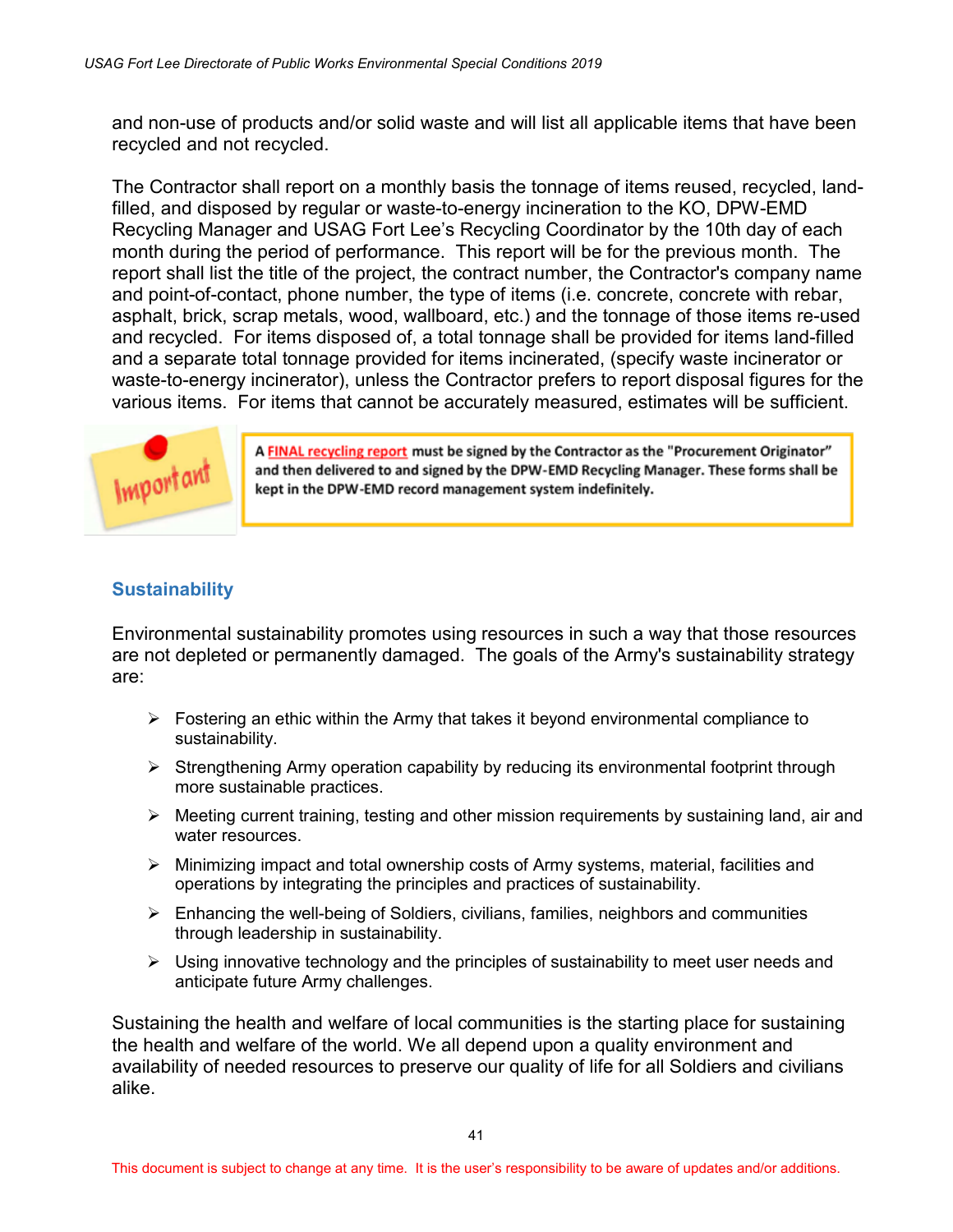and non-use of products and/or solid waste and will list all applicable items that have been recycled and not recycled.

The Contractor shall report on a monthly basis the tonnage of items reused, recycled, land-filled, and disposed by regular or waste-to-energy incineration to the KO, DPW-EMD Recycling Manager and USAG Fort Lee's Recycling Coordinator by the 10th day of each month during the period of performance. This report will be for the previous month. The report shall list the title of the project, the contract number, the Contractor's company name and point-of-contact, phone number, the type of items (i.e. concrete, concrete with rebar, asphalt, brick, scrap metals, wood, wallboard, etc.) and the tonnage of those items re-used and recycled. For items disposed of, a total tonnage shall be provided for items land-filled and a separate total tonnage provided for items incinerated, (specify waste incinerator or waste-to-energy incinerator), unless the Contractor prefers to report disposal figures for the various items. For items that cannot be accurately measured, estimates will be sufficient.

Important

**A FINAL recycling report must be signed by the Contractor as the "Procurement Originator" and then delivered to and signed by the DPW-EMD Recycling Manager. These forms shall be kept in the DPW-EMD record management system indefinitely.**

## Sustainability

Environmental sustainability promotes using resources in such a way that those resources are not depleted or permanently damaged. The goals of the Army's sustainability strategy are:

- Fostering an ethic within the Army that takes it beyond environmental compliance to sustainability.
- Strengthening Army operation capability by reducing its environmental footprint through more sustainable practices.
- Meeting current training, testing and other mission requirements by sustaining land, air and water resources.
- Minimizing impact and total ownership costs of Army systems, material, facilities and operations by integrating the principles and practices of sustainability.
- Enhancing the well-being of Soldiers, civilians, families, neighbors and communities through leadership in sustainability.
- Using innovative technology and the principles of sustainability to meet user needs and anticipate future Army challenges.

Sustaining the health and welfare of local communities is the starting place for sustaining the health and welfare of the world. We all depend upon a quality environment and availability of needed resources to preserve our quality of life for all Soldiers and civilians alike.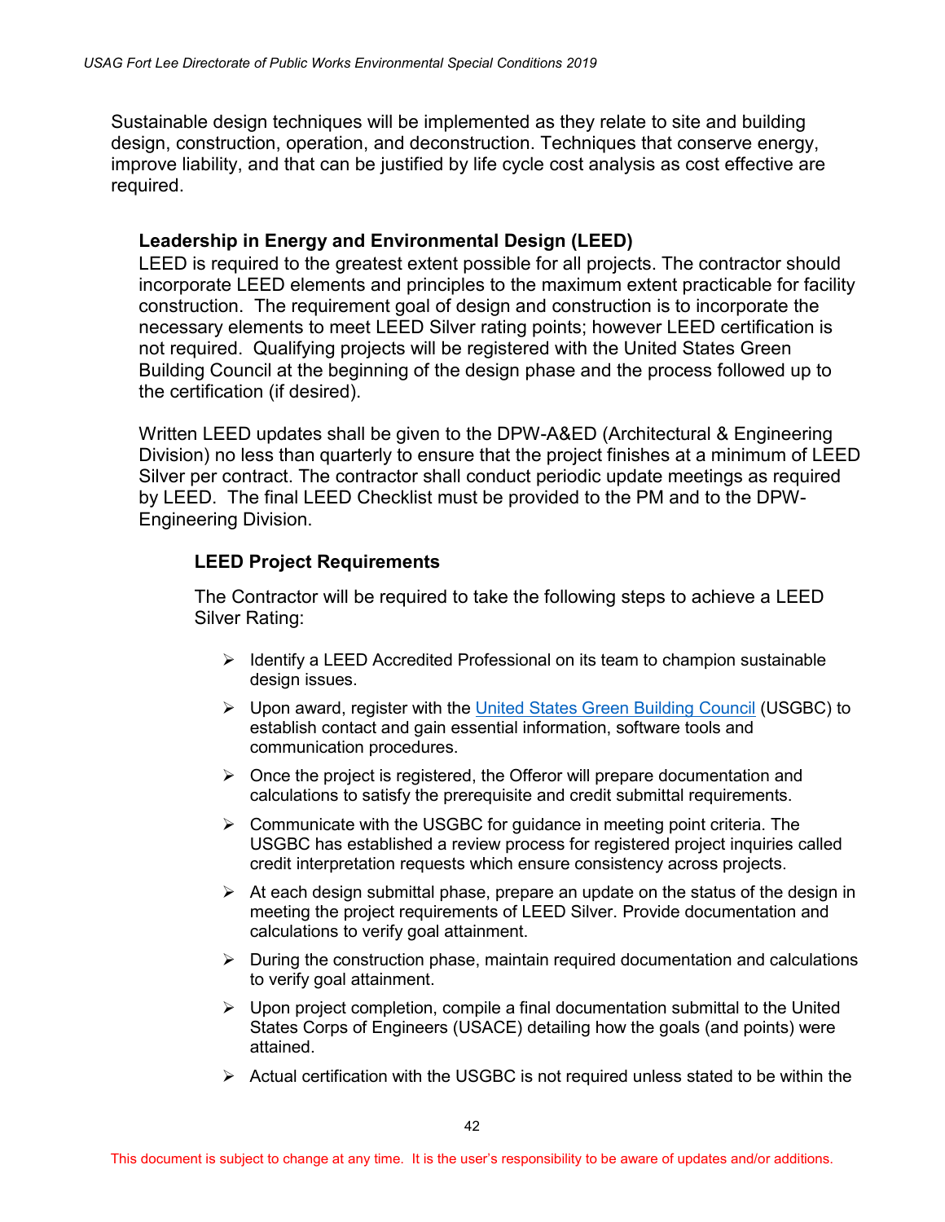Sustainable design techniques will be implemented as they relate to site and building design, construction, operation, and deconstruction. Techniques that conserve energy, improve liability, and that can be justified by life cycle cost analysis as cost effective are required.

### Leadership in Energy and Environmental Design (LEED)

LEED is required to the greatest extent possible for all projects. The contractor should incorporate LEED elements and principles to the maximum extent practicable for facility construction. The requirement goal of design and construction is to incorporate the necessary elements to meet LEED Silver rating points; however LEED certification is not required. Qualifying projects will be registered with the United States Green Building Council at the beginning of the design phase and the process followed up to the certification (if desired).

Written LEED updates shall be given to the DPW-A&ED (Architectural & Engineering Division) no less than quarterly to ensure that the project finishes at a minimum of LEED Silver per contract. The contractor shall conduct periodic update meetings as required by LEED. The final LEED Checklist must be provided to the PM and to the DPW-Engineering Division.

#### LEED Project Requirements

The Contractor will be required to take the following steps to achieve a LEED Silver Rating:

- Identify a LEED Accredited Professional on its team to champion sustainable design issues.
- Upon award, register with the United States Green Building Council (USGBC) to establish contact and gain essential information, software tools and communication procedures.
- Once the project is registered, the Offeror will prepare documentation and calculations to satisfy the prerequisite and credit submittal requirements.
- Communicate with the USGBC for guidance in meeting point criteria. The USGBC has established a review process for registered project inquiries called credit interpretation requests which ensure consistency across projects.
- At each design submittal phase, prepare an update on the status of the design in meeting the project requirements of LEED Silver. Provide documentation and calculations to verify goal attainment.
- During the construction phase, maintain required documentation and calculations to verify goal attainment.
- Upon project completion, compile a final documentation submittal to the United States Corps of Engineers (USACE) detailing how the goals (and points) were attained.
- Actual certification with the USGBC is not required unless stated to be within the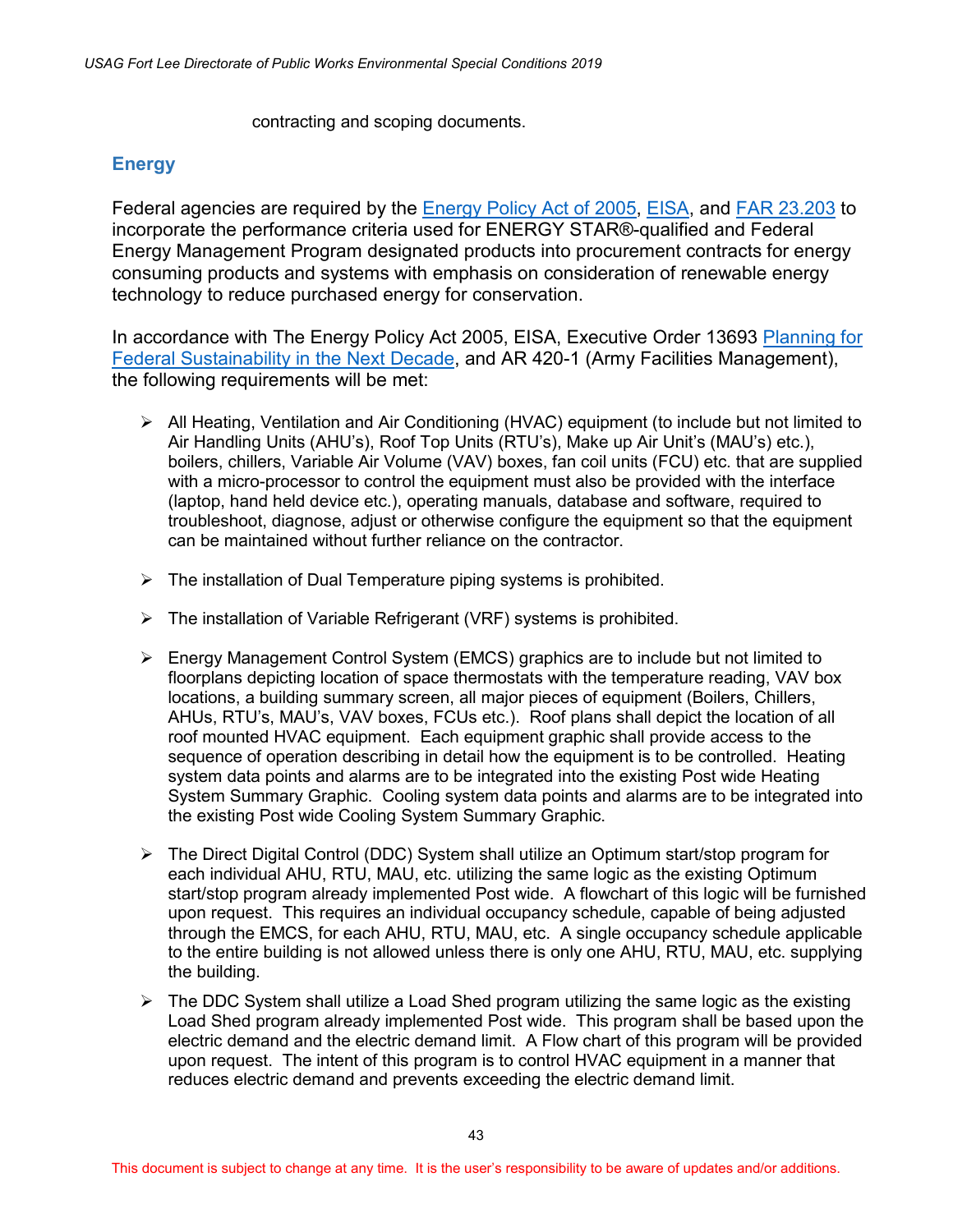contracting and scoping documents.

## Energy

Federal agencies are required by the Energy Policy Act of 2005, EISA, and FAR 23.203 to incorporate the performance criteria used for ENERGY STAR®-qualified and Federal Energy Management Program designated products into procurement contracts for energy consuming products and systems with emphasis on consideration of renewable energy technology to reduce purchased energy for conservation.

In accordance with The Energy Policy Act 2005, EISA, Executive Order 13693 Planning for Federal Sustainability in the Next Decade, and AR 420-1 (Army Facilities Management), the following requirements will be met:

- All Heating, Ventilation and Air Conditioning (HVAC) equipment (to include but not limited to Air Handling Units (AHU's), Roof Top Units (RTU's), Make up Air Unit's (MAU's) etc.), boilers, chillers, Variable Air Volume (VAV) boxes, fan coil units (FCU) etc. that are supplied with a micro-processor to control the equipment must also be provided with the interface (laptop, hand held device etc.), operating manuals, database and software, required to troubleshoot, diagnose, adjust or otherwise configure the equipment so that the equipment can be maintained without further reliance on the contractor.

- The installation of Dual Temperature piping systems is prohibited.

- The installation of Variable Refrigerant (VRF) systems is prohibited.

- Energy Management Control System (EMCS) graphics are to include but not limited to floorplans depicting location of space thermostats with the temperature reading, VAV box locations, a building summary screen, all major pieces of equipment (Boilers, Chillers, AHUs, RTU's, MAU's, VAV boxes, FCUs etc.). Roof plans shall depict the location of all roof mounted HVAC equipment. Each equipment graphic shall provide access to the sequence of operation describing in detail how the equipment is to be controlled. Heating system data points and alarms are to be integrated into the existing Post wide Heating System Summary Graphic. Cooling system data points and alarms are to be integrated into the existing Post wide Cooling System Summary Graphic.

- The Direct Digital Control (DDC) System shall utilize an Optimum start/stop program for each individual AHU, RTU, MAU, etc. utilizing the same logic as the existing Optimum start/stop program already implemented Post wide. A flowchart of this logic will be furnished upon request. This requires an individual occupancy schedule, capable of being adjusted through the EMCS, for each AHU, RTU, MAU, etc. A single occupancy schedule applicable to the entire building is not allowed unless there is only one AHU, RTU, MAU, etc. supplying the building.

- The DDC System shall utilize a Load Shed program utilizing the same logic as the existing Load Shed program already implemented Post wide. This program shall be based upon the electric demand and the electric demand limit. A Flow chart of this program will be provided upon request. The intent of this program is to control HVAC equipment in a manner that reduces electric demand and prevents exceeding the electric demand limit.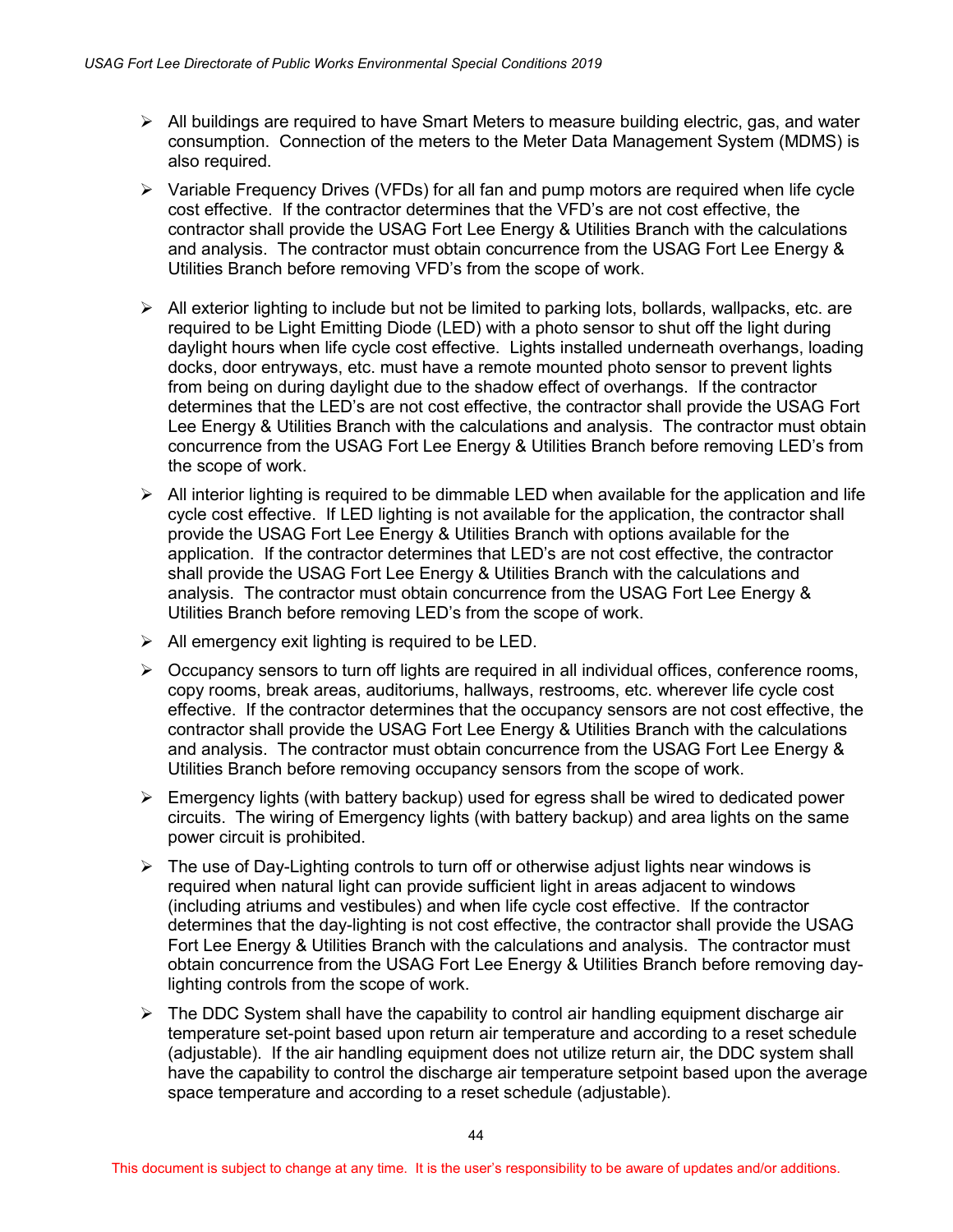- All buildings are required to have Smart Meters to measure building electric, gas, and water consumption. Connection of the meters to the Meter Data Management System (MDMS) is also required.
- Variable Frequency Drives (VFDs) for all fan and pump motors are required when life cycle cost effective. If the contractor determines that the VFD's are not cost effective, the contractor shall provide the USAG Fort Lee Energy & Utilities Branch with the calculations and analysis. The contractor must obtain concurrence from the USAG Fort Lee Energy & Utilities Branch before removing VFD's from the scope of work.
- All exterior lighting to include but not be limited to parking lots, bollards, wallpacks, etc. are required to be Light Emitting Diode (LED) with a photo sensor to shut off the light during daylight hours when life cycle cost effective. Lights installed underneath overhangs, loading docks, door entryways, etc. must have a remote mounted photo sensor to prevent lights from being on during daylight due to the shadow effect of overhangs. If the contractor determines that the LED's are not cost effective, the contractor shall provide the USAG Fort Lee Energy & Utilities Branch with the calculations and analysis. The contractor must obtain concurrence from the USAG Fort Lee Energy & Utilities Branch before removing LED's from the scope of work.
- All interior lighting is required to be dimmable LED when available for the application and life cycle cost effective. If LED lighting is not available for the application, the contractor shall provide the USAG Fort Lee Energy & Utilities Branch with options available for the application. If the contractor determines that LED's are not cost effective, the contractor shall provide the USAG Fort Lee Energy & Utilities Branch with the calculations and analysis. The contractor must obtain concurrence from the USAG Fort Lee Energy & Utilities Branch before removing LED's from the scope of work.
- All emergency exit lighting is required to be LED.
- Occupancy sensors to turn off lights are required in all individual offices, conference rooms, copy rooms, break areas, auditoriums, hallways, restrooms, etc. wherever life cycle cost effective. If the contractor determines that the occupancy sensors are not cost effective, the contractor shall provide the USAG Fort Lee Energy & Utilities Branch with the calculations and analysis. The contractor must obtain concurrence from the USAG Fort Lee Energy & Utilities Branch before removing occupancy sensors from the scope of work.
- Emergency lights (with battery backup) used for egress shall be wired to dedicated power circuits. The wiring of Emergency lights (with battery backup) and area lights on the same power circuit is prohibited.
- The use of Day-Lighting controls to turn off or otherwise adjust lights near windows is required when natural light can provide sufficient light in areas adjacent to windows (including atriums and vestibules) and when life cycle cost effective. If the contractor determines that the day-lighting is not cost effective, the contractor shall provide the USAG Fort Lee Energy & Utilities Branch with the calculations and analysis. The contractor must obtain concurrence from the USAG Fort Lee Energy & Utilities Branch before removing day-lighting controls from the scope of work.
- The DDC System shall have the capability to control air handling equipment discharge air temperature set-point based upon return air temperature and according to a reset schedule (adjustable). If the air handling equipment does not utilize return air, the DDC system shall have the capability to control the discharge air temperature setpoint based upon the average space temperature and according to a reset schedule (adjustable).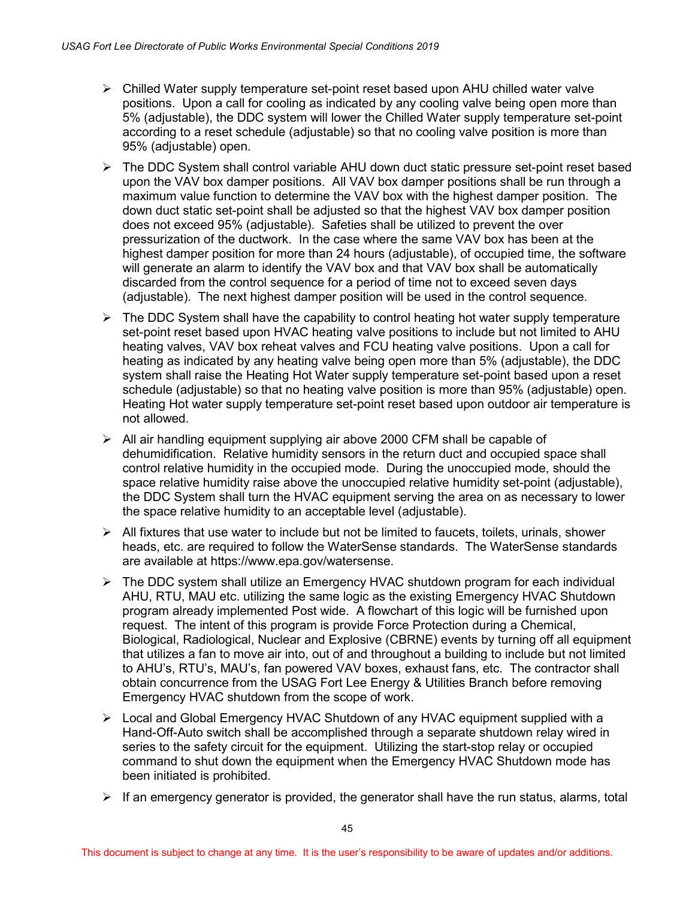- Chilled Water supply temperature set-point reset based upon AHU chilled water valve positions. Upon a call for cooling as indicated by any cooling valve being open more than 5% (adjustable), the DDC system will lower the Chilled Water supply temperature set-point according to a reset schedule (adjustable) so that no cooling valve position is more than 95% (adjustable) open.

- The DDC System shall control variable AHU down duct static pressure set-point reset based upon the VAV box damper positions. All VAV box damper positions shall be run through a maximum value function to determine the VAV box with the highest damper position. The down duct static set-point shall be adjusted so that the highest VAV box damper position does not exceed 95% (adjustable). Safeties shall be utilized to prevent the over pressurization of the ductwork. In the case where the same VAV box has been at the highest damper position for more than 24 hours (adjustable), of occupied time, the software will generate an alarm to identify the VAV box and that VAV box shall be automatically discarded from the control sequence for a period of time not to exceed seven days (adjustable). The next highest damper position will be used in the control sequence.

- The DDC System shall have the capability to control heating hot water supply temperature set-point reset based upon HVAC heating valve positions to include but not limited to AHU heating valves, VAV box reheat valves and FCU heating valve positions. Upon a call for heating as indicated by any heating valve being open more than 5% (adjustable), the DDC system shall raise the Heating Hot Water supply temperature set-point based upon a reset schedule (adjustable) so that no heating valve position is more than 95% (adjustable) open. Heating Hot water supply temperature set-point reset based upon outdoor air temperature is not allowed.

- All air handling equipment supplying air above 2000 CFM shall be capable of dehumidification. Relative humidity sensors in the return duct and occupied space shall control relative humidity in the occupied mode. During the unoccupied mode, should the space relative humidity raise above the unoccupied relative humidity set-point (adjustable), the DDC System shall turn the HVAC equipment serving the area on as necessary to lower the space relative humidity to an acceptable level (adjustable).

- All fixtures that use water to include but not be limited to faucets, toilets, urinals, shower heads, etc. are required to follow the WaterSense standards. The WaterSense standards are available at https://www.epa.gov/watersense.

- The DDC system shall utilize an Emergency HVAC shutdown program for each individual AHU, RTU, MAU etc. utilizing the same logic as the existing Emergency HVAC Shutdown program already implemented Post wide. A flowchart of this logic will be furnished upon request. The intent of this program is provide Force Protection during a Chemical, Biological, Radiological, Nuclear and Explosive (CBRNE) events by turning off all equipment that utilizes a fan to move air into, out of and throughout a building to include but not limited to AHU's, RTU's, MAU's, fan powered VAV boxes, exhaust fans, etc. The contractor shall obtain concurrence from the USAG Fort Lee Energy & Utilities Branch before removing Emergency HVAC shutdown from the scope of work.

- Local and Global Emergency HVAC Shutdown of any HVAC equipment supplied with a Hand-Off-Auto switch shall be accomplished through a separate shutdown relay wired in series to the safety circuit for the equipment. Utilizing the start-stop relay or occupied command to shut down the equipment when the Emergency HVAC Shutdown mode has been initiated is prohibited.

- If an emergency generator is provided, the generator shall have the run status, alarms, total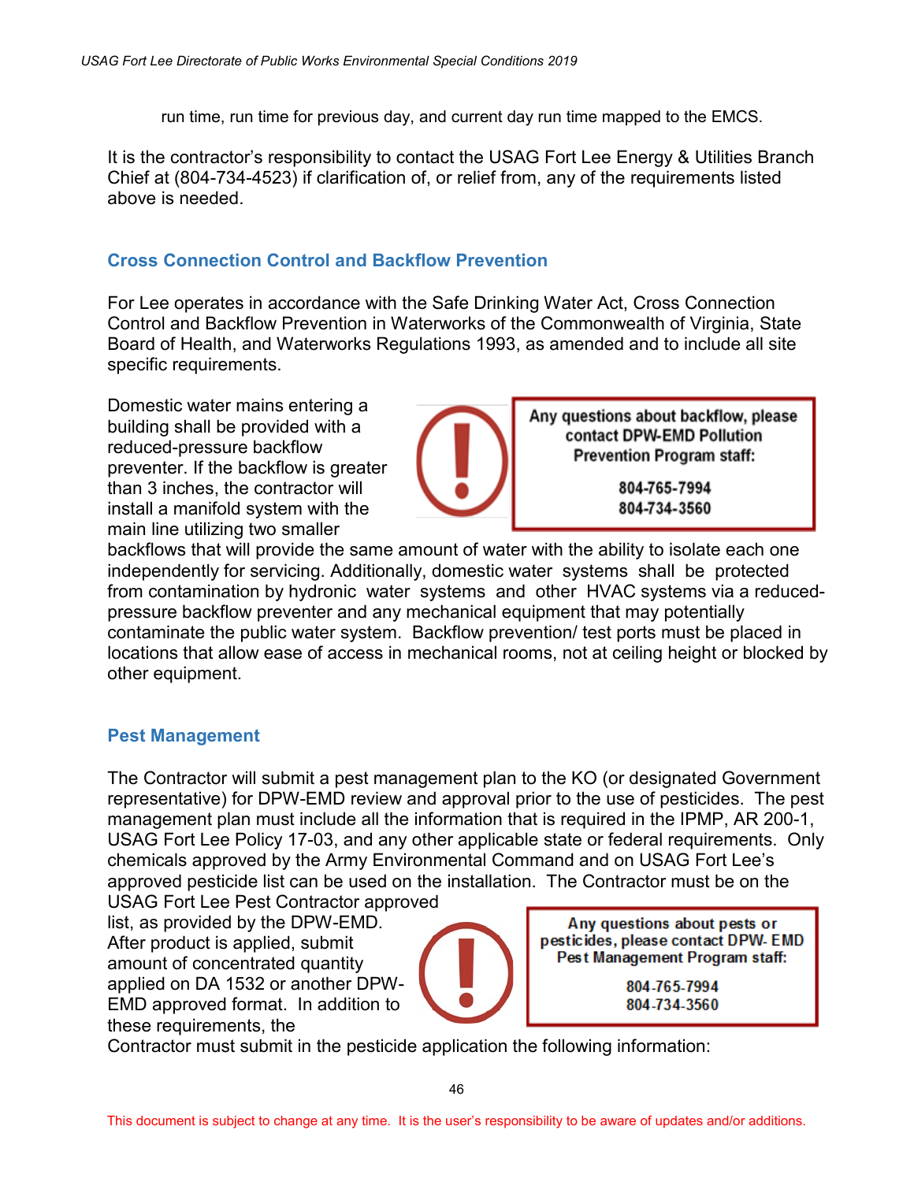run time, run time for previous day, and current day run time mapped to the EMCS.

It is the contractor's responsibility to contact the USAG Fort Lee Energy & Utilities Branch Chief at (804-734-4523) if clarification of, or relief from, any of the requirements listed above is needed.

## Cross Connection Control and Backflow Prevention

For Lee operates in accordance with the Safe Drinking Water Act, Cross Connection Control and Backflow Prevention in Waterworks of the Commonwealth of Virginia, State Board of Health, and Waterworks Regulations 1993, as amended and to include all site specific requirements.

Domestic water mains entering a building shall be provided with a reduced-pressure backflow preventer. If the backflow is greater than 3 inches, the contractor will install a manifold system with the main line utilizing two smaller backflows that will provide the same amount of water with the ability to isolate each one independently for servicing. Additionally, domestic water systems shall be protected from contamination by hydronic water systems and other HVAC systems via a reduced-pressure backflow preventer and any mechanical equipment that may potentially contaminate the public water system. Backflow prevention/ test ports must be placed in locations that allow ease of access in mechanical rooms, not at ceiling height or blocked by other equipment.

> **Any questions about backflow, please contact DPW-EMD Pollution Prevention Program staff:**
>
> **804-765-7994**
> **804-734-3560**

## Pest Management

The Contractor will submit a pest management plan to the KO (or designated Government representative) for DPW-EMD review and approval prior to the use of pesticides. The pest management plan must include all the information that is required in the IPMP, AR 200-1, USAG Fort Lee Policy 17-03, and any other applicable state or federal requirements. Only chemicals approved by the Army Environmental Command and on USAG Fort Lee's approved pesticide list can be used on the installation. The Contractor must be on the USAG Fort Lee Pest Contractor approved list, as provided by the DPW-EMD. After product is applied, submit amount of concentrated quantity applied on DA 1532 or another DPW-EMD approved format. In addition to these requirements, the Contractor must submit in the pesticide application the following information:

> **Any questions about pests or pesticides, please contact DPW- EMD Pest Management Program staff:**
>
> **804-765-7994**
> **804-734-3560**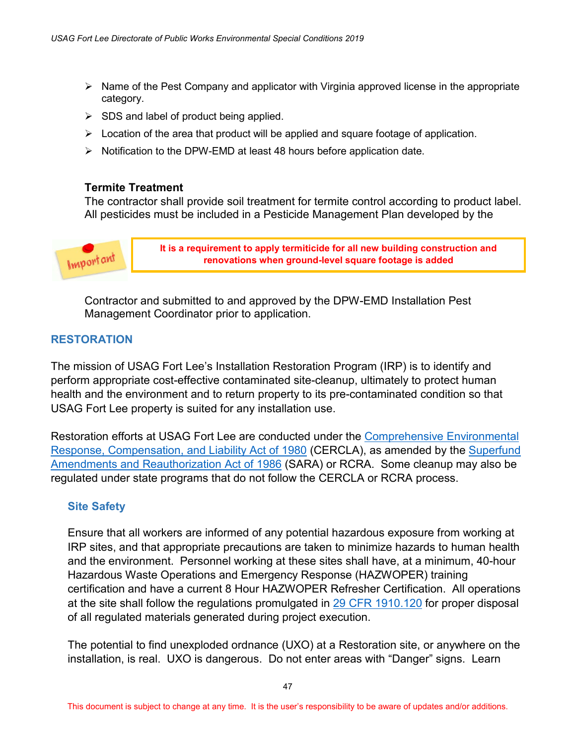- Name of the Pest Company and applicator with Virginia approved license in the appropriate category.
- SDS and label of product being applied.
- Location of the area that product will be applied and square footage of application.
- Notification to the DPW-EMD at least 48 hours before application date.

**Termite Treatment**

The contractor shall provide soil treatment for termite control according to product label. All pesticides must be included in a Pesticide Management Plan developed by the Contractor and submitted to and approved by the DPW-EMD Installation Pest Management Coordinator prior to application.

> Important
>
> **It is a requirement to apply termiticide for all new building construction and renovations when ground-level square footage is added**

## RESTORATION

The mission of USAG Fort Lee's Installation Restoration Program (IRP) is to identify and perform appropriate cost-effective contaminated site-cleanup, ultimately to protect human health and the environment and to return property to its pre-contaminated condition so that USAG Fort Lee property is suited for any installation use.

Restoration efforts at USAG Fort Lee are conducted under the Comprehensive Environmental Response, Compensation, and Liability Act of 1980 (CERCLA), as amended by the Superfund Amendments and Reauthorization Act of 1986 (SARA) or RCRA. Some cleanup may also be regulated under state programs that do not follow the CERCLA or RCRA process.

### Site Safety

Ensure that all workers are informed of any potential hazardous exposure from working at IRP sites, and that appropriate precautions are taken to minimize hazards to human health and the environment. Personnel working at these sites shall have, at a minimum, 40-hour Hazardous Waste Operations and Emergency Response (HAZWOPER) training certification and have a current 8 Hour HAZWOPER Refresher Certification. All operations at the site shall follow the regulations promulgated in 29 CFR 1910.120 for proper disposal of all regulated materials generated during project execution.

The potential to find unexploded ordnance (UXO) at a Restoration site, or anywhere on the installation, is real. UXO is dangerous. Do not enter areas with "Danger" signs. Learn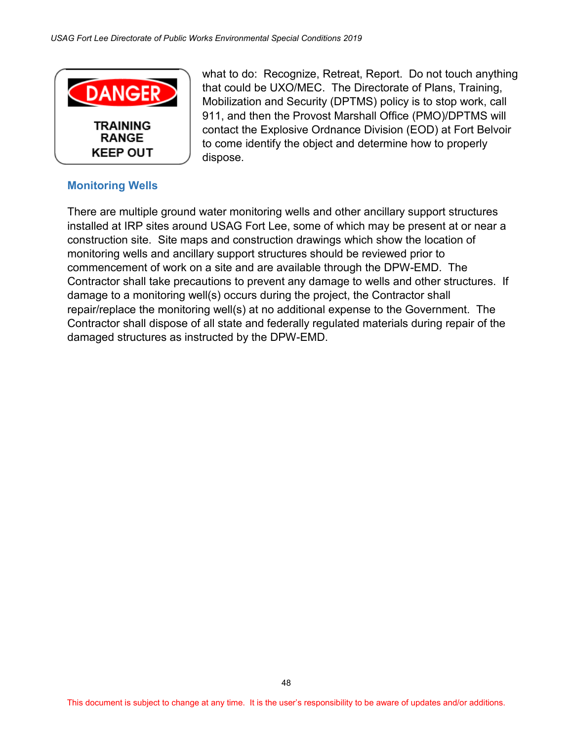DANGER

TRAINING RANGE KEEP OUT

what to do: Recognize, Retreat, Report. Do not touch anything that could be UXO/MEC. The Directorate of Plans, Training, Mobilization and Security (DPTMS) policy is to stop work, call 911, and then the Provost Marshall Office (PMO)/DPTMS will contact the Explosive Ordnance Division (EOD) at Fort Belvoir to come identify the object and determine how to properly dispose.

### Monitoring Wells

There are multiple ground water monitoring wells and other ancillary support structures installed at IRP sites around USAG Fort Lee, some of which may be present at or near a construction site. Site maps and construction drawings which show the location of monitoring wells and ancillary support structures should be reviewed prior to commencement of work on a site and are available through the DPW-EMD. The Contractor shall take precautions to prevent any damage to wells and other structures. If damage to a monitoring well(s) occurs during the project, the Contractor shall repair/replace the monitoring well(s) at no additional expense to the Government. The Contractor shall dispose of all state and federally regulated materials during repair of the damaged structures as instructed by the DPW-EMD.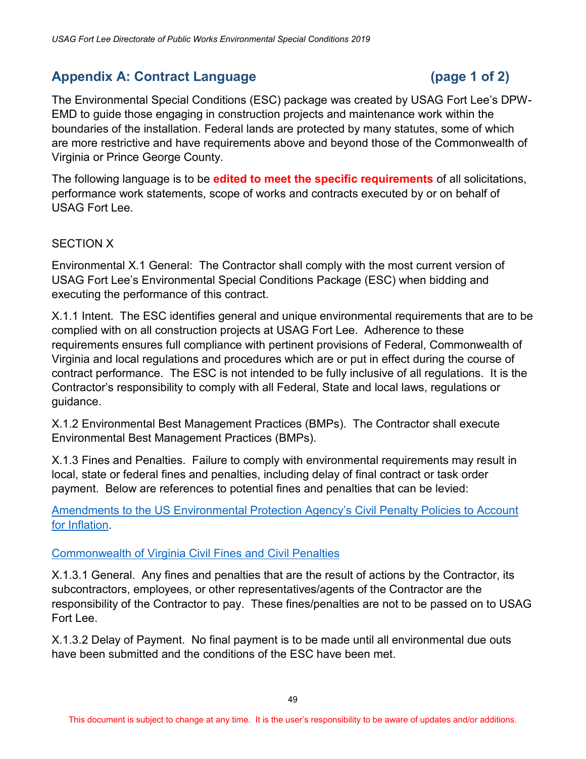## Appendix A: Contract Language (page 1 of 2)

The Environmental Special Conditions (ESC) package was created by USAG Fort Lee's DPW-EMD to guide those engaging in construction projects and maintenance work within the boundaries of the installation. Federal lands are protected by many statutes, some of which are more restrictive and have requirements above and beyond those of the Commonwealth of Virginia or Prince George County.

The following language is to be **edited to meet the specific requirements** of all solicitations, performance work statements, scope of works and contracts executed by or on behalf of USAG Fort Lee.

SECTION X

Environmental X.1 General: The Contractor shall comply with the most current version of USAG Fort Lee's Environmental Special Conditions Package (ESC) when bidding and executing the performance of this contract.

X.1.1 Intent. The ESC identifies general and unique environmental requirements that are to be complied with on all construction projects at USAG Fort Lee. Adherence to these requirements ensures full compliance with pertinent provisions of Federal, Commonwealth of Virginia and local regulations and procedures which are or put in effect during the course of contract performance. The ESC is not intended to be fully inclusive of all regulations. It is the Contractor's responsibility to comply with all Federal, State and local laws, regulations or guidance.

X.1.2 Environmental Best Management Practices (BMPs). The Contractor shall execute Environmental Best Management Practices (BMPs).

X.1.3 Fines and Penalties. Failure to comply with environmental requirements may result in local, state or federal fines and penalties, including delay of final contract or task order payment. Below are references to potential fines and penalties that can be levied:

Amendments to the US Environmental Protection Agency's Civil Penalty Policies to Account for Inflation.

Commonwealth of Virginia Civil Fines and Civil Penalties

X.1.3.1 General. Any fines and penalties that are the result of actions by the Contractor, its subcontractors, employees, or other representatives/agents of the Contractor are the responsibility of the Contractor to pay. These fines/penalties are not to be passed on to USAG Fort Lee.

X.1.3.2 Delay of Payment. No final payment is to be made until all environmental due outs have been submitted and the conditions of the ESC have been met.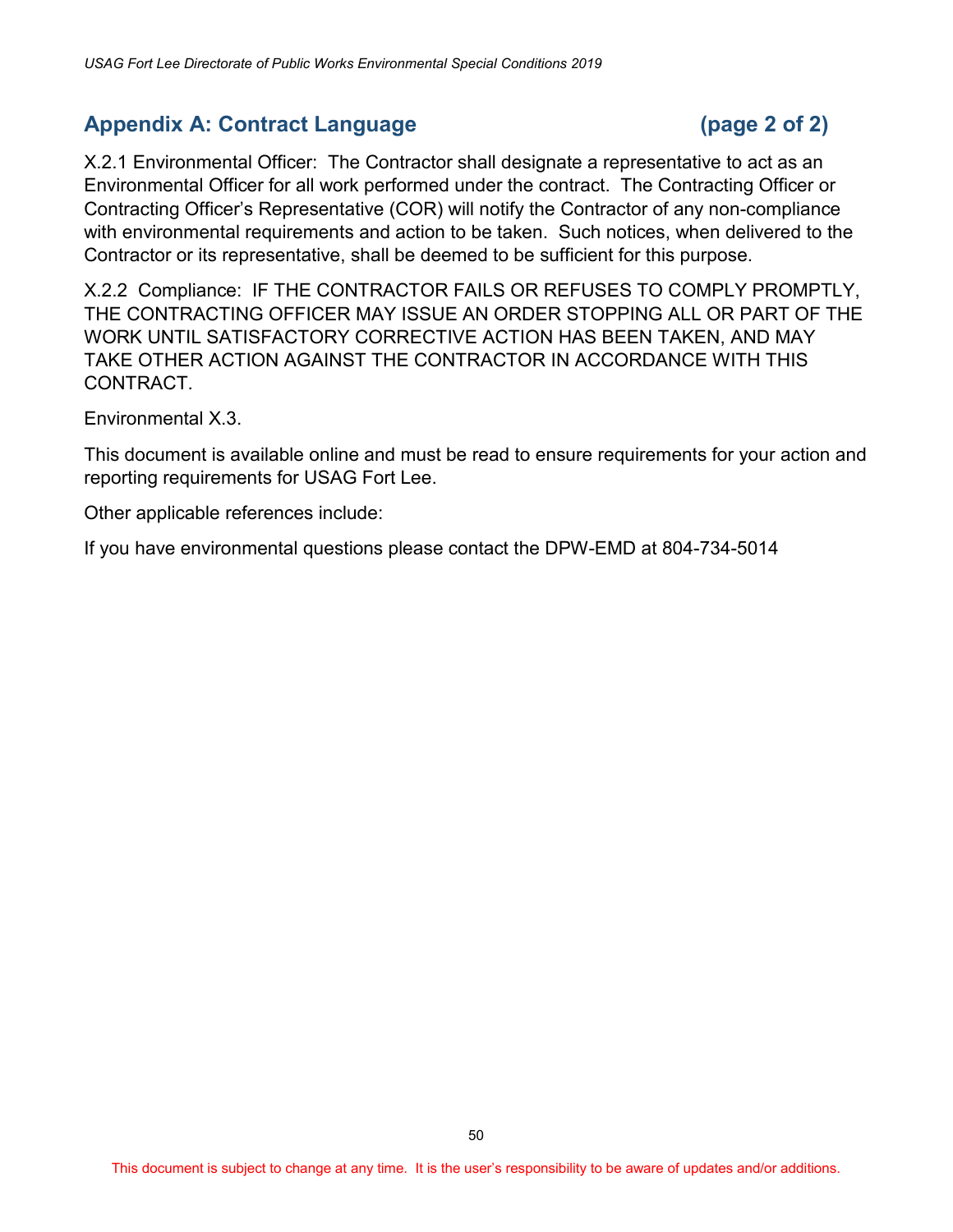## Appendix A: Contract Language (page 2 of 2)

X.2.1 Environmental Officer: The Contractor shall designate a representative to act as an Environmental Officer for all work performed under the contract. The Contracting Officer or Contracting Officer's Representative (COR) will notify the Contractor of any non-compliance with environmental requirements and action to be taken. Such notices, when delivered to the Contractor or its representative, shall be deemed to be sufficient for this purpose.

X.2.2 Compliance: IF THE CONTRACTOR FAILS OR REFUSES TO COMPLY PROMPTLY, THE CONTRACTING OFFICER MAY ISSUE AN ORDER STOPPING ALL OR PART OF THE WORK UNTIL SATISFACTORY CORRECTIVE ACTION HAS BEEN TAKEN, AND MAY TAKE OTHER ACTION AGAINST THE CONTRACTOR IN ACCORDANCE WITH THIS CONTRACT.

Environmental X.3.

This document is available online and must be read to ensure requirements for your action and reporting requirements for USAG Fort Lee.

Other applicable references include:

If you have environmental questions please contact the DPW-EMD at 804-734-5014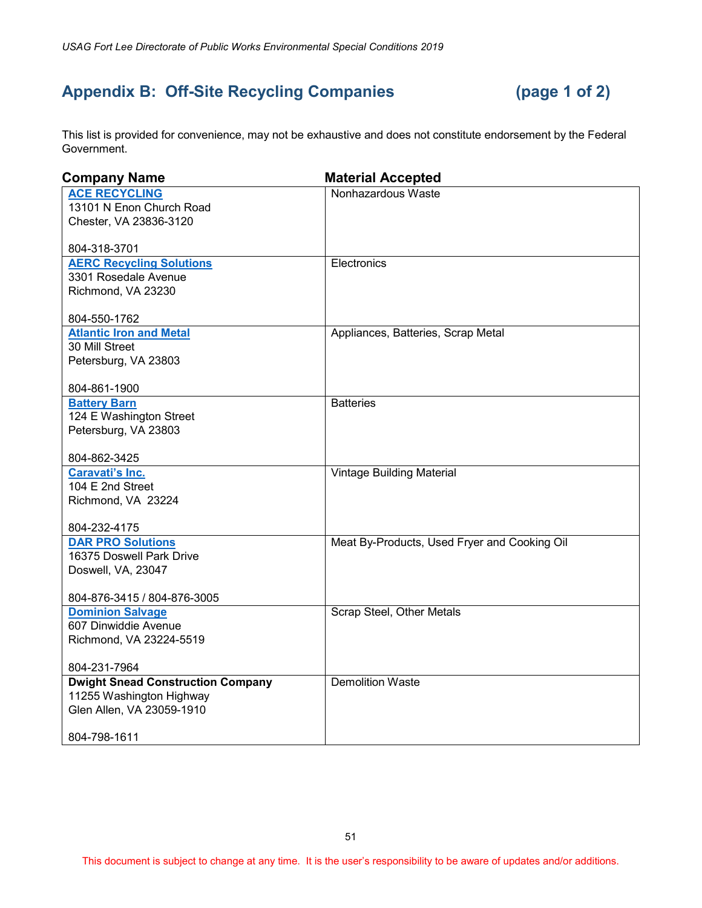## Appendix B: Off-Site Recycling Companies (page 1 of 2)

This list is provided for convenience, may not be exhaustive and does not constitute endorsement by the Federal Government.

| Company Name | Material Accepted |
|---|---|
| **ACE RECYCLING**<br>13101 N Enon Church Road<br>Chester, VA 23836-3120<br><br>804-318-3701 | Nonhazardous Waste |
| **AERC Recycling Solutions**<br>3301 Rosedale Avenue<br>Richmond, VA 23230<br><br>804-550-1762 | Electronics |
| **Atlantic Iron and Metal**<br>30 Mill Street<br>Petersburg, VA 23803<br><br>804-861-1900 | Appliances, Batteries, Scrap Metal |
| **Battery Barn**<br>124 E Washington Street<br>Petersburg, VA 23803<br><br>804-862-3425 | Batteries |
| **Caravati's Inc.**<br>104 E 2nd Street<br>Richmond, VA 23224<br><br>804-232-4175 | Vintage Building Material |
| **DAR PRO Solutions**<br>16375 Doswell Park Drive<br>Doswell, VA, 23047<br><br>804-876-3415 / 804-876-3005 | Meat By-Products, Used Fryer and Cooking Oil |
| **Dominion Salvage**<br>607 Dinwiddie Avenue<br>Richmond, VA 23224-5519<br><br>804-231-7964 | Scrap Steel, Other Metals |
| **Dwight Snead Construction Company**<br>11255 Washington Highway<br>Glen Allen, VA 23059-1910<br><br>804-798-1611 | Demolition Waste |

This document is subject to change at any time. It is the user's responsibility to be aware of updates and/or additions.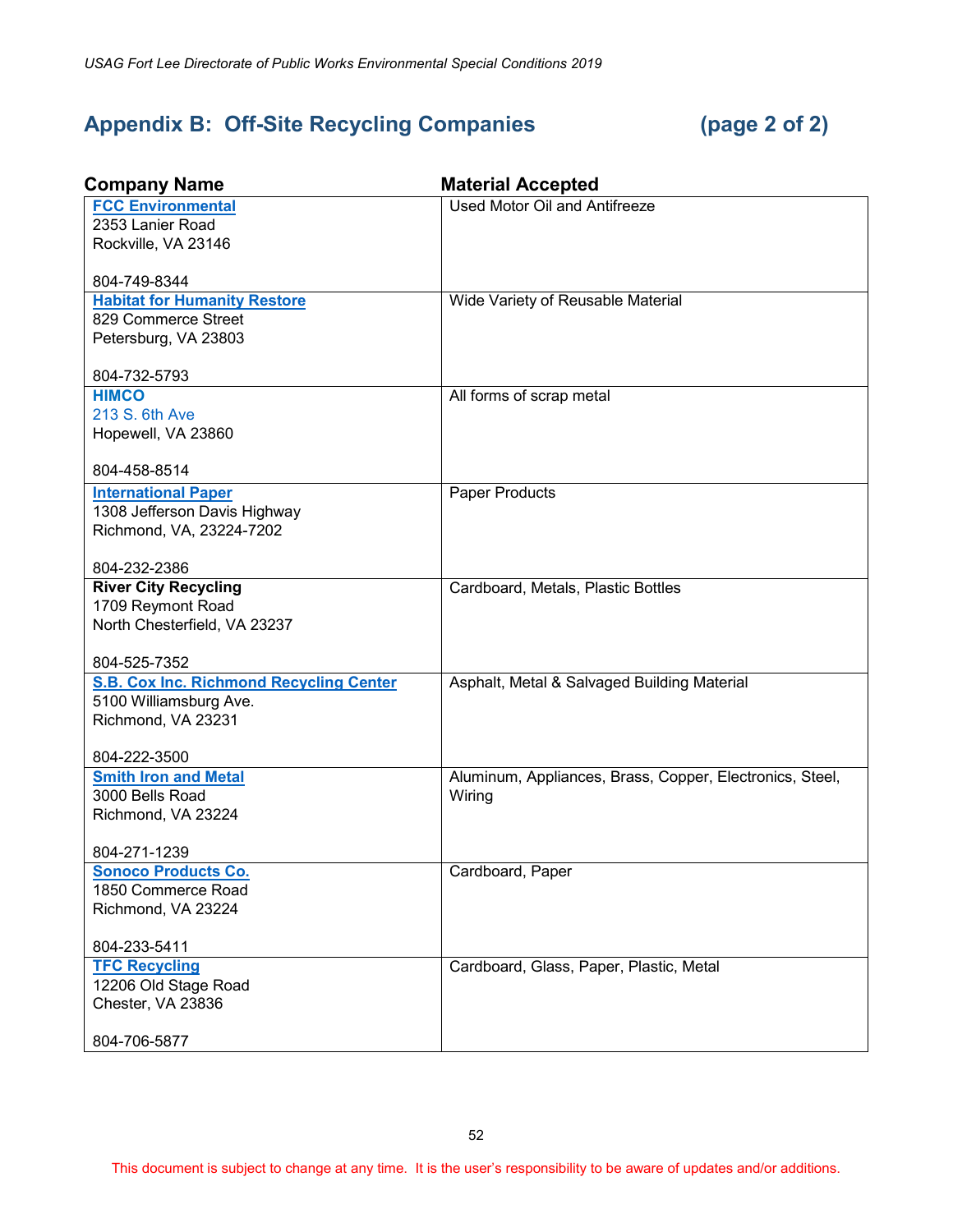## Appendix B: Off-Site Recycling Companies (page 2 of 2)

| Company Name | Material Accepted |
|---|---|
| **FCC Environmental**<br>2353 Lanier Road<br>Rockville, VA 23146<br><br>804-749-8344 | Used Motor Oil and Antifreeze |
| **Habitat for Humanity Restore**<br>829 Commerce Street<br>Petersburg, VA 23803<br><br>804-732-5793 | Wide Variety of Reusable Material |
| **HIMCO**<br>213 S. 6th Ave<br>Hopewell, VA 23860<br><br>804-458-8514 | All forms of scrap metal |
| **International Paper**<br>1308 Jefferson Davis Highway<br>Richmond, VA, 23224-7202<br><br>804-232-2386 | Paper Products |
| **River City Recycling**<br>1709 Reymont Road<br>North Chesterfield, VA 23237<br><br>804-525-7352 | Cardboard, Metals, Plastic Bottles |
| **S.B. Cox Inc. Richmond Recycling Center**<br>5100 Williamsburg Ave.<br>Richmond, VA 23231<br><br>804-222-3500 | Asphalt, Metal & Salvaged Building Material |
| **Smith Iron and Metal**<br>3000 Bells Road<br>Richmond, VA 23224<br><br>804-271-1239 | Aluminum, Appliances, Brass, Copper, Electronics, Steel, Wiring |
| **Sonoco Products Co.**<br>1850 Commerce Road<br>Richmond, VA 23224<br><br>804-233-5411 | Cardboard, Paper |
| **TFC Recycling**<br>12206 Old Stage Road<br>Chester, VA 23836<br><br>804-706-5877 | Cardboard, Glass, Paper, Plastic, Metal |

This document is subject to change at any time. It is the user's responsibility to be aware of updates and/or additions.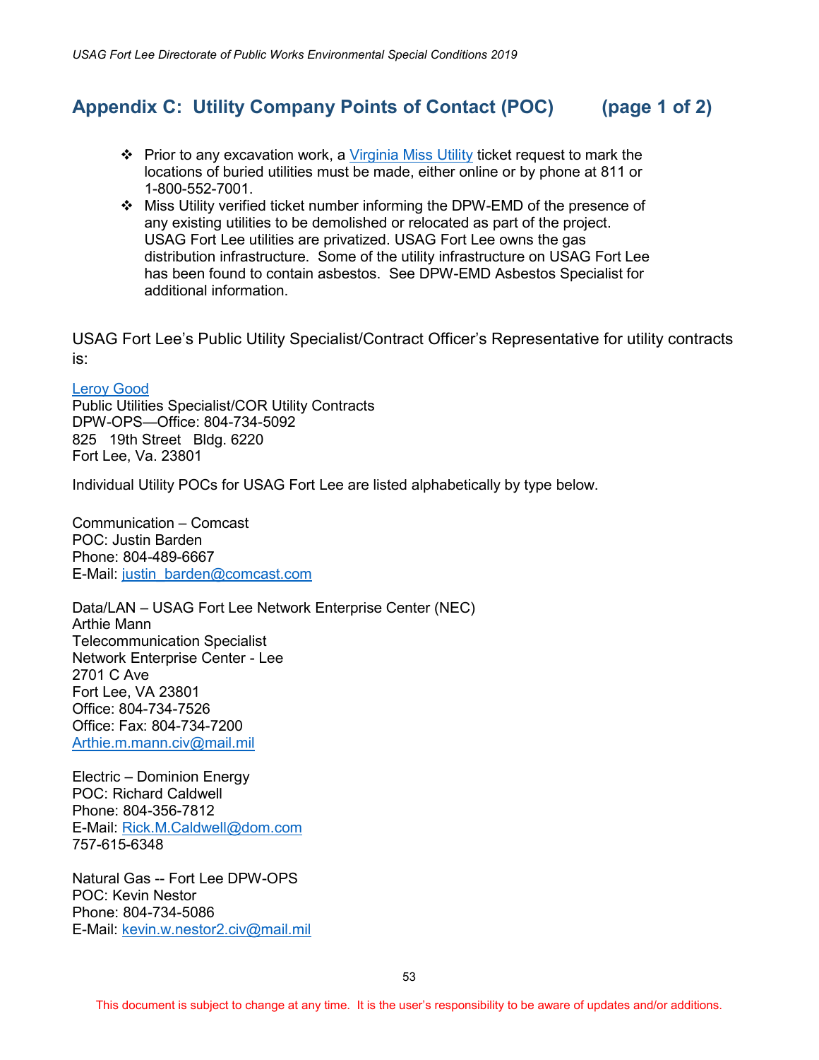## Appendix C: Utility Company Points of Contact (POC) (page 1 of 2)

- Prior to any excavation work, a Virginia Miss Utility ticket request to mark the locations of buried utilities must be made, either online or by phone at 811 or 1-800-552-7001.
- Miss Utility verified ticket number informing the DPW-EMD of the presence of any existing utilities to be demolished or relocated as part of the project. USAG Fort Lee utilities are privatized. USAG Fort Lee owns the gas distribution infrastructure. Some of the utility infrastructure on USAG Fort Lee has been found to contain asbestos. See DPW-EMD Asbestos Specialist for additional information.

USAG Fort Lee's Public Utility Specialist/Contract Officer's Representative for utility contracts is:

Leroy Good
Public Utilities Specialist/COR Utility Contracts
DPW-OPS—Office: 804-734-5092
825 19th Street Bldg. 6220
Fort Lee, Va. 23801

Individual Utility POCs for USAG Fort Lee are listed alphabetically by type below.

Communication – Comcast
POC: Justin Barden
Phone: 804-489-6667
E-Mail: justin_barden@comcast.com

Data/LAN – USAG Fort Lee Network Enterprise Center (NEC)
Arthie Mann
Telecommunication Specialist
Network Enterprise Center - Lee
2701 C Ave
Fort Lee, VA 23801
Office: 804-734-7526
Office: Fax: 804-734-7200
Arthie.m.mann.civ@mail.mil

Electric – Dominion Energy
POC: Richard Caldwell
Phone: 804-356-7812
E-Mail: Rick.M.Caldwell@dom.com
757-615-6348

Natural Gas -- Fort Lee DPW-OPS
POC: Kevin Nestor
Phone: 804-734-5086
E-Mail: kevin.w.nestor2.civ@mail.mil

This document is subject to change at any time. It is the user's responsibility to be aware of updates and/or additions.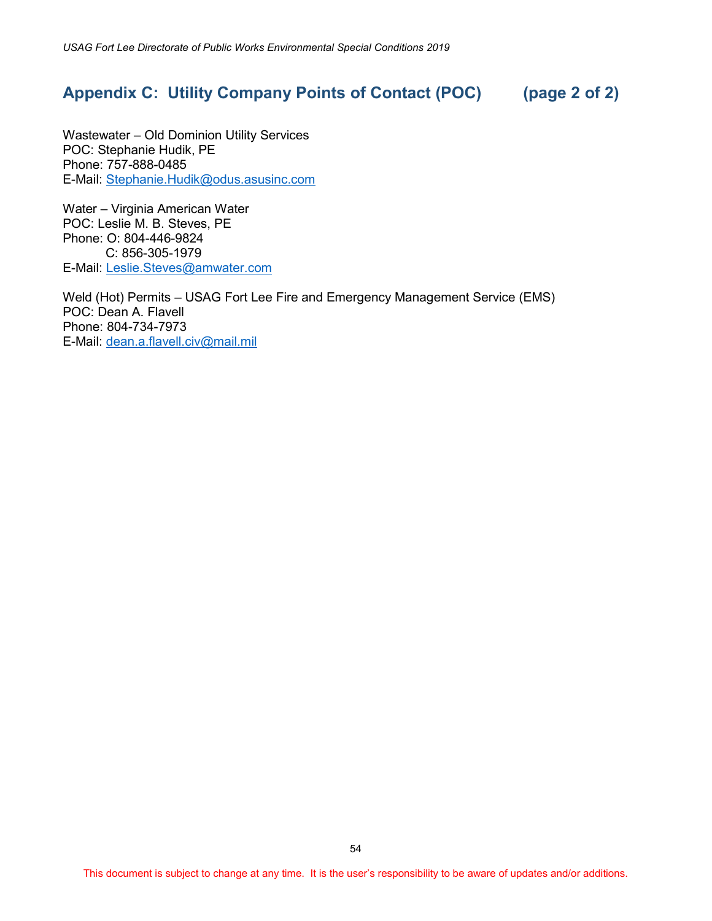## Appendix C: Utility Company Points of Contact (POC) (page 2 of 2)

Wastewater – Old Dominion Utility Services
POC: Stephanie Hudik, PE
Phone: 757-888-0485
E-Mail: Stephanie.Hudik@odus.asusinc.com

Water – Virginia American Water
POC: Leslie M. B. Steves, PE
Phone: O: 804-446-9824
C: 856-305-1979
E-Mail: Leslie.Steves@amwater.com

Weld (Hot) Permits – USAG Fort Lee Fire and Emergency Management Service (EMS)
POC: Dean A. Flavell
Phone: 804-734-7973
E-Mail: dean.a.flavell.civ@mail.mil

This document is subject to change at any time. It is the user's responsibility to be aware of updates and/or additions.